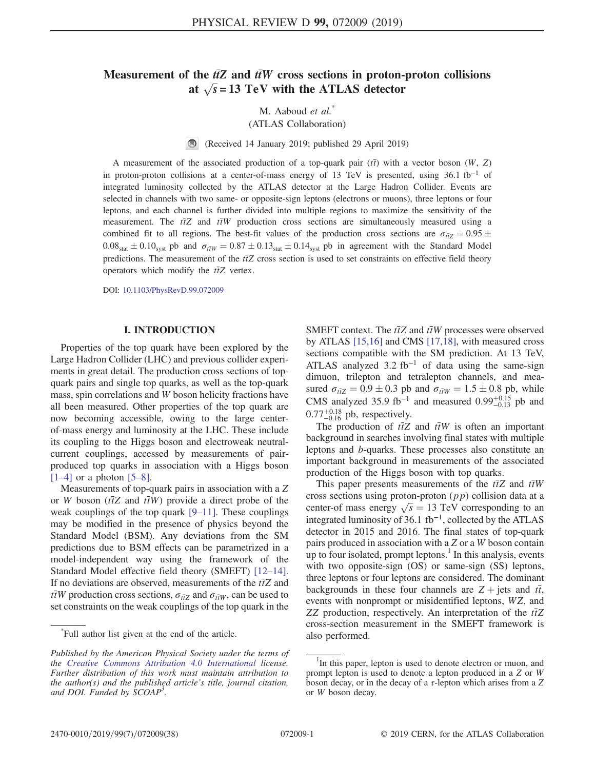# Measurement of the $t\bar{t}Z$ and $t\bar{t}W$ cross sections in proton-proton collisions at $\sqrt{s} = 13$ TeV with the ATLAS detector

M. Aaboud *et al.*[*]

(ATLAS Collaboration)

(Received 14 January 2019; published 29 April 2019)

A measurement of the associated production of a top-quark pair ($t\bar{t}$) with a vector boson ($W$, $Z$) in proton-proton collisions at a center-of-mass energy of 13 TeV is presented, using 36.1 fb$^{-1}$ of integrated luminosity collected by the ATLAS detector at the Large Hadron Collider. Events are selected in channels with two same- or opposite-sign leptons (electrons or muons), three leptons or four leptons, and each channel is further divided into multiple regions to maximize the sensitivity of the measurement. The $t\bar{t}Z$ and $t\bar{t}W$ production cross sections are simultaneously measured using a combined fit to all regions. The best-fit values of the production cross sections are $\sigma_{t\bar{t}Z} = 0.95 \pm 0.08_{\text{stat}} \pm 0.10_{\text{syst}}$ pb and $\sigma_{t\bar{t}W} = 0.87 \pm 0.13_{\text{stat}} \pm 0.14_{\text{syst}}$ pb in agreement with the Standard Model predictions. The measurement of the $t\bar{t}Z$ cross section is used to set constraints on effective field theory operators which modify the $t\bar{t}Z$ vertex.

DOI: 10.1103/PhysRevD.99.072009

## I. INTRODUCTION

Properties of the top quark have been explored by the Large Hadron Collider (LHC) and previous collider experiments in great detail. The production cross sections of top-quark pairs and single top quarks, as well as the top-quark mass, spin correlations and $W$ boson helicity fractions have all been measured. Other properties of the top quark are now becoming accessible, owing to the large center-of-mass energy and luminosity at the LHC. These include its coupling to the Higgs boson and electroweak neutral-current couplings, accessed by measurements of pair-produced top quarks in association with a Higgs boson [1–4] or a photon [5–8].

Measurements of top-quark pairs in association with a $Z$ or $W$ boson ($t\bar{t}Z$ and $t\bar{t}W$) provide a direct probe of the weak couplings of the top quark [9–11]. These couplings may be modified in the presence of physics beyond the Standard Model (BSM). Any deviations from the SM predictions due to BSM effects can be parametrized in a model-independent way using the framework of the Standard Model effective field theory (SMEFT) [12–14]. If no deviations are observed, measurements of the $t\bar{t}Z$ and $t\bar{t}W$ production cross sections, $\sigma_{t\bar{t}Z}$ and $\sigma_{t\bar{t}W}$, can be used to set constraints on the weak couplings of the top quark in the SMEFT context. The $t\bar{t}Z$ and $t\bar{t}W$ processes were observed by ATLAS [15,16] and CMS [17,18], with measured cross sections compatible with the SM prediction. At 13 TeV, ATLAS analyzed 3.2 fb$^{-1}$ of data using the same-sign dimuon, trilepton and tetralepton channels, and measured $\sigma_{t\bar{t}Z} = 0.9 \pm 0.3$ pb and $\sigma_{t\bar{t}W} = 1.5 \pm 0.8$ pb, while CMS analyzed 35.9 fb$^{-1}$ and measured $0.99^{+0.15}_{-0.13}$ pb and $0.77^{+0.18}_{-0.16}$ pb, respectively.

The production of $t\bar{t}Z$ and $t\bar{t}W$ is often an important background in searches involving final states with multiple leptons and $b$-quarks. These processes also constitute an important background in measurements of the associated production of the Higgs boson with top quarks.

This paper presents measurements of the $t\bar{t}Z$ and $t\bar{t}W$ cross sections using proton-proton ($pp$) collision data at a center-of mass energy $\sqrt{s} = 13$ TeV corresponding to an integrated luminosity of 36.1 fb$^{-1}$, collected by the ATLAS detector in 2015 and 2016. The final states of top-quark pairs produced in association with a $Z$ or a $W$ boson contain up to four isolated, prompt leptons.[1] In this analysis, events with two opposite-sign (OS) or same-sign (SS) leptons, three leptons or four leptons are considered. The dominant backgrounds in these four channels are $Z$ + jets and $t\bar{t}$, events with nonprompt or misidentified leptons, $WZ$, and $ZZ$ production, respectively. An interpretation of the $t\bar{t}Z$ cross-section measurement in the SMEFT framework is also performed.

[*] Full author list given at the end of the article.

*Published by the American Physical Society under the terms of the Creative Commons Attribution 4.0 International license. Further distribution of this work must maintain attribution to the author(s) and the published article's title, journal citation, and DOI. Funded by SCOAP³.*

[1] In this paper, lepton is used to denote electron or muon, and prompt lepton is used to denote a lepton produced in a $Z$ or $W$ boson decay, or in the decay of a $\tau$-lepton which arises from a $Z$ or $W$ boson decay.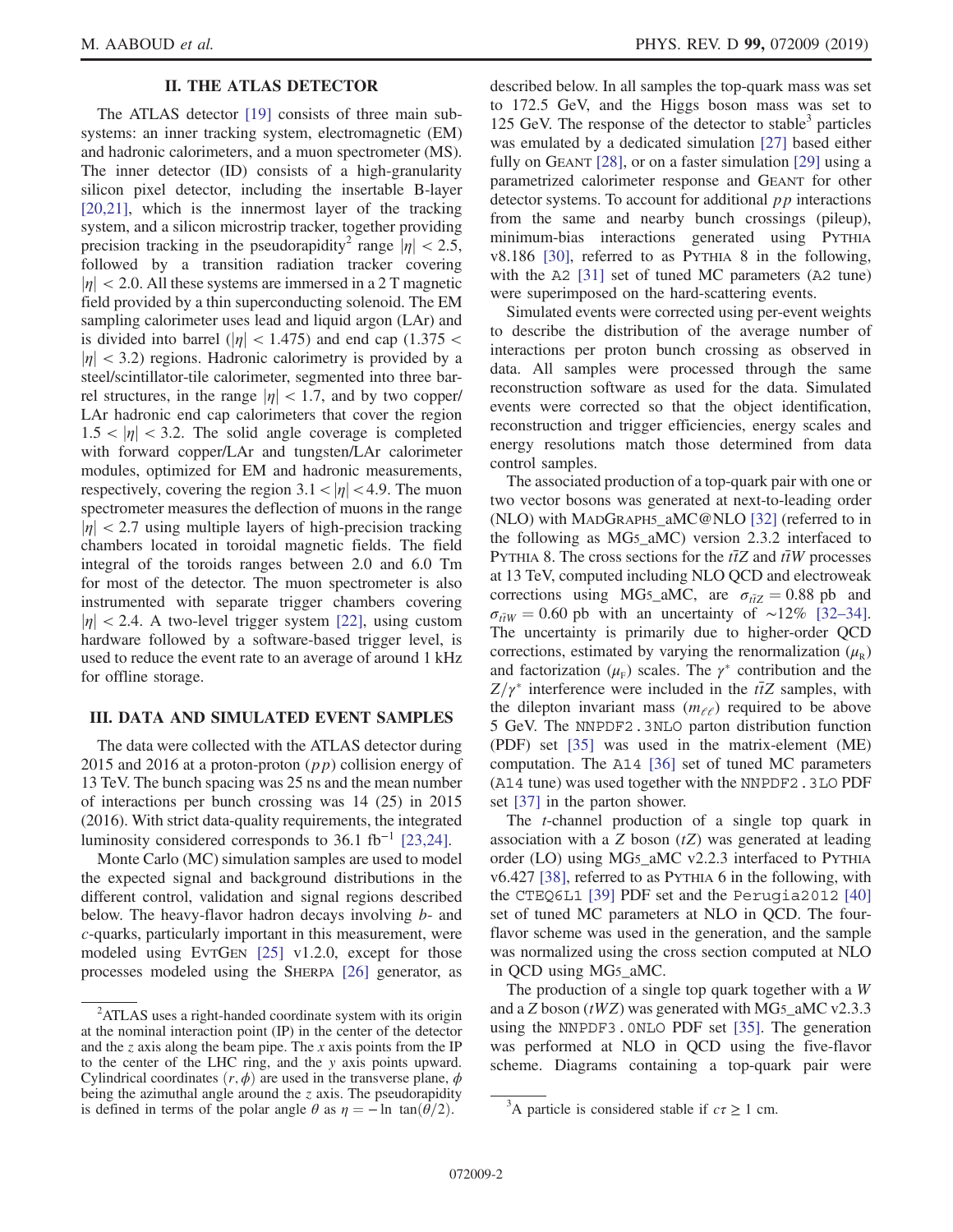## II. THE ATLAS DETECTOR

The ATLAS detector [19] consists of three main subsystems: an inner tracking system, electromagnetic (EM) and hadronic calorimeters, and a muon spectrometer (MS). The inner detector (ID) consists of a high-granularity silicon pixel detector, including the insertable B-layer [20,21], which is the innermost layer of the tracking system, and a silicon microstrip tracker, together providing precision tracking in the pseudorapidity[2] range $|\eta| < 2.5$, followed by a transition radiation tracker covering $|\eta| < 2.0$. All these systems are immersed in a 2 T magnetic field provided by a thin superconducting solenoid. The EM sampling calorimeter uses lead and liquid argon (LAr) and is divided into barrel ($|\eta| < 1.475$) and end cap ($1.375 < |\eta| < 3.2$) regions. Hadronic calorimetry is provided by a steel/scintillator-tile calorimeter, segmented into three barrel structures, in the range $|\eta| < 1.7$, and by two copper/LAr hadronic end cap calorimeters that cover the region $1.5 < |\eta| < 3.2$. The solid angle coverage is completed with forward copper/LAr and tungsten/LAr calorimeter modules, optimized for EM and hadronic measurements, respectively, covering the region $3.1 < |\eta| < 4.9$. The muon spectrometer measures the deflection of muons in the range $|\eta| < 2.7$ using multiple layers of high-precision tracking chambers located in toroidal magnetic fields. The field integral of the toroids ranges between 2.0 and 6.0 Tm for most of the detector. The muon spectrometer is also instrumented with separate trigger chambers covering $|\eta| < 2.4$. A two-level trigger system [22], using custom hardware followed by a software-based trigger level, is used to reduce the event rate to an average of around 1 kHz for offline storage.

## III. DATA AND SIMULATED EVENT SAMPLES

The data were collected with the ATLAS detector during 2015 and 2016 at a proton-proton ($pp$) collision energy of 13 TeV. The bunch spacing was 25 ns and the mean number of interactions per bunch crossing was 14 (25) in 2015 (2016). With strict data-quality requirements, the integrated luminosity considered corresponds to 36.1 fb$^{-1}$ [23,24].

Monte Carlo (MC) simulation samples are used to model the expected signal and background distributions in the different control, validation and signal regions described below. The heavy-flavor hadron decays involving $b$- and $c$-quarks, particularly important in this measurement, were modeled using EvtGen [25] v1.2.0, except for those processes modeled using the Sherpa [26] generator, as described below. In all samples the top-quark mass was set to 172.5 GeV, and the Higgs boson mass was set to 125 GeV. The response of the detector to stable[3] particles was emulated by a dedicated simulation [27] based either fully on Geant [28], or on a faster simulation [29] using a parametrized calorimeter response and Geant for other detector systems. To account for additional $pp$ interactions from the same and nearby bunch crossings (pileup), minimum-bias interactions generated using Pythia v8.186 [30], referred to as Pythia 8 in the following, with the A2 [31] set of tuned MC parameters (A2 tune) were superimposed on the hard-scattering events.

Simulated events were corrected using per-event weights to describe the distribution of the average number of interactions per proton bunch crossing as observed in data. All samples were processed through the same reconstruction software as used for the data. Simulated events were corrected so that the object identification, reconstruction and trigger efficiencies, energy scales and energy resolutions match those determined from data control samples.

The associated production of a top-quark pair with one or two vector bosons was generated at next-to-leading order (NLO) with MadGraph5_aMC@NLO [32] (referred to in the following as MG5_aMC) version 2.3.2 interfaced to Pythia 8. The cross sections for the $t\bar{t}Z$ and $t\bar{t}W$ processes at 13 TeV, computed including NLO QCD and electroweak corrections using MG5_aMC, are $\sigma_{t\bar{t}Z} = 0.88$ pb and $\sigma_{t\bar{t}W} = 0.60$ pb with an uncertainty of ~12% [32–34]. The uncertainty is primarily due to higher-order QCD corrections, estimated by varying the renormalization ($\mu_{\rm R}$) and factorization ($\mu_{\rm F}$) scales. The $\gamma^*$ contribution and the $Z/\gamma^*$ interference were included in the $t\bar{t}Z$ samples, with the dilepton invariant mass ($m_{\ell\ell}$) required to be above 5 GeV. The NNPDF2.3NLO parton distribution function (PDF) set [35] was used in the matrix-element (ME) computation. The A14 [36] set of tuned MC parameters (A14 tune) was used together with the NNPDF2.3LO PDF set [37] in the parton shower.

The $t$-channel production of a single top quark in association with a $Z$ boson ($tZ$) was generated at leading order (LO) using MG5_aMC v2.2.3 interfaced to Pythia v6.427 [38], referred to as Pythia 6 in the following, with the CTEQ6L1 [39] PDF set and the Perugia2012 [40] set of tuned MC parameters at NLO in QCD. The four-flavor scheme was used in the generation, and the sample was normalized using the cross section computed at NLO in QCD using MG5_aMC.

The production of a single top quark together with a $W$ and a $Z$ boson ($tWZ$) was generated with MG5_aMC v2.3.3 using the NNPDF3.0NLO PDF set [35]. The generation was performed at NLO in QCD using the five-flavor scheme. Diagrams containing a top-quark pair were

---

[2] ATLAS uses a right-handed coordinate system with its origin at the nominal interaction point (IP) in the center of the detector and the $z$ axis along the beam pipe. The $x$ axis points from the IP to the center of the LHC ring, and the $y$ axis points upward. Cylindrical coordinates $(r, \phi)$ are used in the transverse plane, $\phi$ being the azimuthal angle around the $z$ axis. The pseudorapidity is defined in terms of the polar angle $\theta$ as $\eta = -\ln \tan(\theta/2)$.

[3] A particle is considered stable if $c\tau \geq 1$ cm.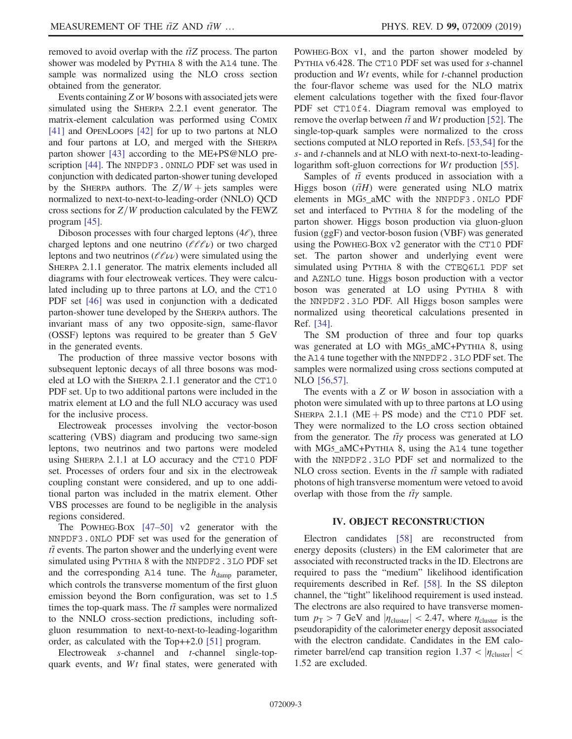removed to avoid overlap with the $t\bar{t}Z$ process. The parton shower was modeled by PYTHIA 8 with the A14 tune. The sample was normalized using the NLO cross section obtained from the generator.

Events containing $Z$ or $W$ bosons with associated jets were simulated using the SHERPA 2.2.1 event generator. The matrix-element calculation was performed using COMIX [41] and OPENLOOPS [42] for up to two partons at NLO and four partons at LO, and merged with the SHERPA parton shower [43] according to the ME+PS@NLO prescription [44]. The NNPDF3.0NNLO PDF set was used in conjunction with dedicated parton-shower tuning developed by the SHERPA authors. The $Z/W+\text{jets}$ samples were normalized to next-to-next-to-leading-order (NNLO) QCD cross sections for $Z/W$ production calculated by the FEWZ program [45].

Diboson processes with four charged leptons ($4\ell$), three charged leptons and one neutrino ($\ell\ell\ell\nu$) or two charged leptons and two neutrinos ($\ell\ell\nu\nu$) were simulated using the SHERPA 2.1.1 generator. The matrix elements included all diagrams with four electroweak vertices. They were calculated including up to three partons at LO, and the CT10 PDF set [46] was used in conjunction with a dedicated parton-shower tune developed by the SHERPA authors. The invariant mass of any two opposite-sign, same-flavor (OSSF) leptons was required to be greater than 5 GeV in the generated events.

The production of three massive vector bosons with subsequent leptonic decays of all three bosons was modeled at LO with the SHERPA 2.1.1 generator and the CT10 PDF set. Up to two additional partons were included in the matrix element at LO and the full NLO accuracy was used for the inclusive process.

Electroweak processes involving the vector-boson scattering (VBS) diagram and producing two same-sign leptons, two neutrinos and two partons were modeled using SHERPA 2.1.1 at LO accuracy and the CT10 PDF set. Processes of orders four and six in the electroweak coupling constant were considered, and up to one additional parton was included in the matrix element. Other VBS processes are found to be negligible in the analysis regions considered.

The POWHEG-BOX [47–50] v2 generator with the NNPDF3.0NLO PDF set was used for the generation of $t\bar{t}$ events. The parton shower and the underlying event were simulated using PYTHIA 8 with the NNPDF2.3LO PDF set and the corresponding A14 tune. The $h_{\text{damp}}$ parameter, which controls the transverse momentum of the first gluon emission beyond the Born configuration, was set to 1.5 times the top-quark mass. The $t\bar{t}$ samples were normalized to the NNLO cross-section predictions, including soft-gluon resummation to next-to-next-to-leading-logarithm order, as calculated with the Top++2.0 [51] program.

Electroweak $s$-channel and $t$-channel single-top-quark events, and $Wt$ final states, were generated with POWHEG-BOX v1, and the parton shower modeled by PYTHIA v6.428. The CT10 PDF set was used for $s$-channel production and $Wt$ events, while for $t$-channel production the four-flavor scheme was used for the NLO matrix element calculations together with the fixed four-flavor PDF set CT10f4. Diagram removal was employed to remove the overlap between $t\bar{t}$ and $Wt$ production [52]. The single-top-quark samples were normalized to the cross sections computed at NLO reported in Refs. [53,54] for the $s$- and $t$-channels and at NLO with next-to-next-to-leading-logarithm soft-gluon corrections for $Wt$ production [55].

Samples of $t\bar{t}$ events produced in association with a Higgs boson ($t\bar{t}H$) were generated using NLO matrix elements in MG5_aMC with the NNPDF3.0NLO PDF set and interfaced to PYTHIA 8 for the modeling of the parton shower. Higgs boson production via gluon-gluon fusion (ggF) and vector-boson fusion (VBF) was generated using the POWHEG-BOX v2 generator with the CT10 PDF set. The parton shower and underlying event were simulated using PYTHIA 8 with the CTEQ6L1 PDF set and AZNLO tune. Higgs boson production with a vector boson was generated at LO using PYTHIA 8 with the NNPDF2.3LO PDF. All Higgs boson samples were normalized using theoretical calculations presented in Ref. [34].

The SM production of three and four top quarks was generated at LO with MG5_aMC+PYTHIA 8, using the A14 tune together with the NNPDF2.3LO PDF set. The samples were normalized using cross sections computed at NLO [56,57].

The events with a $Z$ or $W$ boson in association with a photon were simulated with up to three partons at LO using SHERPA 2.1.1 (ME + PS mode) and the CT10 PDF set. They were normalized to the LO cross section obtained from the generator. The $t\bar{t}\gamma$ process was generated at LO with MG5_aMC+PYTHIA 8, using the A14 tune together with the NNPDF2.3LO PDF set and normalized to the NLO cross section. Events in the $t\bar{t}$ sample with radiated photons of high transverse momentum were vetoed to avoid overlap with those from the $t\bar{t}\gamma$ sample.

## IV. OBJECT RECONSTRUCTION

Electron candidates [58] are reconstructed from energy deposits (clusters) in the EM calorimeter that are associated with reconstructed tracks in the ID. Electrons are required to pass the "medium" likelihood identification requirements described in Ref. [58]. In the SS dilepton channel, the "tight" likelihood requirement is used instead. The electrons are also required to have transverse momentum $p_{\text{T}} > 7$ GeV and $|\eta_{\text{cluster}}| < 2.47$, where $\eta_{\text{cluster}}$ is the pseudorapidity of the calorimeter energy deposit associated with the electron candidate. Candidates in the EM calorimeter barrel/end cap transition region $1.37 < |\eta_{\text{cluster}}| < 1.52$ are excluded.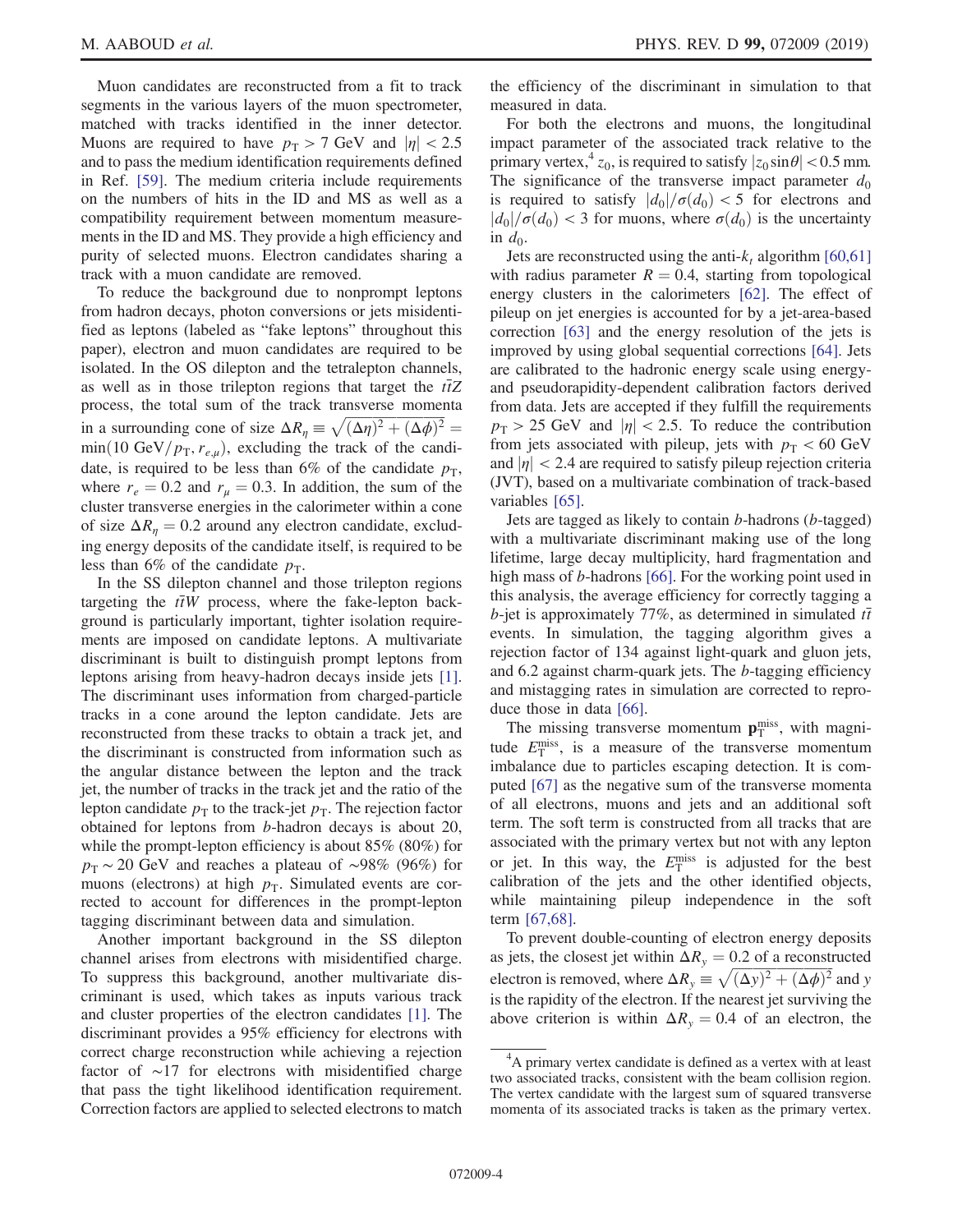Muon candidates are reconstructed from a fit to track segments in the various layers of the muon spectrometer, matched with tracks identified in the inner detector. Muons are required to have $p_{\mathrm{T}} > 7$ GeV and $|\eta| < 2.5$ and to pass the medium identification requirements defined in Ref. [59]. The medium criteria include requirements on the numbers of hits in the ID and MS as well as a compatibility requirement between momentum measurements in the ID and MS. They provide a high efficiency and purity of selected muons. Electron candidates sharing a track with a muon candidate are removed.

To reduce the background due to nonprompt leptons from hadron decays, photon conversions or jets misidentified as leptons (labeled as "fake leptons" throughout this paper), electron and muon candidates are required to be isolated. In the OS dilepton and the tetralepton channels, as well as in those trilepton regions that target the $t\bar{t}Z$ process, the total sum of the track transverse momenta in a surrounding cone of size $\Delta R_{\eta} \equiv \sqrt{(\Delta\eta)^2 + (\Delta\phi)^2} = \min(10\ \mathrm{GeV}/p_{\mathrm{T}}, r_{e,\mu})$, excluding the track of the candidate, is required to be less than 6% of the candidate $p_{\mathrm{T}}$, where $r_e = 0.2$ and $r_{\mu} = 0.3$. In addition, the sum of the cluster transverse energies in the calorimeter within a cone of size $\Delta R_{\eta} = 0.2$ around any electron candidate, excluding energy deposits of the candidate itself, is required to be less than 6% of the candidate $p_{\mathrm{T}}$.

In the SS dilepton channel and those trilepton regions targeting the $t\bar{t}W$ process, where the fake-lepton background is particularly important, tighter isolation requirements are imposed on candidate leptons. A multivariate discriminant is built to distinguish prompt leptons from leptons arising from heavy-hadron decays inside jets [1]. The discriminant uses information from charged-particle tracks in a cone around the lepton candidate. Jets are reconstructed from these tracks to obtain a track jet, and the discriminant is constructed from information such as the angular distance between the lepton and the track jet, the number of tracks in the track jet and the ratio of the lepton candidate $p_{\mathrm{T}}$ to the track-jet $p_{\mathrm{T}}$. The rejection factor obtained for leptons from $b$-hadron decays is about 20, while the prompt-lepton efficiency is about 85% (80%) for $p_{\mathrm{T}} \sim 20$ GeV and reaches a plateau of ~98% (96%) for muons (electrons) at high $p_{\mathrm{T}}$. Simulated events are corrected to account for differences in the prompt-lepton tagging discriminant between data and simulation.

Another important background in the SS dilepton channel arises from electrons with misidentified charge. To suppress this background, another multivariate discriminant is used, which takes as inputs various track and cluster properties of the electron candidates [1]. The discriminant provides a 95% efficiency for electrons with correct charge reconstruction while achieving a rejection factor of ~17 for electrons with misidentified charge that pass the tight likelihood identification requirement. Correction factors are applied to selected electrons to match the efficiency of the discriminant in simulation to that measured in data.

For both the electrons and muons, the longitudinal impact parameter of the associated track relative to the primary vertex,[4] $z_0$, is required to satisfy $|z_0 \sin\theta| < 0.5$ mm. The significance of the transverse impact parameter $d_0$ is required to satisfy $|d_0|/\sigma(d_0) < 5$ for electrons and $|d_0|/\sigma(d_0) < 3$ for muons, where $\sigma(d_0)$ is the uncertainty in $d_0$.

Jets are reconstructed using the anti-$k_t$ algorithm [60,61] with radius parameter $R = 0.4$, starting from topological energy clusters in the calorimeters [62]. The effect of pileup on jet energies is accounted for by a jet-area-based correction [63] and the energy resolution of the jets is improved by using global sequential corrections [64]. Jets are calibrated to the hadronic energy scale using energy- and pseudorapidity-dependent calibration factors derived from data. Jets are accepted if they fulfill the requirements $p_{\mathrm{T}} > 25$ GeV and $|\eta| < 2.5$. To reduce the contribution from jets associated with pileup, jets with $p_{\mathrm{T}} < 60$ GeV and $|\eta| < 2.4$ are required to satisfy pileup rejection criteria (JVT), based on a multivariate combination of track-based variables [65].

Jets are tagged as likely to contain $b$-hadrons ($b$-tagged) with a multivariate discriminant making use of the long lifetime, large decay multiplicity, hard fragmentation and high mass of $b$-hadrons [66]. For the working point used in this analysis, the average efficiency for correctly tagging a $b$-jet is approximately 77%, as determined in simulated $t\bar{t}$ events. In simulation, the tagging algorithm gives a rejection factor of 134 against light-quark and gluon jets, and 6.2 against charm-quark jets. The $b$-tagging efficiency and mistagging rates in simulation are corrected to reproduce those in data [66].

The missing transverse momentum $\mathbf{p}_{\mathrm{T}}^{\mathrm{miss}}$, with magnitude $E_{\mathrm{T}}^{\mathrm{miss}}$, is a measure of the transverse momentum imbalance due to particles escaping detection. It is computed [67] as the negative sum of the transverse momenta of all electrons, muons and jets and an additional soft term. The soft term is constructed from all tracks that are associated with the primary vertex but not with any lepton or jet. In this way, the $E_{\mathrm{T}}^{\mathrm{miss}}$ is adjusted for the best calibration of the jets and the other identified objects, while maintaining pileup independence in the soft term [67,68].

To prevent double-counting of electron energy deposits as jets, the closest jet within $\Delta R_y = 0.2$ of a reconstructed electron is removed, where $\Delta R_y \equiv \sqrt{(\Delta y)^2 + (\Delta\phi)^2}$ and $y$ is the rapidity of the electron. If the nearest jet surviving the above criterion is within $\Delta R_y = 0.4$ of an electron, the

[4] A primary vertex candidate is defined as a vertex with at least two associated tracks, consistent with the beam collision region. The vertex candidate with the largest sum of squared transverse momenta of its associated tracks is taken as the primary vertex.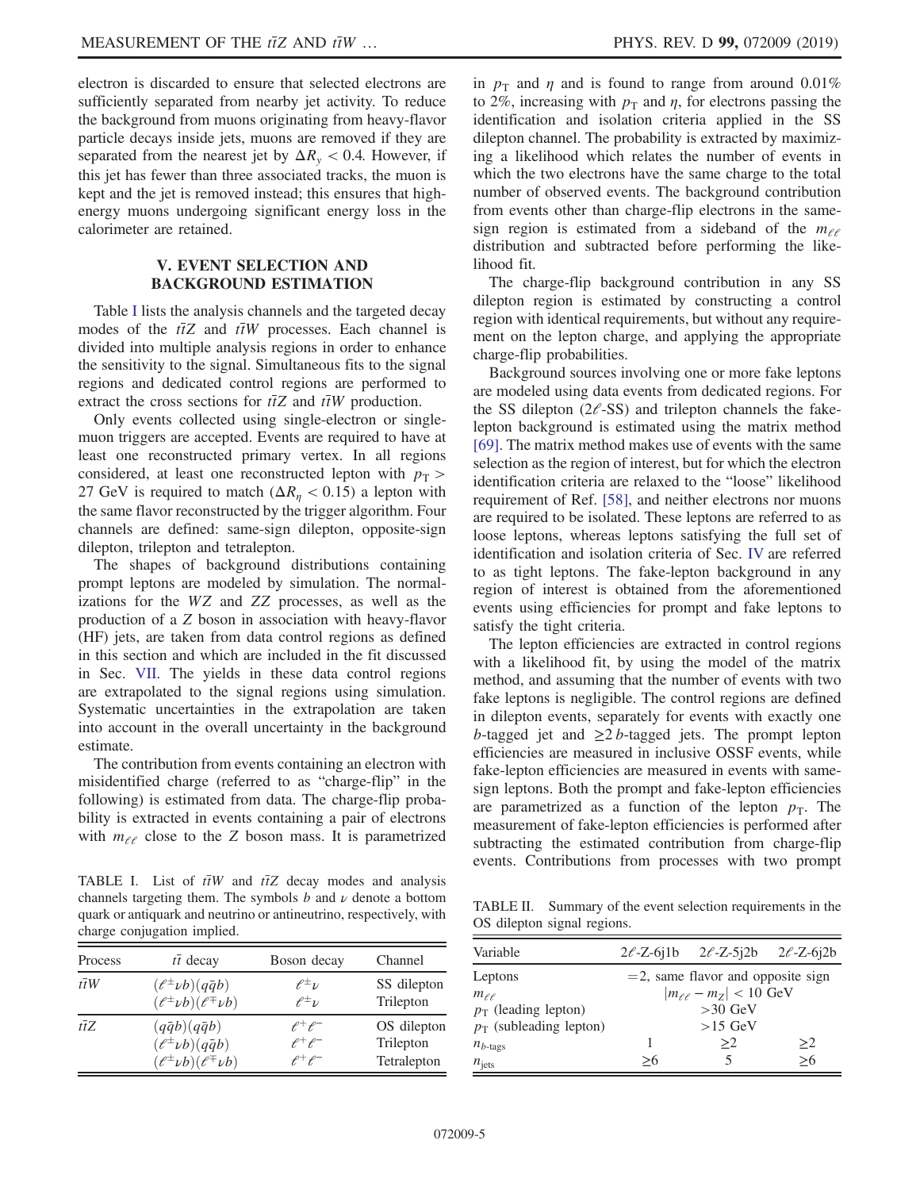electron is discarded to ensure that selected electrons are sufficiently separated from nearby jet activity. To reduce the background from muons originating from heavy-flavor particle decays inside jets, muons are removed if they are separated from the nearest jet by $\Delta R_y < 0.4$. However, if this jet has fewer than three associated tracks, the muon is kept and the jet is removed instead; this ensures that high-energy muons undergoing significant energy loss in the calorimeter are retained.

## V. EVENT SELECTION AND BACKGROUND ESTIMATION

Table I lists the analysis channels and the targeted decay modes of the $t\bar{t}Z$ and $t\bar{t}W$ processes. Each channel is divided into multiple analysis regions in order to enhance the sensitivity to the signal. Simultaneous fits to the signal regions and dedicated control regions are performed to extract the cross sections for $t\bar{t}Z$ and $t\bar{t}W$ production.

Only events collected using single-electron or single-muon triggers are accepted. Events are required to have at least one reconstructed primary vertex. In all regions considered, at least one reconstructed lepton with $p_T > 27$ GeV is required to match ($\Delta R_\eta < 0.15$) a lepton with the same flavor reconstructed by the trigger algorithm. Four channels are defined: same-sign dilepton, opposite-sign dilepton, trilepton and tetralepton.

The shapes of background distributions containing prompt leptons are modeled by simulation. The normalizations for the $WZ$ and $ZZ$ processes, as well as the production of a $Z$ boson in association with heavy-flavor (HF) jets, are taken from data control regions as defined in this section and which are included in the fit discussed in Sec. VII. The yields in these data control regions are extrapolated to the signal regions using simulation. Systematic uncertainties in the extrapolation are taken into account in the overall uncertainty in the background estimate.

The contribution from events containing an electron with misidentified charge (referred to as "charge-flip" in the following) is estimated from data. The charge-flip probability is extracted in events containing a pair of electrons with $m_{\ell\ell}$ close to the $Z$ boson mass. It is parametrized in $p_T$ and $\eta$ and is found to range from around 0.01% to 2%, increasing with $p_T$ and $\eta$, for electrons passing the identification and isolation criteria applied in the SS dilepton channel. The probability is extracted by maximizing a likelihood which relates the number of events in which the two electrons have the same charge to the total number of observed events. The background contribution from events other than charge-flip electrons in the same-sign region is estimated from a sideband of the $m_{\ell\ell}$ distribution and subtracted before performing the likelihood fit.

The charge-flip background contribution in any SS dilepton region is estimated by constructing a control region with identical requirements, but without any requirement on the lepton charge, and applying the appropriate charge-flip probabilities.

Background sources involving one or more fake leptons are modeled using data events from dedicated regions. For the SS dilepton ($2\ell$-SS) and trilepton channels the fake-lepton background is estimated using the matrix method [69]. The matrix method makes use of events with the same selection as the region of interest, but for which the electron identification criteria are relaxed to the "loose" likelihood requirement of Ref. [58], and neither electrons nor muons are required to be isolated. These leptons are referred to as loose leptons, whereas leptons satisfying the full set of identification and isolation criteria of Sec. IV are referred to as tight leptons. The fake-lepton background in any region of interest is obtained from the aforementioned events using efficiencies for prompt and fake leptons to satisfy the tight criteria.

The lepton efficiencies are extracted in control regions with a likelihood fit, by using the model of the matrix method, and assuming that the number of events with two fake leptons is negligible. The control regions are defined in dilepton events, separately for events with exactly one $b$-tagged jet and $\geq 2$ $b$-tagged jets. The prompt lepton efficiencies are measured in inclusive OSSF events, while fake-lepton efficiencies are measured in events with same-sign leptons. Both the prompt and fake-lepton efficiencies are parametrized as a function of the lepton $p_T$. The measurement of fake-lepton efficiencies is performed after subtracting the estimated contribution from charge-flip events. Contributions from processes with two prompt

TABLE I. List of $t\bar{t}W$ and $t\bar{t}Z$ decay modes and analysis channels targeting them. The symbols $b$ and $\nu$ denote a bottom quark or antiquark and neutrino or antineutrino, respectively, with charge conjugation implied.

| Process | $t\bar{t}$ decay | Boson decay | Channel |
|---|---|---|---|
| $t\bar{t}W$ | $(\ell^\pm \nu b)(q\bar{q}b)$ | $\ell^\pm \nu$ | SS dilepton |
| | $(\ell^\pm \nu b)(\ell^\mp \nu b)$ | $\ell^\pm \nu$ | Trilepton |
| $t\bar{t}Z$ | $(q\bar{q}b)(q\bar{q}b)$ | $\ell^+\ell^-$ | OS dilepton |
| | $(\ell^\pm \nu b)(q\bar{q}b)$ | $\ell^+\ell^-$ | Trilepton |
| | $(\ell^\pm \nu b)(\ell^\mp \nu b)$ | $\ell^+\ell^-$ | Tetralepton |

TABLE II. Summary of the event selection requirements in the OS dilepton signal regions.

| Variable | $2\ell$-Z-6j1b | $2\ell$-Z-5j2b | $2\ell$-Z-6j2b |
|---|---|---|---|
| Leptons | $=2$, same flavor and opposite sign | | |
| $m_{\ell\ell}$ | $\lvert m_{\ell\ell} - m_Z \rvert < 10$ GeV | | |
| $p_T$ (leading lepton) | $>30$ GeV | | |
| $p_T$ (subleading lepton) | $>15$ GeV | | |
| $n_{b\text{-tags}}$ | 1 | $\geq 2$ | $\geq 2$ |
| $n_{\text{jets}}$ | $\geq 6$ | 5 | $\geq 6$ |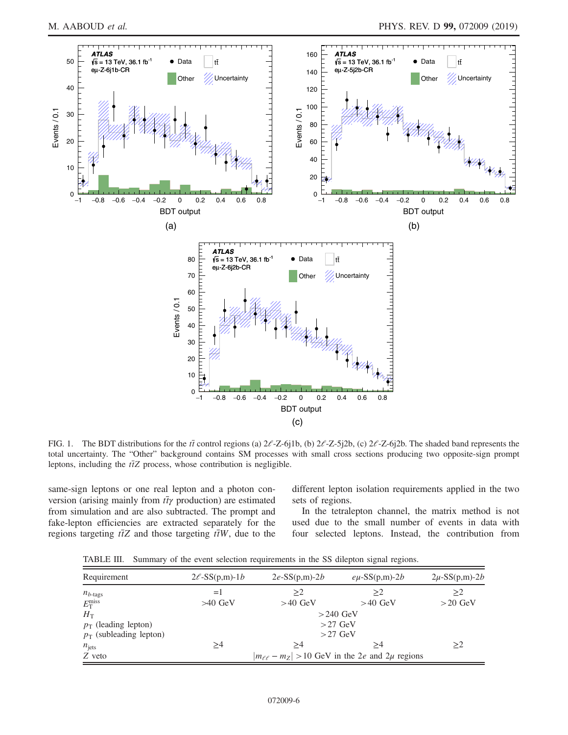FIG. 1. The BDT distributions for the $t\bar{t}$ control regions (a) $2\ell$-Z-6j1b, (b) $2\ell$-Z-5j2b, (c) $2\ell$-Z-6j2b. The shaded band represents the total uncertainty. The "Other" background contains SM processes with small cross sections producing two opposite-sign prompt leptons, including the $t\bar{t}Z$ process, whose contribution is negligible.

same-sign leptons or one real lepton and a photon conversion (arising mainly from $t\bar{t}\gamma$ production) are estimated from simulation and are also subtracted. The prompt and fake-lepton efficiencies are extracted separately for the regions targeting $t\bar{t}Z$ and those targeting $t\bar{t}W$, due to the different lepton isolation requirements applied in the two sets of regions.

In the tetralepton channel, the matrix method is not used due to the small number of events in data with four selected leptons. Instead, the contribution from

TABLE III. Summary of the event selection requirements in the SS dilepton signal regions.

| Requirement | $2\ell$-SS(p,m)-1$b$ | $2e$-SS(p,m)-2$b$ | $e\mu$-SS(p,m)-2$b$ | $2\mu$-SS(p,m)-2$b$ |
|---|---|---|---|---|
| $n_{b\text{-tags}}$ | $=1$ | $\geq 2$ | $\geq 2$ | $\geq 2$ |
| $E_{\mathrm{T}}^{\mathrm{miss}}$ | $>40$ GeV | $>40$ GeV | $>40$ GeV | $>20$ GeV |
| $H_{\mathrm{T}}$ | | $>240$ GeV | | |
| $p_{\mathrm{T}}$ (leading lepton) | | $>27$ GeV | | |
| $p_{\mathrm{T}}$ (subleading lepton) | | $>27$ GeV | | |
| $n_{\mathrm{jets}}$ | $\geq 4$ | $\geq 4$ | $\geq 4$ | $\geq 2$ |
| $Z$ veto | | $\lvert m_{\ell\ell} - m_Z \rvert > 10$ GeV in the $2e$ and $2\mu$ regions | | |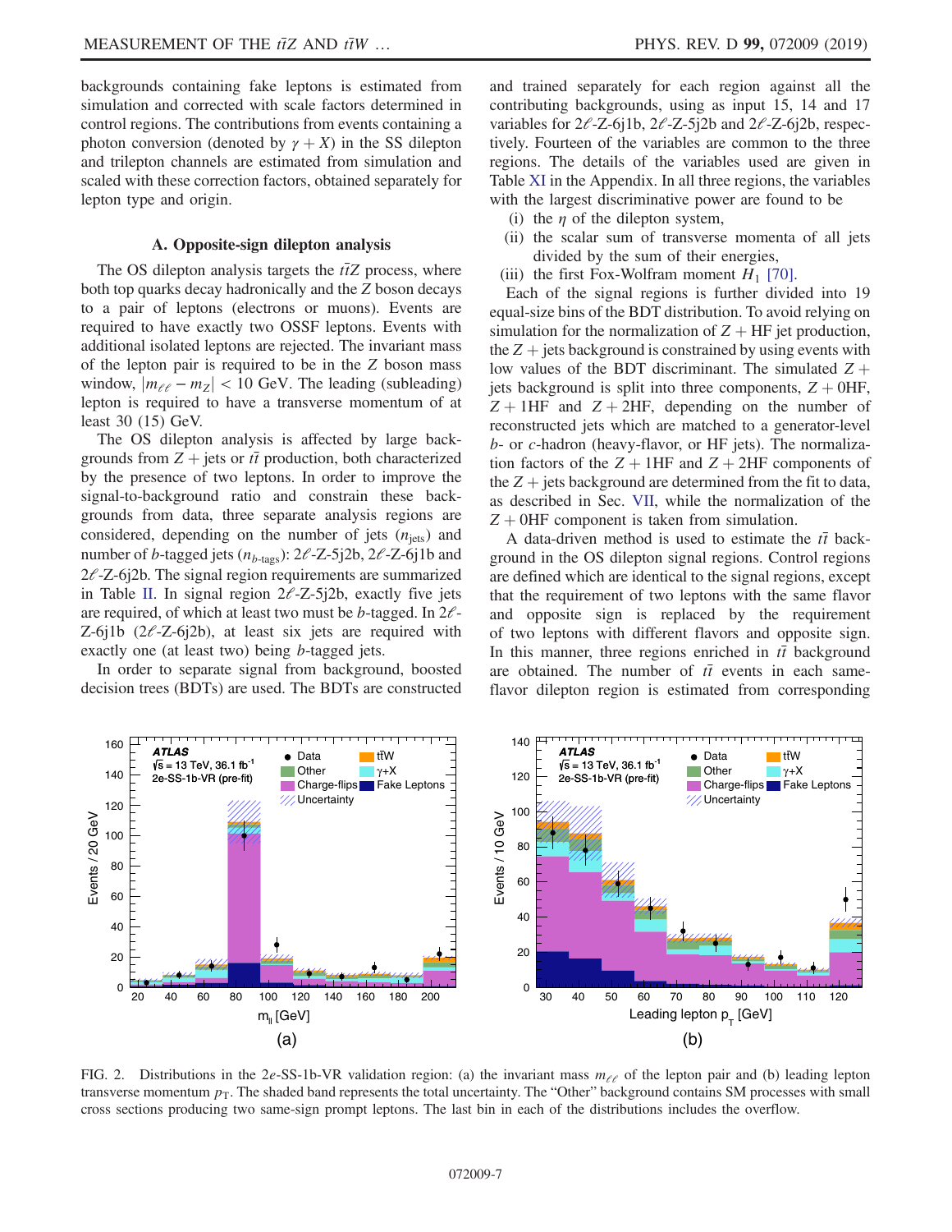backgrounds containing fake leptons is estimated from simulation and corrected with scale factors determined in control regions. The contributions from events containing a photon conversion (denoted by $\gamma + X$) in the SS dilepton and trilepton channels are estimated from simulation and scaled with these correction factors, obtained separately for lepton type and origin.

### A. Opposite-sign dilepton analysis

The OS dilepton analysis targets the $t\bar{t}Z$ process, where both top quarks decay hadronically and the $Z$ boson decays to a pair of leptons (electrons or muons). Events are required to have exactly two OSSF leptons. Events with additional isolated leptons are rejected. The invariant mass of the lepton pair is required to be in the $Z$ boson mass window, $|m_{\ell\ell} - m_Z| < 10$ GeV. The leading (subleading) lepton is required to have a transverse momentum of at least 30 (15) GeV.

The OS dilepton analysis is affected by large backgrounds from $Z$ + jets or $t\bar{t}$ production, both characterized by the presence of two leptons. In order to improve the signal-to-background ratio and constrain these backgrounds from data, three separate analysis regions are considered, depending on the number of jets ($n_{\text{jets}}$) and number of $b$-tagged jets ($n_{b\text{-tags}}$): $2\ell$-Z-5j2b, $2\ell$-Z-6j1b and $2\ell$-Z-6j2b. The signal region requirements are summarized in Table II. In signal region $2\ell$-Z-5j2b, exactly five jets are required, of which at least two must be $b$-tagged. In $2\ell$-Z-6j1b ($2\ell$-Z-6j2b), at least six jets are required with exactly one (at least two) being $b$-tagged jets.

In order to separate signal from background, boosted decision trees (BDTs) are used. The BDTs are constructed and trained separately for each region against all the contributing backgrounds, using as input 15, 14 and 17 variables for $2\ell$-Z-6j1b, $2\ell$-Z-5j2b and $2\ell$-Z-6j2b, respectively. Fourteen of the variables are common to the three regions. The details of the variables used are given in Table XI in the Appendix. In all three regions, the variables with the largest discriminative power are found to be

(i) the $\eta$ of the dilepton system,
(ii) the scalar sum of transverse momenta of all jets divided by the sum of their energies,
(iii) the first Fox-Wolfram moment $H_1$ [70].

Each of the signal regions is further divided into 19 equal-size bins of the BDT distribution. To avoid relying on simulation for the normalization of $Z$ + HF jet production, the $Z$ + jets background is constrained by using events with low values of the BDT discriminant. The simulated $Z$ + jets background is split into three components, $Z$ + 0HF, $Z$ + 1HF and $Z$ + 2HF, depending on the number of reconstructed jets which are matched to a generator-level $b$- or $c$-hadron (heavy-flavor, or HF jets). The normalization factors of the $Z$ + 1HF and $Z$ + 2HF components of the $Z$ + jets background are determined from the fit to data, as described in Sec. VII, while the normalization of the $Z$ + 0HF component is taken from simulation.

A data-driven method is used to estimate the $t\bar{t}$ background in the OS dilepton signal regions. Control regions are defined which are identical to the signal regions, except that the requirement of two leptons with the same flavor and opposite sign is replaced by the requirement of two leptons with different flavors and opposite sign. In this manner, three regions enriched in $t\bar{t}$ background are obtained. The number of $t\bar{t}$ events in each same-flavor dilepton region is estimated from corresponding

FIG. 2. Distributions in the 2$e$-SS-1b-VR validation region: (a) the invariant mass $m_{\ell\ell}$ of the lepton pair and (b) leading lepton transverse momentum $p_{\mathrm{T}}$. The shaded band represents the total uncertainty. The "Other" background contains SM processes with small cross sections producing two same-sign prompt leptons. The last bin in each of the distributions includes the overflow.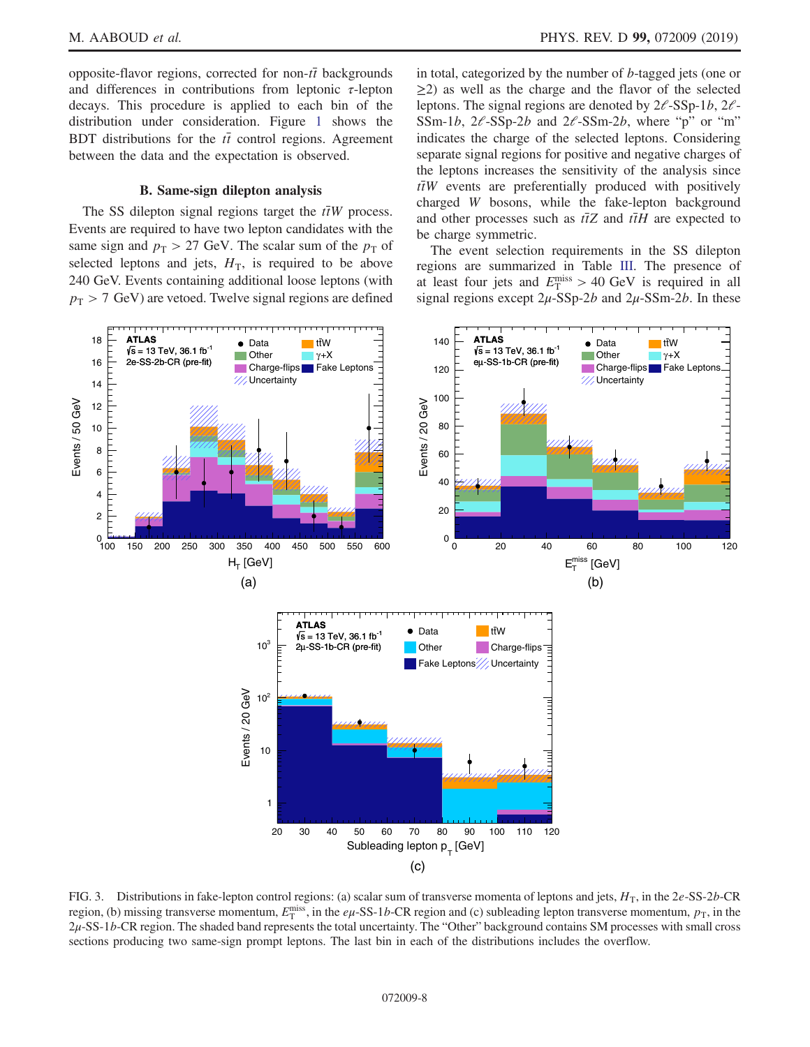opposite-flavor regions, corrected for non-$t\bar{t}$ backgrounds and differences in contributions from leptonic $\tau$-lepton decays. This procedure is applied to each bin of the distribution under consideration. Figure 1 shows the BDT distributions for the $t\bar{t}$ control regions. Agreement between the data and the expectation is observed.

### B. Same-sign dilepton analysis

The SS dilepton signal regions target the $t\bar{t}W$ process. Events are required to have two lepton candidates with the same sign and $p_{\mathrm{T}} > 27$ GeV. The scalar sum of the $p_{\mathrm{T}}$ of selected leptons and jets, $H_{\mathrm{T}}$, is required to be above 240 GeV. Events containing additional loose leptons (with $p_{\mathrm{T}} > 7$ GeV) are vetoed. Twelve signal regions are defined in total, categorized by the number of $b$-tagged jets (one or $\geq 2$) as well as the charge and the flavor of the selected leptons. The signal regions are denoted by $2\ell$-SSp-1$b$, $2\ell$-SSm-1$b$, $2\ell$-SSp-2$b$ and $2\ell$-SSm-2$b$, where "p" or "m" indicates the charge of the selected leptons. Considering separate signal regions for positive and negative charges of the leptons increases the sensitivity of the analysis since $t\bar{t}W$ events are preferentially produced with positively charged $W$ bosons, while the fake-lepton background and other processes such as $t\bar{t}Z$ and $t\bar{t}H$ are expected to be charge symmetric.

The event selection requirements in the SS dilepton regions are summarized in Table III. The presence of at least four jets and $E_{\mathrm{T}}^{\mathrm{miss}} > 40$ GeV is required in all signal regions except $2\mu$-SSp-2$b$ and $2\mu$-SSm-2$b$. In these

FIG. 3. Distributions in fake-lepton control regions: (a) scalar sum of transverse momenta of leptons and jets, $H_{\mathrm{T}}$, in the $2e$-SS-2$b$-CR region, (b) missing transverse momentum, $E_{\mathrm{T}}^{\mathrm{miss}}$, in the $e\mu$-SS-1$b$-CR region and (c) subleading lepton transverse momentum, $p_{\mathrm{T}}$, in the $2\mu$-SS-1$b$-CR region. The shaded band represents the total uncertainty. The "Other" background contains SM processes with small cross sections producing two same-sign prompt leptons. The last bin in each of the distributions includes the overflow.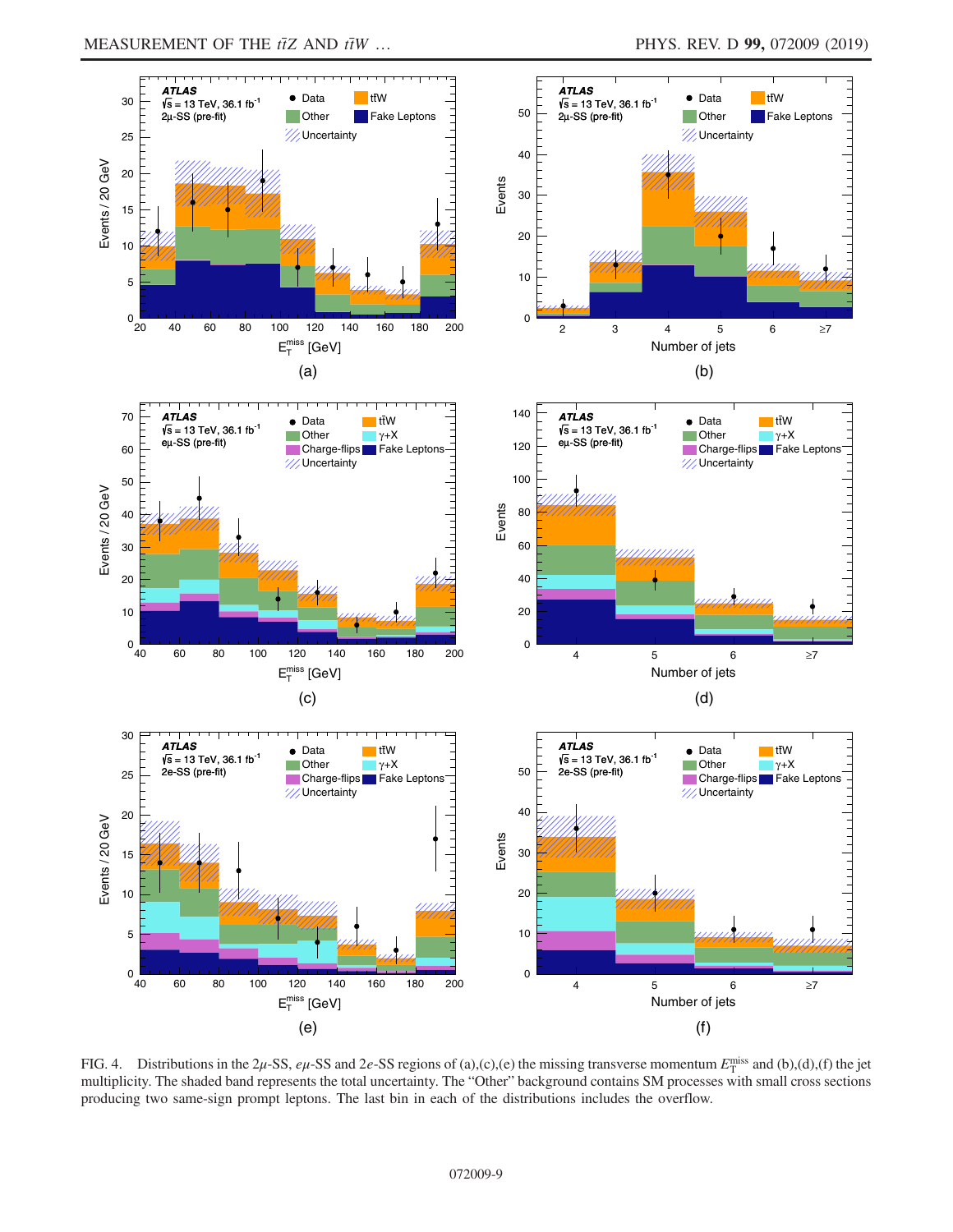FIG. 4. Distributions in the 2$\mu$-SS, $e\mu$-SS and 2$e$-SS regions of (a),(c),(e) the missing transverse momentum $E_{\mathrm{T}}^{\mathrm{miss}}$ and (b),(d),(f) the jet multiplicity. The shaded band represents the total uncertainty. The "Other" background contains SM processes with small cross sections producing two same-sign prompt leptons. The last bin in each of the distributions includes the overflow.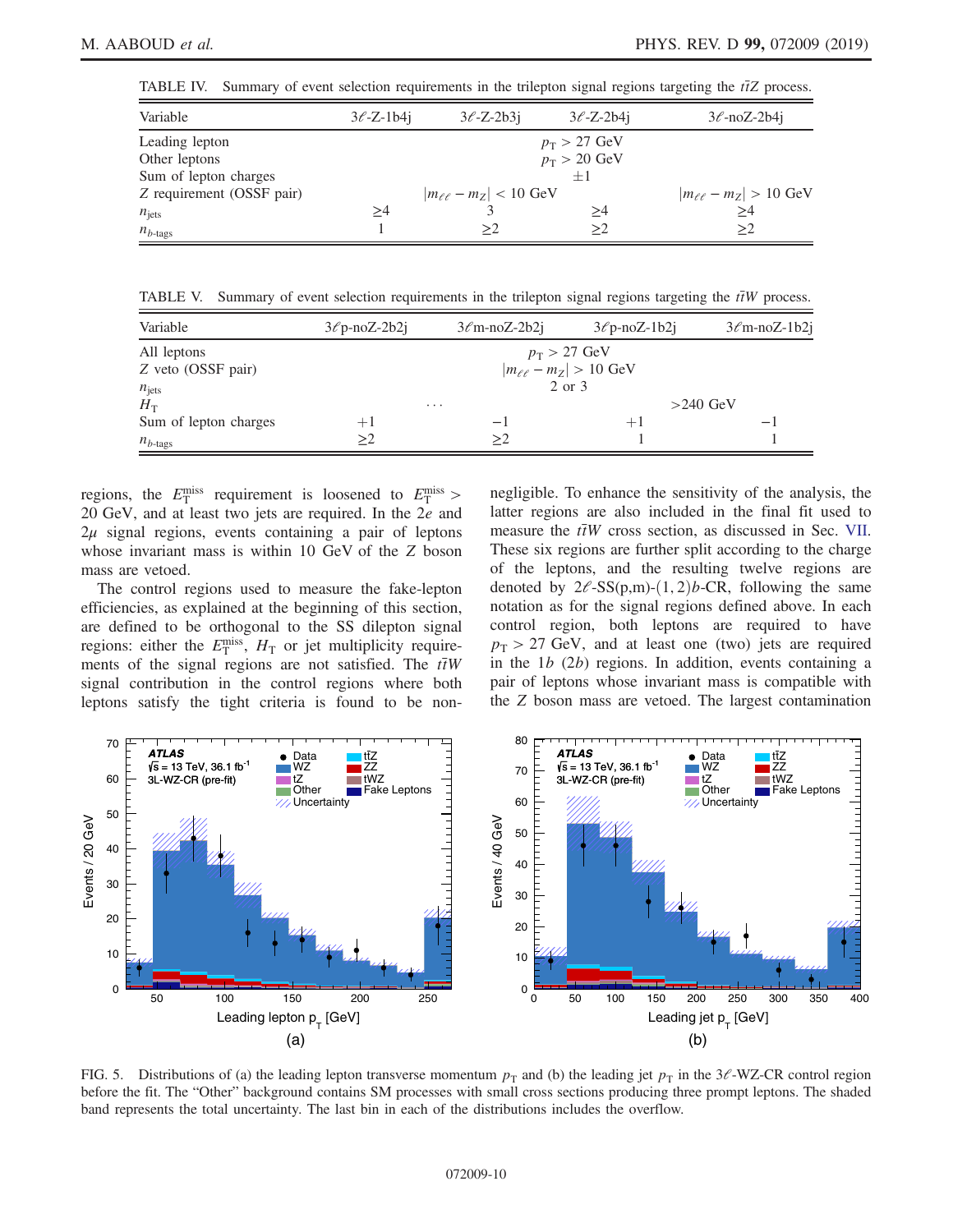TABLE IV. Summary of event selection requirements in the trilepton signal regions targeting the $t\bar{t}Z$ process.

| Variable | $3\ell$-Z-1b4j | $3\ell$-Z-2b3j | $3\ell$-Z-2b4j | $3\ell$-noZ-2b4j |
|---|---|---|---|---|
| Leading lepton | $p_T > 27$ GeV | | | |
| Other leptons | $p_T > 20$ GeV | | | |
| Sum of lepton charges | $\pm 1$ | | | |
| $Z$ requirement (OSSF pair) | $\lvert m_{\ell\ell} - m_Z \rvert < 10$ GeV | | | $\lvert m_{\ell\ell} - m_Z \rvert > 10$ GeV |
| $n_{\text{jets}}$ | $\geq 4$ | 3 | $\geq 4$ | $\geq 4$ |
| $n_{b\text{-tags}}$ | 1 | $\geq 2$ | $\geq 2$ | $\geq 2$ |

TABLE V. Summary of event selection requirements in the trilepton signal regions targeting the $t\bar{t}W$ process.

| Variable | $3\ell$p-noZ-2b2j | $3\ell$m-noZ-2b2j | $3\ell$p-noZ-1b2j | $3\ell$m-noZ-1b2j |
|---|---|---|---|---|
| All leptons | $p_T > 27$ GeV | | | |
| $Z$ veto (OSSF pair) | $\lvert m_{\ell\ell} - m_Z \rvert > 10$ GeV | | | |
| $n_{\text{jets}}$ | 2 or 3 | | | |
| $H_T$ | ... | | >240 GeV | |
| Sum of lepton charges | $+1$ | $-1$ | $+1$ | $-1$ |
| $n_{b\text{-tags}}$ | $\geq 2$ | $\geq 2$ | 1 | 1 |

regions, the $E_T^{\text{miss}}$ requirement is loosened to $E_T^{\text{miss}} > 20$ GeV, and at least two jets are required. In the $2e$ and $2\mu$ signal regions, events containing a pair of leptons whose invariant mass is within 10 GeV of the $Z$ boson mass are vetoed.

The control regions used to measure the fake-lepton efficiencies, as explained at the beginning of this section, are defined to be orthogonal to the SS dilepton signal regions: either the $E_T^{\text{miss}}$, $H_T$ or jet multiplicity requirements of the signal regions are not satisfied. The $t\bar{t}W$ signal contribution in the control regions where both leptons satisfy the tight criteria is found to be non-negligible. To enhance the sensitivity of the analysis, the latter regions are also included in the final fit used to measure the $t\bar{t}W$ cross section, as discussed in Sec. VII. These six regions are further split according to the charge of the leptons, and the resulting twelve regions are denoted by $2\ell$-SS(p,m)-$(1,2)b$-CR, following the same notation as for the signal regions defined above. In each control region, both leptons are required to have $p_T > 27$ GeV, and at least one (two) jets are required in the $1b$ ($2b$) regions. In addition, events containing a pair of leptons whose invariant mass is compatible with the $Z$ boson mass are vetoed. The largest contamination

FIG. 5. Distributions of (a) the leading lepton transverse momentum $p_T$ and (b) the leading jet $p_T$ in the $3\ell$-WZ-CR control region before the fit. The "Other" background contains SM processes with small cross sections producing three prompt leptons. The shaded band represents the total uncertainty. The last bin in each of the distributions includes the overflow.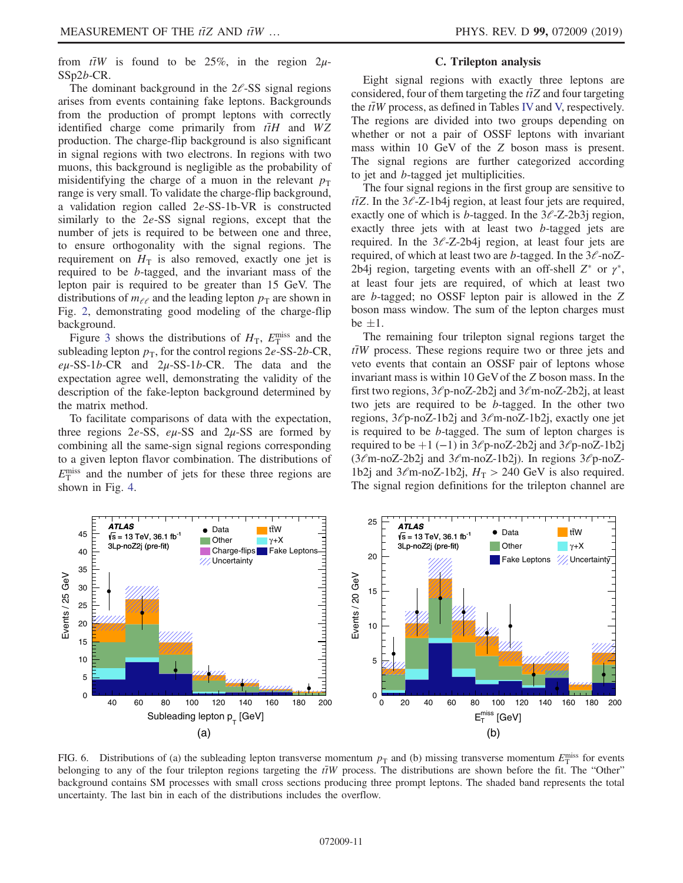from $t\bar{t}W$ is found to be 25%, in the region $2\mu$-SSp2$b$-CR.

The dominant background in the $2\ell$-SS signal regions arises from events containing fake leptons. Backgrounds from the production of prompt leptons with correctly identified charge come primarily from $t\bar{t}H$ and $WZ$ production. The charge-flip background is also significant in signal regions with two electrons. In regions with two muons, this background is negligible as the probability of misidentifying the charge of a muon in the relevant $p_{\mathrm{T}}$ range is very small. To validate the charge-flip background, a validation region called $2e$-SS-1b-VR is constructed similarly to the $2e$-SS signal regions, except that the number of jets is required to be between one and three, to ensure orthogonality with the signal regions. The requirement on $H_{\mathrm{T}}$ is also removed, exactly one jet is required to be $b$-tagged, and the invariant mass of the lepton pair is required to be greater than 15 GeV. The distributions of $m_{\ell\ell}$ and the leading lepton $p_{\mathrm{T}}$ are shown in Fig. 2, demonstrating good modeling of the charge-flip background.

Figure 3 shows the distributions of $H_{\mathrm{T}}$, $E_{\mathrm{T}}^{\mathrm{miss}}$ and the subleading lepton $p_{\mathrm{T}}$, for the control regions $2e$-SS-2$b$-CR, $e\mu$-SS-1$b$-CR and $2\mu$-SS-1$b$-CR. The data and the expectation agree well, demonstrating the validity of the description of the fake-lepton background determined by the matrix method.

To facilitate comparisons of data with the expectation, three regions $2e$-SS, $e\mu$-SS and $2\mu$-SS are formed by combining all the same-sign signal regions corresponding to a given lepton flavor combination. The distributions of $E_{\mathrm{T}}^{\mathrm{miss}}$ and the number of jets for these three regions are shown in Fig. 4.

### C. Trilepton analysis

Eight signal regions with exactly three leptons are considered, four of them targeting the $t\bar{t}Z$ and four targeting the $t\bar{t}W$ process, as defined in Tables IV and V, respectively. The regions are divided into two groups depending on whether or not a pair of OSSF leptons with invariant mass within 10 GeV of the $Z$ boson mass is present. The signal regions are further categorized according to jet and $b$-tagged jet multiplicities.

The four signal regions in the first group are sensitive to $t\bar{t}Z$. In the $3\ell$-Z-1b4j region, at least four jets are required, exactly one of which is $b$-tagged. In the $3\ell$-Z-2b3j region, exactly three jets with at least two $b$-tagged jets are required. In the $3\ell$-Z-2b4j region, at least four jets are required, of which at least two are $b$-tagged. In the $3\ell$-noZ-2b4j region, targeting events with an off-shell $Z^*$ or $\gamma^*$, at least four jets are required, of which at least two are $b$-tagged; no OSSF lepton pair is allowed in the $Z$ boson mass window. The sum of the lepton charges must be $\pm1$.

The remaining four trilepton signal regions target the $t\bar{t}W$ process. These regions require two or three jets and veto events that contain an OSSF pair of leptons whose invariant mass is within 10 GeV of the $Z$ boson mass. In the first two regions, $3\ell$p-noZ-2b2j and $3\ell$m-noZ-2b2j, at least two jets are required to be $b$-tagged. In the other two regions, $3\ell$p-noZ-1b2j and $3\ell$m-noZ-1b2j, exactly one jet is required to be $b$-tagged. The sum of lepton charges is required to be $+1$ $(-1)$ in $3\ell$p-noZ-2b2j and $3\ell$p-noZ-1b2j ($3\ell$m-noZ-2b2j and $3\ell$m-noZ-1b2j). In regions $3\ell$p-noZ-1b2j and $3\ell$m-noZ-1b2j, $H_{\mathrm{T}} > 240$ GeV is also required. The signal region definitions for the trilepton channel are

FIG. 6. Distributions of (a) the subleading lepton transverse momentum $p_{\mathrm{T}}$ and (b) missing transverse momentum $E_{\mathrm{T}}^{\mathrm{miss}}$ for events belonging to any of the four trilepton regions targeting the $t\bar{t}W$ process. The distributions are shown before the fit. The "Other" background contains SM processes with small cross sections producing three prompt leptons. The shaded band represents the total uncertainty. The last bin in each of the distributions includes the overflow.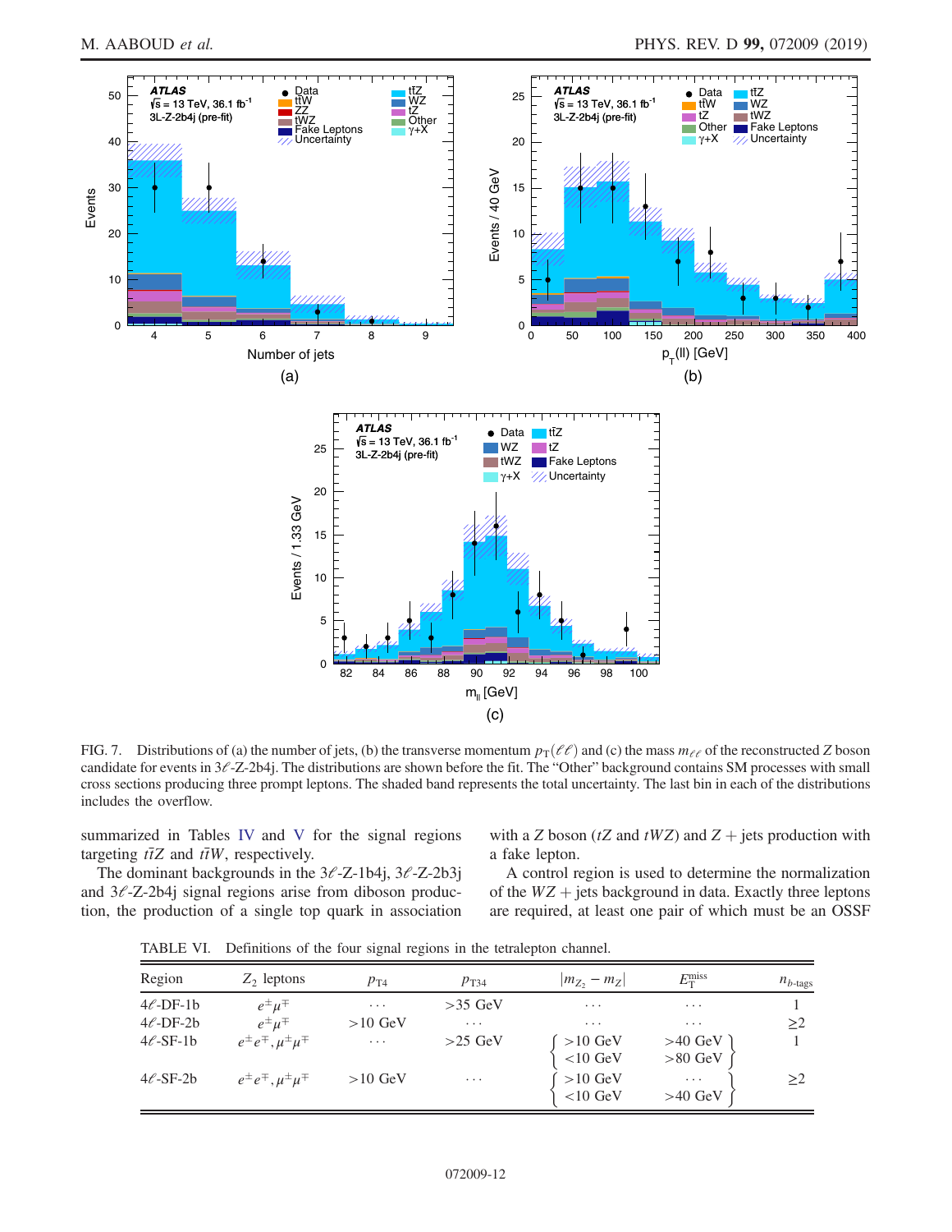FIG. 7. Distributions of (a) the number of jets, (b) the transverse momentum $p_{\mathrm{T}}(\ell\ell)$ and (c) the mass $m_{\ell\ell}$ of the reconstructed $Z$ boson candidate for events in 3$\ell$-Z-2b4j. The distributions are shown before the fit. The "Other" background contains SM processes with small cross sections producing three prompt leptons. The shaded band represents the total uncertainty. The last bin in each of the distributions includes the overflow.

summarized in Tables IV and V for the signal regions targeting $t\bar{t}Z$ and $t\bar{t}W$, respectively.

The dominant backgrounds in the 3$\ell$-Z-1b4j, 3$\ell$-Z-2b3j and 3$\ell$-Z-2b4j signal regions arise from diboson production, the production of a single top quark in association with a $Z$ boson ($tZ$ and $tWZ$) and $Z$ + jets production with a fake lepton.

A control region is used to determine the normalization of the $WZ$ + jets background in data. Exactly three leptons are required, at least one pair of which must be an OSSF

TABLE VI. Definitions of the four signal regions in the tetralepton channel.

| Region | $Z_2$ leptons | $p_{\mathrm{T4}}$ | $p_{\mathrm{T34}}$ | $\lvert m_{Z_2} - m_Z \rvert$ | $E_{\mathrm{T}}^{\mathrm{miss}}$ | $n_{b\text{-tags}}$ |
|---|---|---|---|---|---|---|
| 4$\ell$-DF-1b | $e^{\pm}\mu^{\mp}$ | ... | >35 GeV | ... | ... | 1 |
| 4$\ell$-DF-2b | $e^{\pm}\mu^{\mp}$ | >10 GeV | ... | ... | ... | ≥2 |
| 4$\ell$-SF-1b | $e^{\pm}e^{\mp}, \mu^{\pm}\mu^{\mp}$ | ... | >25 GeV | >10 GeV | >40 GeV | 1 |
| | | | | <10 GeV | >80 GeV | |
| 4$\ell$-SF-2b | $e^{\pm}e^{\mp}, \mu^{\pm}\mu^{\mp}$ | >10 GeV | ... | >10 GeV | ... | ≥2 |
| | | | | <10 GeV | >40 GeV | |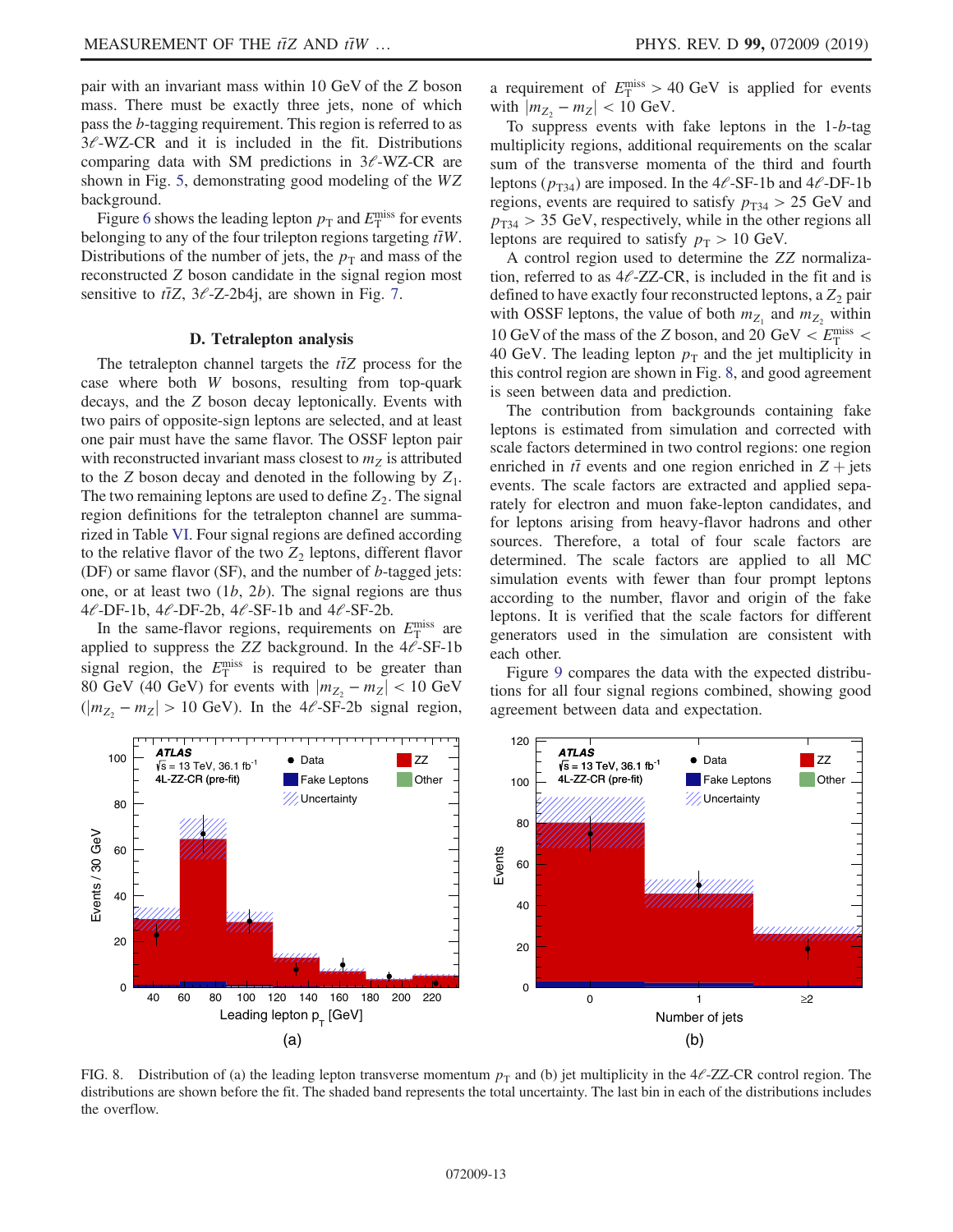pair with an invariant mass within 10 GeV of the $Z$ boson mass. There must be exactly three jets, none of which pass the $b$-tagging requirement. This region is referred to as $3\ell$-WZ-CR and it is included in the fit. Distributions comparing data with SM predictions in $3\ell$-WZ-CR are shown in Fig. 5, demonstrating good modeling of the $WZ$ background.

Figure 6 shows the leading lepton $p_{\mathrm{T}}$ and $E_{\mathrm{T}}^{\mathrm{miss}}$ for events belonging to any of the four trilepton regions targeting $t\bar{t}W$. Distributions of the number of jets, the $p_{\mathrm{T}}$ and mass of the reconstructed $Z$ boson candidate in the signal region most sensitive to $t\bar{t}Z$, $3\ell$-Z-2b4j, are shown in Fig. 7.

### D. Tetralepton analysis

The tetralepton channel targets the $t\bar{t}Z$ process for the case where both $W$ bosons, resulting from top-quark decays, and the $Z$ boson decay leptonically. Events with two pairs of opposite-sign leptons are selected, and at least one pair must have the same flavor. The OSSF lepton pair with reconstructed invariant mass closest to $m_Z$ is attributed to the $Z$ boson decay and denoted in the following by $Z_1$. The two remaining leptons are used to define $Z_2$. The signal region definitions for the tetralepton channel are summarized in Table VI. Four signal regions are defined according to the relative flavor of the two $Z_2$ leptons, different flavor (DF) or same flavor (SF), and the number of $b$-tagged jets: one, or at least two ($1b$, $2b$). The signal regions are thus $4\ell$-DF-1b, $4\ell$-DF-2b, $4\ell$-SF-1b and $4\ell$-SF-2b.

In the same-flavor regions, requirements on $E_{\mathrm{T}}^{\mathrm{miss}}$ are applied to suppress the $ZZ$ background. In the $4\ell$-SF-1b signal region, the $E_{\mathrm{T}}^{\mathrm{miss}}$ is required to be greater than 80 GeV (40 GeV) for events with $|m_{Z_2} - m_Z| < 10$ GeV ($|m_{Z_2} - m_Z| > 10$ GeV). In the $4\ell$-SF-2b signal region, a requirement of $E_{\mathrm{T}}^{\mathrm{miss}} > 40$ GeV is applied for events with $|m_{Z_2} - m_Z| < 10$ GeV.

To suppress events with fake leptons in the 1-$b$-tag multiplicity regions, additional requirements on the scalar sum of the transverse momenta of the third and fourth leptons ($p_{\mathrm{T34}}$) are imposed. In the $4\ell$-SF-1b and $4\ell$-DF-1b regions, events are required to satisfy $p_{\mathrm{T34}} > 25$ GeV and $p_{\mathrm{T34}} > 35$ GeV, respectively, while in the other regions all leptons are required to satisfy $p_{\mathrm{T}} > 10$ GeV.

A control region used to determine the $ZZ$ normalization, referred to as $4\ell$-ZZ-CR, is included in the fit and is defined to have exactly four reconstructed leptons, a $Z_2$ pair with OSSF leptons, the value of both $m_{Z_1}$ and $m_{Z_2}$ within 10 GeV of the mass of the $Z$ boson, and 20 GeV $< E_{\mathrm{T}}^{\mathrm{miss}} <$ 40 GeV. The leading lepton $p_{\mathrm{T}}$ and the jet multiplicity in this control region are shown in Fig. 8, and good agreement is seen between data and prediction.

The contribution from backgrounds containing fake leptons is estimated from simulation and corrected with scale factors determined in two control regions: one region enriched in $t\bar{t}$ events and one region enriched in $Z+$jets events. The scale factors are extracted and applied separately for electron and muon fake-lepton candidates, and for leptons arising from heavy-flavor hadrons and other sources. Therefore, a total of four scale factors are determined. The scale factors are applied to all MC simulation events with fewer than four prompt leptons according to the number, flavor and origin of the fake leptons. It is verified that the scale factors for different generators used in the simulation are consistent with each other.

Figure 9 compares the data with the expected distributions for all four signal regions combined, showing good agreement between data and expectation.

FIG. 8. Distribution of (a) the leading lepton transverse momentum $p_{\mathrm{T}}$ and (b) jet multiplicity in the $4\ell$-ZZ-CR control region. The distributions are shown before the fit. The shaded band represents the total uncertainty. The last bin in each of the distributions includes the overflow.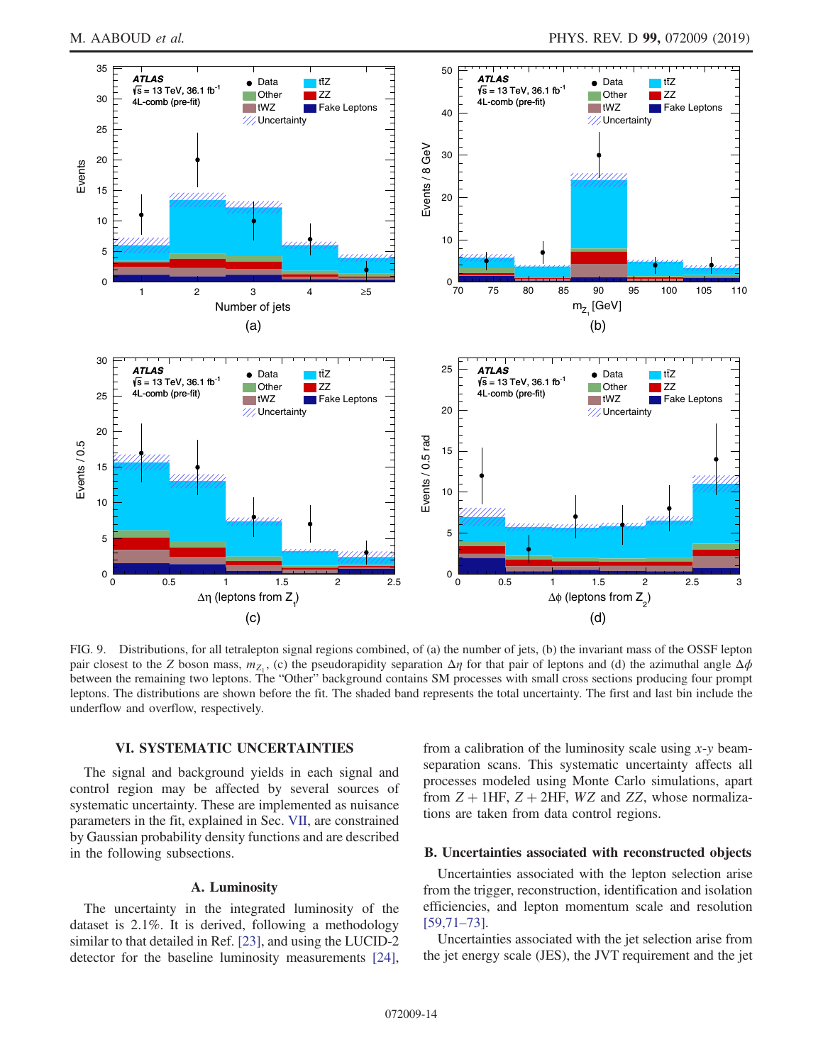FIG. 9. Distributions, for all tetralepton signal regions combined, of (a) the number of jets, (b) the invariant mass of the OSSF lepton pair closest to the $Z$ boson mass, $m_{Z_1}$, (c) the pseudorapidity separation $\Delta\eta$ for that pair of leptons and (d) the azimuthal angle $\Delta\phi$ between the remaining two leptons. The "Other" background contains SM processes with small cross sections producing four prompt leptons. The distributions are shown before the fit. The shaded band represents the total uncertainty. The first and last bin include the underflow and overflow, respectively.

## VI. SYSTEMATIC UNCERTAINTIES

The signal and background yields in each signal and control region may be affected by several sources of systematic uncertainty. These are implemented as nuisance parameters in the fit, explained in Sec. VII, are constrained by Gaussian probability density functions and are described in the following subsections.

### A. Luminosity

The uncertainty in the integrated luminosity of the dataset is 2.1%. It is derived, following a methodology similar to that detailed in Ref. [23], and using the LUCID-2 detector for the baseline luminosity measurements [24], from a calibration of the luminosity scale using $x$-$y$ beam-separation scans. This systematic uncertainty affects all processes modeled using Monte Carlo simulations, apart from $Z + 1\mathrm{HF}$, $Z + 2\mathrm{HF}$, $WZ$ and $ZZ$, whose normalizations are taken from data control regions.

### B. Uncertainties associated with reconstructed objects

Uncertainties associated with the lepton selection arise from the trigger, reconstruction, identification and isolation efficiencies, and lepton momentum scale and resolution [59,71–73].

Uncertainties associated with the jet selection arise from the jet energy scale (JES), the JVT requirement and the jet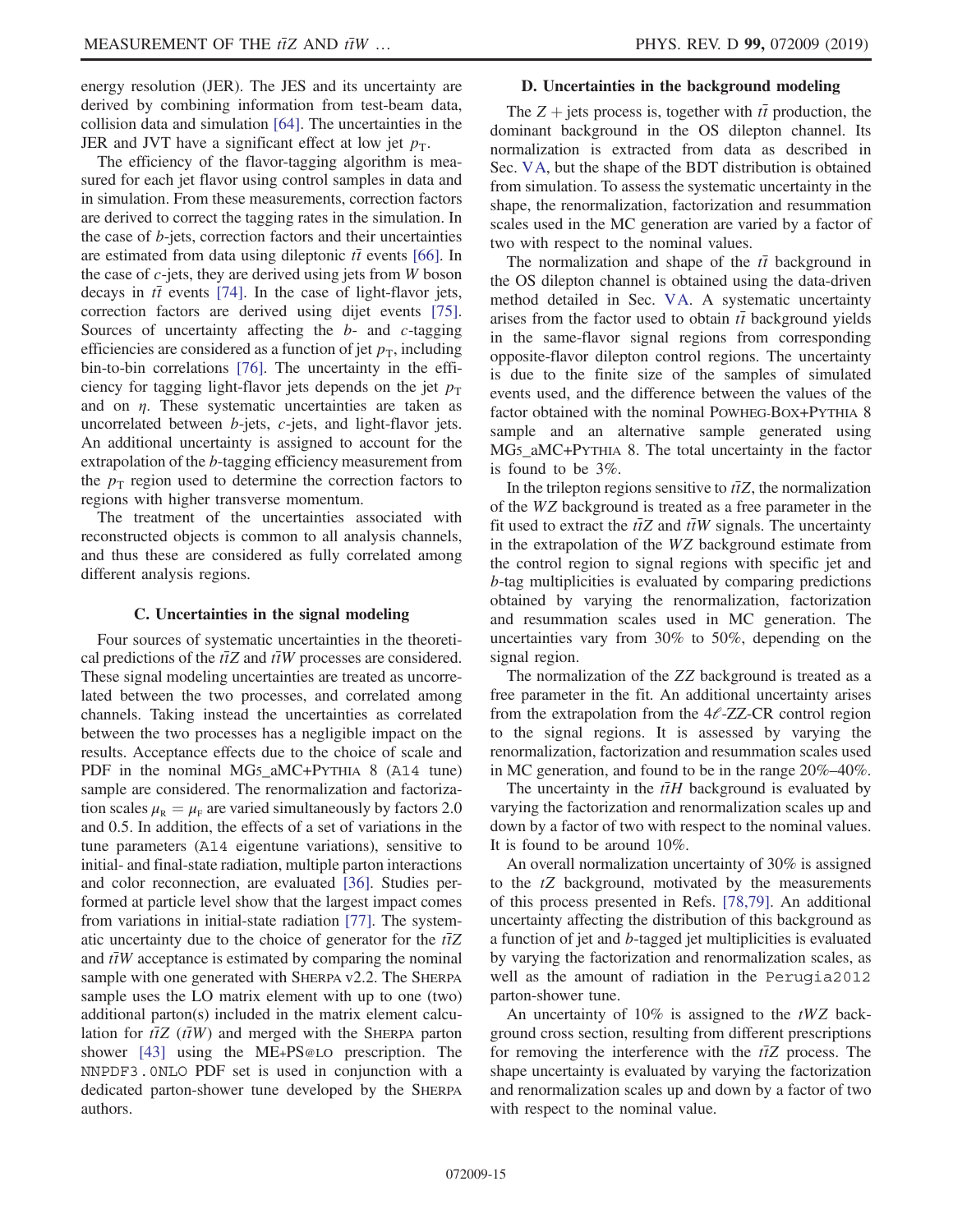energy resolution (JER). The JES and its uncertainty are derived by combining information from test-beam data, collision data and simulation [64]. The uncertainties in the JER and JVT have a significant effect at low jet $p_{\mathrm{T}}$.

The efficiency of the flavor-tagging algorithm is measured for each jet flavor using control samples in data and in simulation. From these measurements, correction factors are derived to correct the tagging rates in the simulation. In the case of $b$-jets, correction factors and their uncertainties are estimated from data using dileptonic $t\bar{t}$ events [66]. In the case of $c$-jets, they are derived using jets from $W$ boson decays in $t\bar{t}$ events [74]. In the case of light-flavor jets, correction factors are derived using dijet events [75]. Sources of uncertainty affecting the $b$- and $c$-tagging efficiencies are considered as a function of jet $p_{\mathrm{T}}$, including bin-to-bin correlations [76]. The uncertainty in the efficiency for tagging light-flavor jets depends on the jet $p_{\mathrm{T}}$ and on $\eta$. These systematic uncertainties are taken as uncorrelated between $b$-jets, $c$-jets, and light-flavor jets. An additional uncertainty is assigned to account for the extrapolation of the $b$-tagging efficiency measurement from the $p_{\mathrm{T}}$ region used to determine the correction factors to regions with higher transverse momentum.

The treatment of the uncertainties associated with reconstructed objects is common to all analysis channels, and thus these are considered as fully correlated among different analysis regions.

### C. Uncertainties in the signal modeling

Four sources of systematic uncertainties in the theoretical predictions of the $t\bar{t}Z$ and $t\bar{t}W$ processes are considered. These signal modeling uncertainties are treated as uncorrelated between the two processes, and correlated among channels. Taking instead the uncertainties as correlated between the two processes has a negligible impact on the results. Acceptance effects due to the choice of scale and PDF in the nominal MG5_aMC+PYTHIA 8 (A14 tune) sample are considered. The renormalization and factorization scales $\mu_{\mathrm{R}} = \mu_{\mathrm{F}}$ are varied simultaneously by factors 2.0 and 0.5. In addition, the effects of a set of variations in the tune parameters (A14 eigentune variations), sensitive to initial- and final-state radiation, multiple parton interactions and color reconnection, are evaluated [36]. Studies performed at particle level show that the largest impact comes from variations in initial-state radiation [77]. The systematic uncertainty due to the choice of generator for the $t\bar{t}Z$ and $t\bar{t}W$ acceptance is estimated by comparing the nominal sample with one generated with SHERPA v2.2. The SHERPA sample uses the LO matrix element with up to one (two) additional parton(s) included in the matrix element calculation for $t\bar{t}Z$ ($t\bar{t}W$) and merged with the SHERPA parton shower [43] using the ME+PS@LO prescription. The NNPDF3.0NLO PDF set is used in conjunction with a dedicated parton-shower tune developed by the SHERPA authors.

### D. Uncertainties in the background modeling

The $Z$ + jets process is, together with $t\bar{t}$ production, the dominant background in the OS dilepton channel. Its normalization is extracted from data as described in Sec. V A, but the shape of the BDT distribution is obtained from simulation. To assess the systematic uncertainty in the shape, the renormalization, factorization and resummation scales used in the MC generation are varied by a factor of two with respect to the nominal values.

The normalization and shape of the $t\bar{t}$ background in the OS dilepton channel is obtained using the data-driven method detailed in Sec. V A. A systematic uncertainty arises from the factor used to obtain $t\bar{t}$ background yields in the same-flavor signal regions from corresponding opposite-flavor dilepton control regions. The uncertainty is due to the finite size of the samples of simulated events used, and the difference between the values of the factor obtained with the nominal POWHEG-BOX+PYTHIA 8 sample and an alternative sample generated using MG5_aMC+PYTHIA 8. The total uncertainty in the factor is found to be 3%.

In the trilepton regions sensitive to $t\bar{t}Z$, the normalization of the $WZ$ background is treated as a free parameter in the fit used to extract the $t\bar{t}Z$ and $t\bar{t}W$ signals. The uncertainty in the extrapolation of the $WZ$ background estimate from the control region to signal regions with specific jet and $b$-tag multiplicities is evaluated by comparing predictions obtained by varying the renormalization, factorization and resummation scales used in MC generation. The uncertainties vary from 30% to 50%, depending on the signal region.

The normalization of the $ZZ$ background is treated as a free parameter in the fit. An additional uncertainty arises from the extrapolation from the $4\ell$-ZZ-CR control region to the signal regions. It is assessed by varying the renormalization, factorization and resummation scales used in MC generation, and found to be in the range 20%–40%.

The uncertainty in the $t\bar{t}H$ background is evaluated by varying the factorization and renormalization scales up and down by a factor of two with respect to the nominal values. It is found to be around 10%.

An overall normalization uncertainty of 30% is assigned to the $tZ$ background, motivated by the measurements of this process presented in Refs. [78,79]. An additional uncertainty affecting the distribution of this background as a function of jet and $b$-tagged jet multiplicities is evaluated by varying the factorization and renormalization scales, as well as the amount of radiation in the Perugia2012 parton-shower tune.

An uncertainty of 10% is assigned to the $tWZ$ background cross section, resulting from different prescriptions for removing the interference with the $t\bar{t}Z$ process. The shape uncertainty is evaluated by varying the factorization and renormalization scales up and down by a factor of two with respect to the nominal value.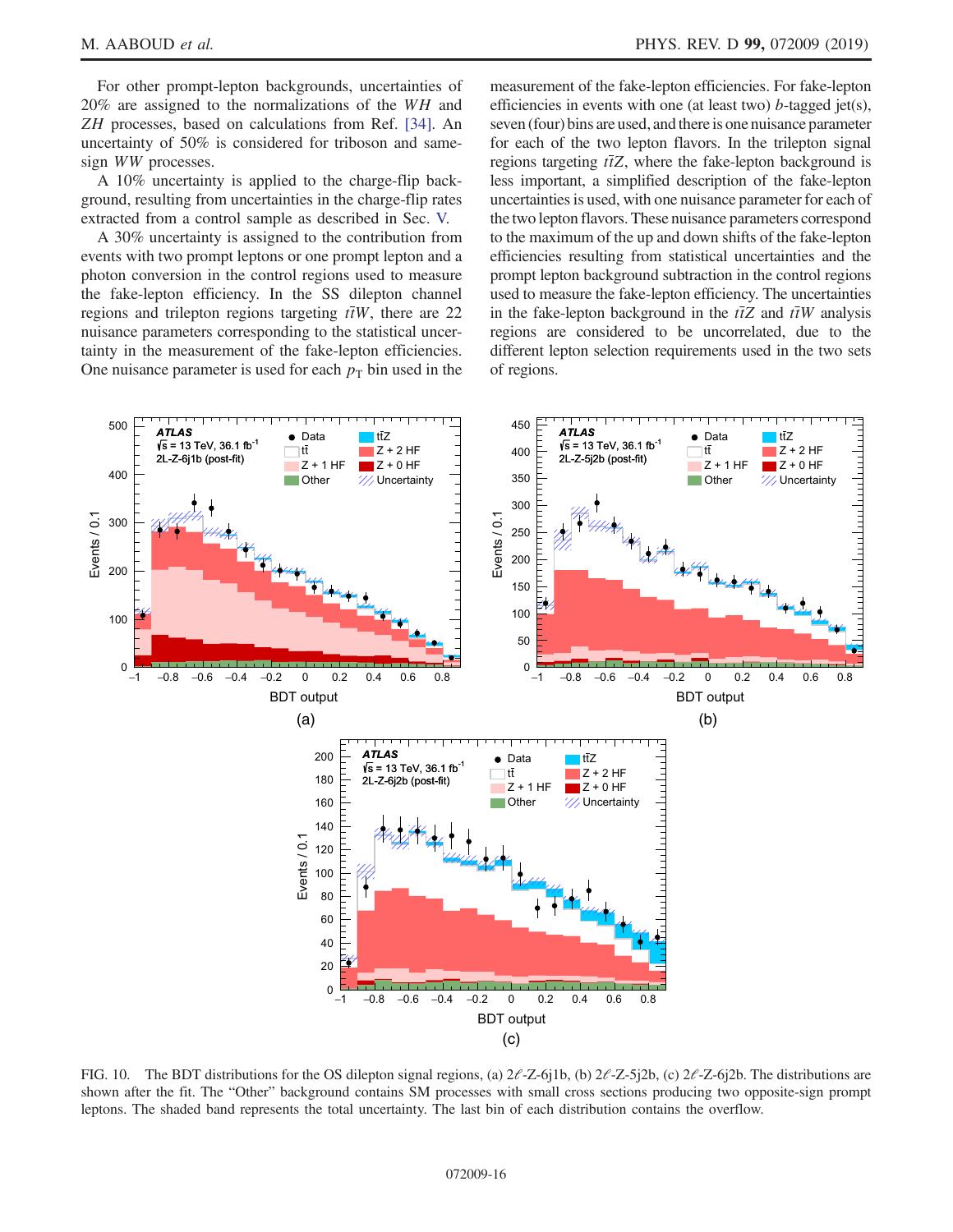For other prompt-lepton backgrounds, uncertainties of 20% are assigned to the normalizations of the $WH$ and $ZH$ processes, based on calculations from Ref. [34]. An uncertainty of 50% is considered for triboson and same-sign $WW$ processes.

A 10% uncertainty is applied to the charge-flip background, resulting from uncertainties in the charge-flip rates extracted from a control sample as described in Sec. V.

A 30% uncertainty is assigned to the contribution from events with two prompt leptons or one prompt lepton and a photon conversion in the control regions used to measure the fake-lepton efficiency. In the SS dilepton channel regions and trilepton regions targeting $t\bar{t}W$, there are 22 nuisance parameters corresponding to the statistical uncertainty in the measurement of the fake-lepton efficiencies. One nuisance parameter is used for each $p_{\mathrm{T}}$ bin used in the measurement of the fake-lepton efficiencies. For fake-lepton efficiencies in events with one (at least two) $b$-tagged jet(s), seven (four) bins are used, and there is one nuisance parameter for each of the two lepton flavors. In the trilepton signal regions targeting $t\bar{t}Z$, where the fake-lepton background is less important, a simplified description of the fake-lepton uncertainties is used, with one nuisance parameter for each of the two lepton flavors. These nuisance parameters correspond to the maximum of the up and down shifts of the fake-lepton efficiencies resulting from statistical uncertainties and the prompt lepton background subtraction in the control regions used to measure the fake-lepton efficiency. The uncertainties in the fake-lepton background in the $t\bar{t}Z$ and $t\bar{t}W$ analysis regions are considered to be uncorrelated, due to the different lepton selection requirements used in the two sets of regions.

FIG. 10. The BDT distributions for the OS dilepton signal regions, (a) $2\ell$-Z-6j1b, (b) $2\ell$-Z-5j2b, (c) $2\ell$-Z-6j2b. The distributions are shown after the fit. The "Other" background contains SM processes with small cross sections producing two opposite-sign prompt leptons. The shaded band represents the total uncertainty. The last bin of each distribution contains the overflow.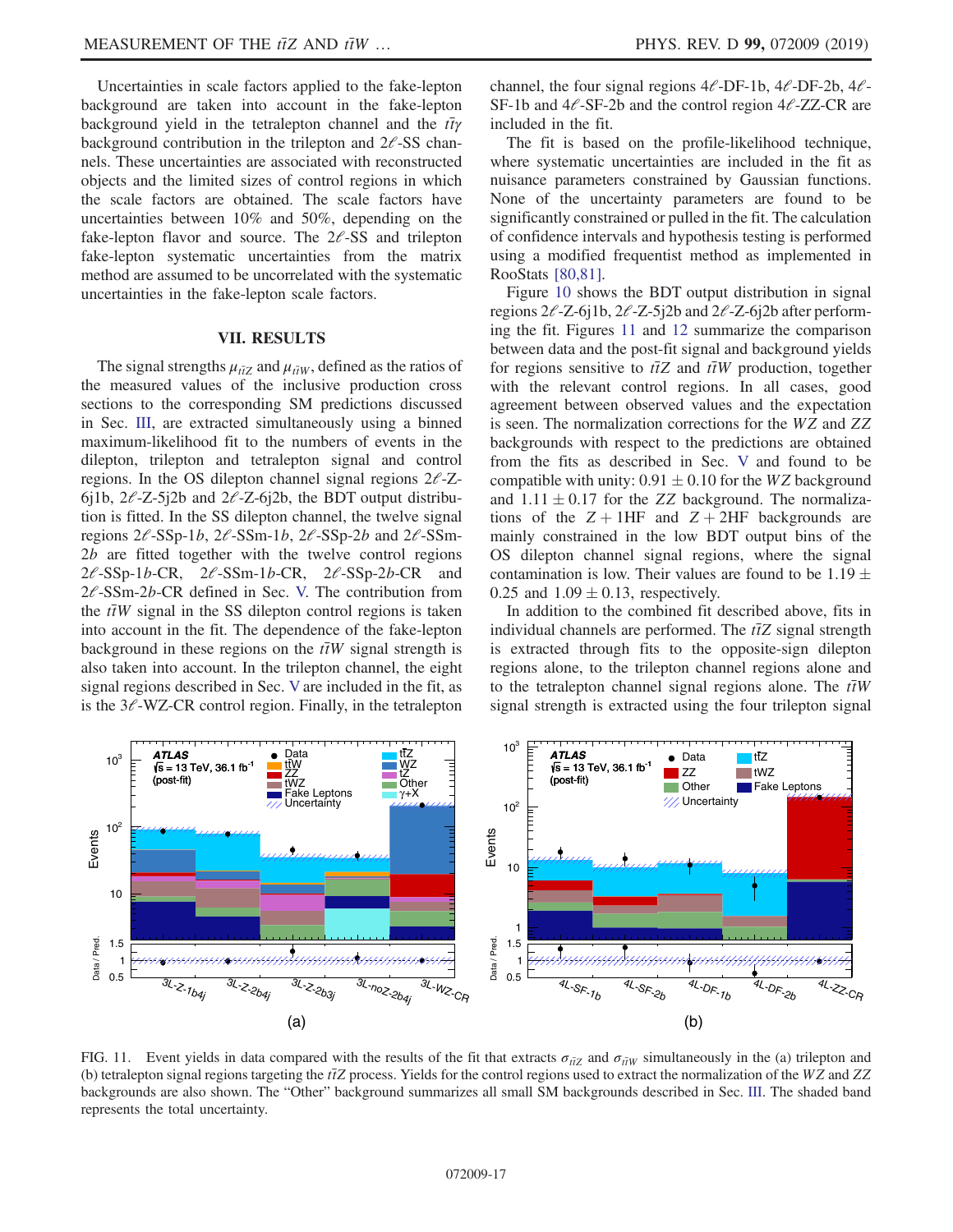Uncertainties in scale factors applied to the fake-lepton background are taken into account in the fake-lepton background yield in the tetralepton channel and the $t\bar{t}\gamma$ background contribution in the trilepton and $2\ell$-SS channels. These uncertainties are associated with reconstructed objects and the limited sizes of control regions in which the scale factors are obtained. The scale factors have uncertainties between 10% and 50%, depending on the fake-lepton flavor and source. The $2\ell$-SS and trilepton fake-lepton systematic uncertainties from the matrix method are assumed to be uncorrelated with the systematic uncertainties in the fake-lepton scale factors.

## VII. RESULTS

The signal strengths $\mu_{t\bar{t}Z}$ and $\mu_{t\bar{t}W}$, defined as the ratios of the measured values of the inclusive production cross sections to the corresponding SM predictions discussed in Sec. III, are extracted simultaneously using a binned maximum-likelihood fit to the numbers of events in the dilepton, trilepton and tetralepton signal and control regions. In the OS dilepton channel signal regions $2\ell$-Z-6j1b, $2\ell$-Z-5j2b and $2\ell$-Z-6j2b, the BDT output distribution is fitted. In the SS dilepton channel, the twelve signal regions $2\ell$-SSp-$1b$, $2\ell$-SSm-$1b$, $2\ell$-SSp-$2b$ and $2\ell$-SSm-$2b$ are fitted together with the twelve control regions $2\ell$-SSp-$1b$-CR, $2\ell$-SSm-$1b$-CR, $2\ell$-SSp-$2b$-CR and $2\ell$-SSm-$2b$-CR defined in Sec. V. The contribution from the $t\bar{t}W$ signal in the SS dilepton control regions is taken into account in the fit. The dependence of the fake-lepton background in these regions on the $t\bar{t}W$ signal strength is also taken into account. In the trilepton channel, the eight signal regions described in Sec. V are included in the fit, as is the $3\ell$-WZ-CR control region. Finally, in the tetralepton channel, the four signal regions $4\ell$-DF-1b, $4\ell$-DF-2b, $4\ell$-SF-1b and $4\ell$-SF-2b and the control region $4\ell$-ZZ-CR are included in the fit.

The fit is based on the profile-likelihood technique, where systematic uncertainties are included in the fit as nuisance parameters constrained by Gaussian functions. None of the uncertainty parameters are found to be significantly constrained or pulled in the fit. The calculation of confidence intervals and hypothesis testing is performed using a modified frequentist method as implemented in RooStats [80,81].

Figure 10 shows the BDT output distribution in signal regions $2\ell$-Z-6j1b, $2\ell$-Z-5j2b and $2\ell$-Z-6j2b after performing the fit. Figures 11 and 12 summarize the comparison between data and the post-fit signal and background yields for regions sensitive to $t\bar{t}Z$ and $t\bar{t}W$ production, together with the relevant control regions. In all cases, good agreement between observed values and the expectation is seen. The normalization corrections for the $WZ$ and $ZZ$ backgrounds with respect to the predictions are obtained from the fits as described in Sec. V and found to be compatible with unity: $0.91 \pm 0.10$ for the $WZ$ background and $1.11 \pm 0.17$ for the $ZZ$ background. The normalizations of the $Z + 1\text{HF}$ and $Z + 2\text{HF}$ backgrounds are mainly constrained in the low BDT output bins of the OS dilepton channel signal regions, where the signal contamination is low. Their values are found to be $1.19 \pm 0.25$ and $1.09 \pm 0.13$, respectively.

In addition to the combined fit described above, fits in individual channels are performed. The $t\bar{t}Z$ signal strength is extracted through fits to the opposite-sign dilepton regions alone, to the trilepton channel regions alone and to the tetralepton channel signal regions alone. The $t\bar{t}W$ signal strength is extracted using the four trilepton signal

FIG. 11. Event yields in data compared with the results of the fit that extracts $\sigma_{t\bar{t}Z}$ and $\sigma_{t\bar{t}W}$ simultaneously in the (a) trilepton and (b) tetralepton signal regions targeting the $t\bar{t}Z$ process. Yields for the control regions used to extract the normalization of the $WZ$ and $ZZ$ backgrounds are also shown. The "Other" background summarizes all small SM backgrounds described in Sec. III. The shaded band represents the total uncertainty.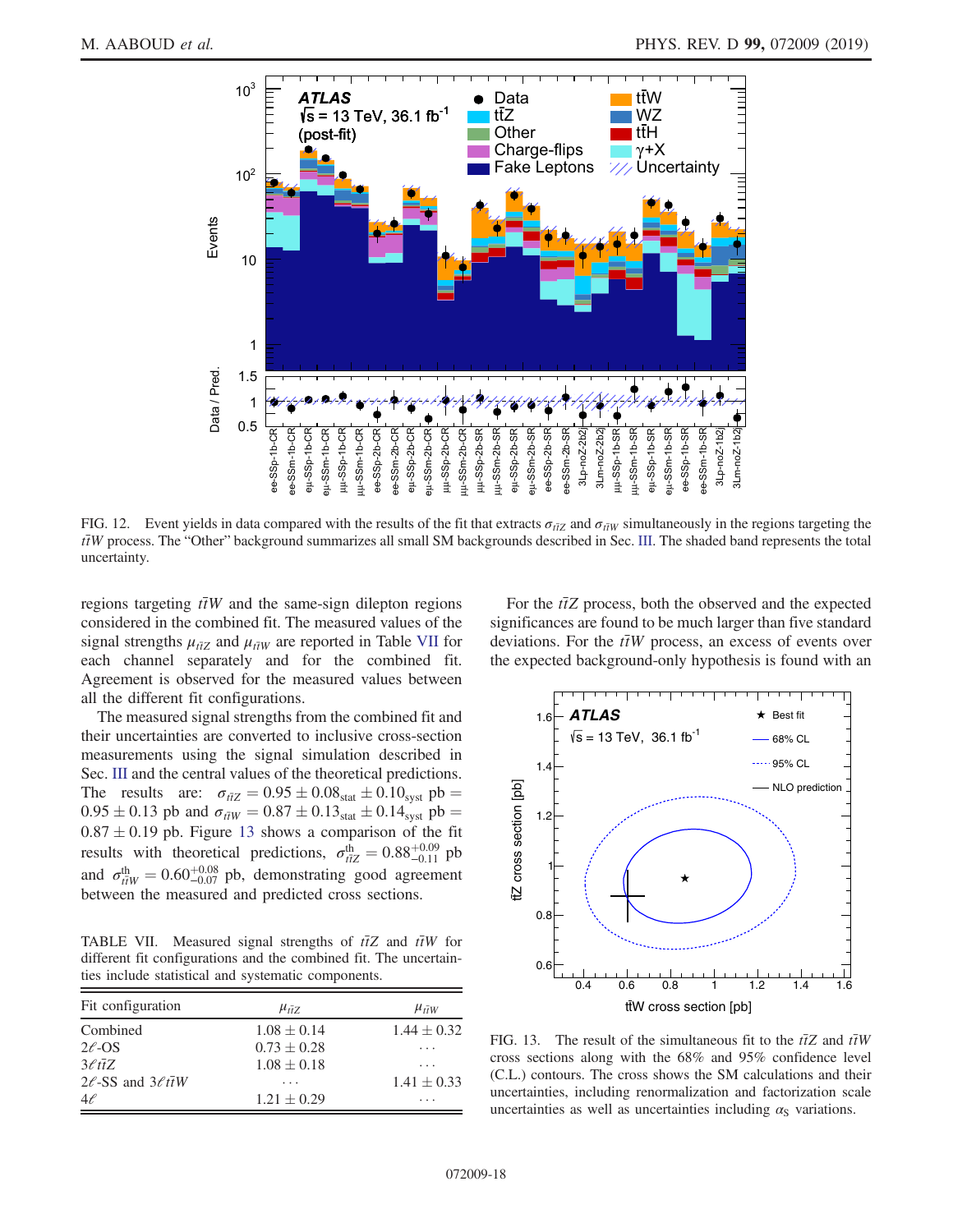FIG. 12. Event yields in data compared with the results of the fit that extracts $\sigma_{t\bar{t}Z}$ and $\sigma_{t\bar{t}W}$ simultaneously in the regions targeting the $t\bar{t}W$ process. The "Other" background summarizes all small SM backgrounds described in Sec. III. The shaded band represents the total uncertainty.

regions targeting $t\bar{t}W$ and the same-sign dilepton regions considered in the combined fit. The measured values of the signal strengths $\mu_{t\bar{t}Z}$ and $\mu_{t\bar{t}W}$ are reported in Table VII for each channel separately and for the combined fit. Agreement is observed for the measured values between all the different fit configurations.

The measured signal strengths from the combined fit and their uncertainties are converted to inclusive cross-section measurements using the signal simulation described in Sec. III and the central values of the theoretical predictions. The results are: $\sigma_{t\bar{t}Z} = 0.95 \pm 0.08_{\text{stat}} \pm 0.10_{\text{syst}}$ pb $= 0.95 \pm 0.13$ pb and $\sigma_{t\bar{t}W} = 0.87 \pm 0.13_{\text{stat}} \pm 0.14_{\text{syst}}$ pb $= 0.87 \pm 0.19$ pb. Figure 13 shows a comparison of the fit results with theoretical predictions, $\sigma^{\text{th}}_{t\bar{t}Z} = 0.88^{+0.09}_{-0.11}$ pb and $\sigma^{\text{th}}_{t\bar{t}W} = 0.60^{+0.08}_{-0.07}$ pb, demonstrating good agreement between the measured and predicted cross sections.

TABLE VII. Measured signal strengths of $t\bar{t}Z$ and $t\bar{t}W$ for different fit configurations and the combined fit. The uncertainties include statistical and systematic components.

| Fit configuration | $\mu_{t\bar{t}Z}$ | $\mu_{t\bar{t}W}$ |
|---|---|---|
| Combined | $1.08 \pm 0.14$ | $1.44 \pm 0.32$ |
| $2\ell$-OS | $0.73 \pm 0.28$ | ⋯ |
| $3\ell t\bar{t}Z$ | $1.08 \pm 0.18$ | ⋯ |
| $2\ell$-SS and $3\ell t\bar{t}W$ | ⋯ | $1.41 \pm 0.33$ |
| $4\ell$ | $1.21 \pm 0.29$ | ⋯ |

For the $t\bar{t}Z$ process, both the observed and the expected significances are found to be much larger than five standard deviations. For the $t\bar{t}W$ process, an excess of events over the expected background-only hypothesis is found with an

FIG. 13. The result of the simultaneous fit to the $t\bar{t}Z$ and $t\bar{t}W$ cross sections along with the 68% and 95% confidence level (C.L.) contours. The cross shows the SM calculations and their uncertainties, including renormalization and factorization scale uncertainties as well as uncertainties including $\alpha_S$ variations.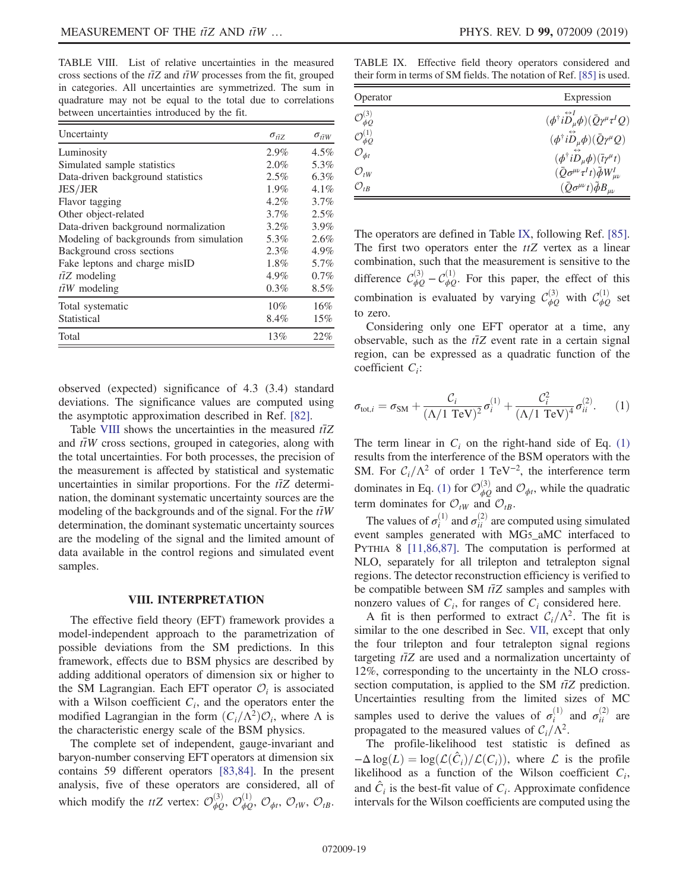TABLE VIII. List of relative uncertainties in the measured cross sections of the $t\bar{t}Z$ and $t\bar{t}W$ processes from the fit, grouped in categories. All uncertainties are symmetrized. The sum in quadrature may not be equal to the total due to correlations between uncertainties introduced by the fit.

| Uncertainty | $\sigma_{t\bar{t}Z}$ | $\sigma_{t\bar{t}W}$ |
|---|---|---|
| Luminosity | 2.9% | 4.5% |
| Simulated sample statistics | 2.0% | 5.3% |
| Data-driven background statistics | 2.5% | 6.3% |
| JES/JER | 1.9% | 4.1% |
| Flavor tagging | 4.2% | 3.7% |
| Other object-related | 3.7% | 2.5% |
| Data-driven background normalization | 3.2% | 3.9% |
| Modeling of backgrounds from simulation | 5.3% | 2.6% |
| Background cross sections | 2.3% | 4.9% |
| Fake leptons and charge misID | 1.8% | 5.7% |
| $t\bar{t}Z$ modeling | 4.9% | 0.7% |
| $t\bar{t}W$ modeling | 0.3% | 8.5% |
| Total systematic | 10% | 16% |
| Statistical | 8.4% | 15% |
| Total | 13% | 22% |

observed (expected) significance of 4.3 (3.4) standard deviations. The significance values are computed using the asymptotic approximation described in Ref. [82].

Table VIII shows the uncertainties in the measured $t\bar{t}Z$ and $t\bar{t}W$ cross sections, grouped in categories, along with the total uncertainties. For both processes, the precision of the measurement is affected by statistical and systematic uncertainties in similar proportions. For the $t\bar{t}Z$ determination, the dominant systematic uncertainty sources are the modeling of the backgrounds and of the signal. For the $t\bar{t}W$ determination, the dominant systematic uncertainty sources are the modeling of the signal and the limited amount of data available in the control regions and simulated event samples.

## VIII. INTERPRETATION

The effective field theory (EFT) framework provides a model-independent approach to the parametrization of possible deviations from the SM predictions. In this framework, effects due to BSM physics are described by adding additional operators of dimension six or higher to the SM Lagrangian. Each EFT operator $\mathcal{O}_i$ is associated with a Wilson coefficient $C_i$, and the operators enter the modified Lagrangian in the form $(C_i/\Lambda^2)\mathcal{O}_i$, where $\Lambda$ is the characteristic energy scale of the BSM physics.

The complete set of independent, gauge-invariant and baryon-number conserving EFT operators at dimension six contains 59 different operators [83,84]. In the present analysis, five of these operators are considered, all of which modify the $ttZ$ vertex: $\mathcal{O}_{\phi Q}^{(3)}$, $\mathcal{O}_{\phi Q}^{(1)}$, $\mathcal{O}_{\phi t}$, $\mathcal{O}_{tW}$, $\mathcal{O}_{tB}$.

TABLE IX. Effective field theory operators considered and their form in terms of SM fields. The notation of Ref. [85] is used.

| Operator | Expression |
|---|---|
| $\mathcal{O}_{\phi Q}^{(3)}$ | $(\phi^\dagger i\overleftrightarrow{D}_\mu^I \phi)(\bar{Q}\gamma^\mu \tau^I Q)$ |
| $\mathcal{O}_{\phi Q}^{(1)}$ | $(\phi^\dagger i\overleftrightarrow{D}_\mu \phi)(\bar{Q}\gamma^\mu Q)$ |
| $\mathcal{O}_{\phi t}$ | $(\phi^\dagger i\overleftrightarrow{D}_\mu \phi)(\bar{t}\gamma^\mu t)$ |
| $\mathcal{O}_{tW}$ | $(\bar{Q}\sigma^{\mu\nu}\tau^I t)\tilde{\phi}W_{\mu\nu}^I$ |
| $\mathcal{O}_{tB}$ | $(\bar{Q}\sigma^{\mu\nu} t)\tilde{\phi}B_{\mu\nu}$ |

The operators are defined in Table IX, following Ref. [85]. The first two operators enter the $ttZ$ vertex as a linear combination, such that the measurement is sensitive to the difference $\mathcal{C}_{\phi Q}^{(3)} - \mathcal{C}_{\phi Q}^{(1)}$. For this paper, the effect of this combination is evaluated by varying $\mathcal{C}_{\phi Q}^{(3)}$ with $\mathcal{C}_{\phi Q}^{(1)}$ set to zero.

Considering only one EFT operator at a time, any observable, such as the $t\bar{t}Z$ event rate in a certain signal region, can be expressed as a quadratic function of the coefficient $C_i$:

$$\sigma_{\text{tot},i} = \sigma_{\text{SM}} + \frac{\mathcal{C}_i}{(\Lambda/1\ \text{TeV})^2}\sigma_i^{(1)} + \frac{\mathcal{C}_i^2}{(\Lambda/1\ \text{TeV})^4}\sigma_{ii}^{(2)}. \quad (1)$$

The term linear in $C_i$ on the right-hand side of Eq. (1) results from the interference of the BSM operators with the SM. For $\mathcal{C}_i/\Lambda^2$ of order 1 $\text{TeV}^{-2}$, the interference term dominates in Eq. (1) for $\mathcal{O}_{\phi Q}^{(3)}$ and $\mathcal{O}_{\phi t}$, while the quadratic term dominates for $\mathcal{O}_{tW}$ and $\mathcal{O}_{tB}$.

The values of $\sigma_i^{(1)}$ and $\sigma_{ii}^{(2)}$ are computed using simulated event samples generated with MG5_aMC interfaced to PYTHIA 8 [11,86,87]. The computation is performed at NLO, separately for all trilepton and tetralepton signal regions. The detector reconstruction efficiency is verified to be compatible between SM $t\bar{t}Z$ samples and samples with nonzero values of $C_i$, for ranges of $C_i$ considered here.

A fit is then performed to extract $\mathcal{C}_i/\Lambda^2$. The fit is similar to the one described in Sec. VII, except that only the four trilepton and four tetralepton signal regions targeting $t\bar{t}Z$ are used and a normalization uncertainty of 12%, corresponding to the uncertainty in the NLO cross-section computation, is applied to the SM $t\bar{t}Z$ prediction. Uncertainties resulting from the limited sizes of MC samples used to derive the values of $\sigma_i^{(1)}$ and $\sigma_{ii}^{(2)}$ are propagated to the measured values of $\mathcal{C}_i/\Lambda^2$.

The profile-likelihood test statistic is defined as $-\Delta\log(L) = \log(\mathcal{L}(\hat{C}_i)/\mathcal{L}(C_i))$, where $\mathcal{L}$ is the profile likelihood as a function of the Wilson coefficient $C_i$, and $\hat{C}_i$ is the best-fit value of $C_i$. Approximate confidence intervals for the Wilson coefficients are computed using the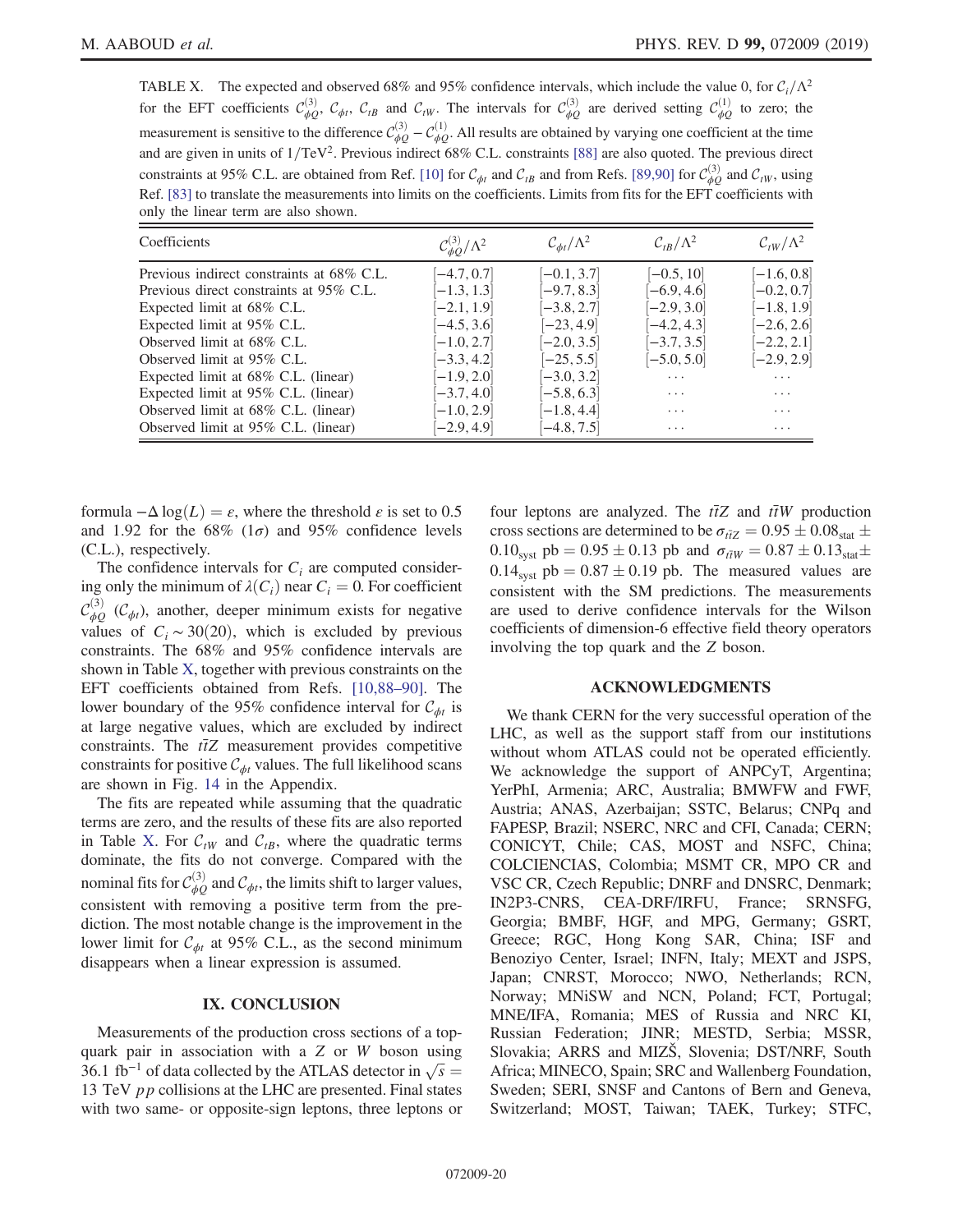TABLE X. The expected and observed 68% and 95% confidence intervals, which include the value 0, for $\mathcal{C}_i/\Lambda^2$ for the EFT coefficients $\mathcal{C}_{\phi Q}^{(3)}$, $\mathcal{C}_{\phi t}$, $\mathcal{C}_{tB}$ and $\mathcal{C}_{tW}$. The intervals for $\mathcal{C}_{\phi Q}^{(3)}$ are derived setting $\mathcal{C}_{\phi Q}^{(1)}$ to zero; the measurement is sensitive to the difference $\mathcal{C}_{\phi Q}^{(3)} - \mathcal{C}_{\phi Q}^{(1)}$. All results are obtained by varying one coefficient at the time and are given in units of $1/\text{TeV}^2$. Previous indirect 68% C.L. constraints [88] are also quoted. The previous direct constraints at 95% C.L. are obtained from Ref. [10] for $\mathcal{C}_{\phi t}$ and $\mathcal{C}_{tB}$ and from Refs. [89,90] for $\mathcal{C}_{\phi Q}^{(3)}$ and $\mathcal{C}_{tW}$, using Ref. [83] to translate the measurements into limits on the coefficients. Limits from fits for the EFT coefficients with only the linear term are also shown.

| Coefficients | $\mathcal{C}_{\phi Q}^{(3)}/\Lambda^2$ | $\mathcal{C}_{\phi t}/\Lambda^2$ | $\mathcal{C}_{tB}/\Lambda^2$ | $\mathcal{C}_{tW}/\Lambda^2$ |
|---|---|---|---|---|
| Previous indirect constraints at 68% C.L. | [−4.7, 0.7] | [−0.1, 3.7] | [−0.5, 10] | [−1.6, 0.8] |
| Previous direct constraints at 95% C.L. | [−1.3, 1.3] | [−9.7, 8.3] | [−6.9, 4.6] | [−0.2, 0.7] |
| Expected limit at 68% C.L. | [−2.1, 1.9] | [−3.8, 2.7] | [−2.9, 3.0] | [−1.8, 1.9] |
| Expected limit at 95% C.L. | [−4.5, 3.6] | [−23, 4.9] | [−4.2, 4.3] | [−2.6, 2.6] |
| Observed limit at 68% C.L. | [−1.0, 2.7] | [−2.0, 3.5] | [−3.7, 3.5] | [−2.2, 2.1] |
| Observed limit at 95% C.L. | [−3.3, 4.2] | [−25, 5.5] | [−5.0, 5.0] | [−2.9, 2.9] |
| Expected limit at 68% C.L. (linear) | [−1.9, 2.0] | [−3.0, 3.2] | ... | ... |
| Expected limit at 95% C.L. (linear) | [−3.7, 4.0] | [−5.8, 6.3] | ... | ... |
| Observed limit at 68% C.L. (linear) | [−1.0, 2.9] | [−1.8, 4.4] | ... | ... |
| Observed limit at 95% C.L. (linear) | [−2.9, 4.9] | [−4.8, 7.5] | ... | ... |

formula $-\Delta \log(L) = \varepsilon$, where the threshold $\varepsilon$ is set to 0.5 and 1.92 for the 68% ($1\sigma$) and 95% confidence levels (C.L.), respectively.

The confidence intervals for $C_i$ are computed considering only the minimum of $\lambda(C_i)$ near $C_i = 0$. For coefficient $\mathcal{C}_{\phi Q}^{(3)}$ ($\mathcal{C}_{\phi t}$), another, deeper minimum exists for negative values of $C_i \sim 30(20)$, which is excluded by previous constraints. The 68% and 95% confidence intervals are shown in Table X, together with previous constraints on the EFT coefficients obtained from Refs. [10,88–90]. The lower boundary of the 95% confidence interval for $\mathcal{C}_{\phi t}$ is at large negative values, which are excluded by indirect constraints. The $t\bar{t}Z$ measurement provides competitive constraints for positive $\mathcal{C}_{\phi t}$ values. The full likelihood scans are shown in Fig. 14 in the Appendix.

The fits are repeated while assuming that the quadratic terms are zero, and the results of these fits are also reported in Table X. For $\mathcal{C}_{tW}$ and $\mathcal{C}_{tB}$, where the quadratic terms dominate, the fits do not converge. Compared with the nominal fits for $\mathcal{C}_{\phi Q}^{(3)}$ and $\mathcal{C}_{\phi t}$, the limits shift to larger values, consistent with removing a positive term from the prediction. The most notable change is the improvement in the lower limit for $\mathcal{C}_{\phi t}$ at 95% C.L., as the second minimum disappears when a linear expression is assumed.

## IX. CONCLUSION

Measurements of the production cross sections of a top-quark pair in association with a $Z$ or $W$ boson using 36.1 fb$^{-1}$ of data collected by the ATLAS detector in $\sqrt{s} = 13$ TeV $pp$ collisions at the LHC are presented. Final states with two same- or opposite-sign leptons, three leptons or four leptons are analyzed. The $t\bar{t}Z$ and $t\bar{t}W$ production cross sections are determined to be $\sigma_{t\bar{t}Z} = 0.95 \pm 0.08_{\text{stat}} \pm 0.10_{\text{syst}}$ pb $= 0.95 \pm 0.13$ pb and $\sigma_{t\bar{t}W} = 0.87 \pm 0.13_{\text{stat}} \pm 0.14_{\text{syst}}$ pb $= 0.87 \pm 0.19$ pb. The measured values are consistent with the SM predictions. The measurements are used to derive confidence intervals for the Wilson coefficients of dimension-6 effective field theory operators involving the top quark and the $Z$ boson.

## ACKNOWLEDGMENTS

We thank CERN for the very successful operation of the LHC, as well as the support staff from our institutions without whom ATLAS could not be operated efficiently. We acknowledge the support of ANPCyT, Argentina; YerPhI, Armenia; ARC, Australia; BMWFW and FWF, Austria; ANAS, Azerbaijan; SSTC, Belarus; CNPq and FAPESP, Brazil; NSERC, NRC and CFI, Canada; CERN; CONICYT, Chile; CAS, MOST and NSFC, China; COLCIENCIAS, Colombia; MSMT CR, MPO CR and VSC CR, Czech Republic; DNRF and DNSRC, Denmark; IN2P3-CNRS, CEA-DRF/IRFU, France; SRNSFG, Georgia; BMBF, HGF, and MPG, Germany; GSRT, Greece; RGC, Hong Kong SAR, China; ISF and Benoziyo Center, Israel; INFN, Italy; MEXT and JSPS, Japan; CNRST, Morocco; NWO, Netherlands; RCN, Norway; MNiSW and NCN, Poland; FCT, Portugal; MNE/IFA, Romania; MES of Russia and NRC KI, Russian Federation; JINR; MESTD, Serbia; MSSR, Slovakia; ARRS and MIZŠ, Slovenia; DST/NRF, South Africa; MINECO, Spain; SRC and Wallenberg Foundation, Sweden; SERI, SNSF and Cantons of Bern and Geneva, Switzerland; MOST, Taiwan; TAEK, Turkey; STFC,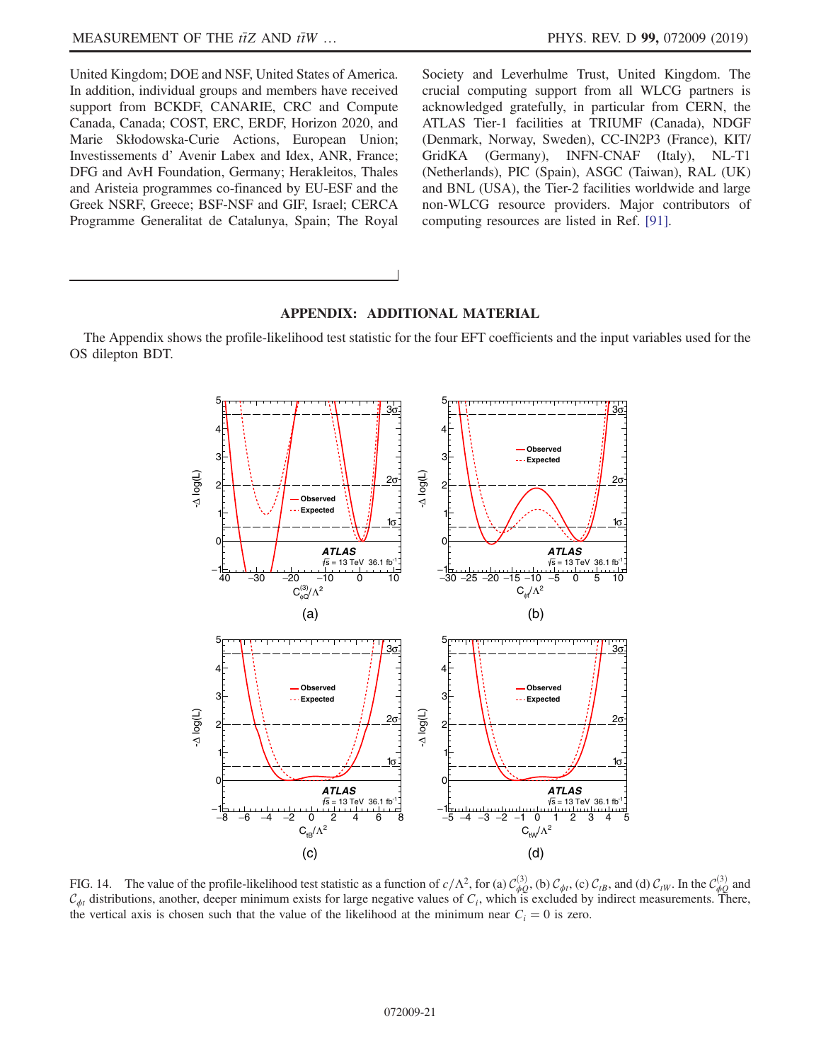United Kingdom; DOE and NSF, United States of America. In addition, individual groups and members have received support from BCKDF, CANARIE, CRC and Compute Canada, Canada; COST, ERC, ERDF, Horizon 2020, and Marie Skłodowska-Curie Actions, European Union; Investissements d' Avenir Labex and Idex, ANR, France; DFG and AvH Foundation, Germany; Herakleitos, Thales and Aristeia programmes co-financed by EU-ESF and the Greek NSRF, Greece; BSF-NSF and GIF, Israel; CERCA Programme Generalitat de Catalunya, Spain; The Royal Society and Leverhulme Trust, United Kingdom. The crucial computing support from all WLCG partners is acknowledged gratefully, in particular from CERN, the ATLAS Tier-1 facilities at TRIUMF (Canada), NDGF (Denmark, Norway, Sweden), CC-IN2P3 (France), KIT/GridKA (Germany), INFN-CNAF (Italy), NL-T1 (Netherlands), PIC (Spain), ASGC (Taiwan), RAL (UK) and BNL (USA), the Tier-2 facilities worldwide and large non-WLCG resource providers. Major contributors of computing resources are listed in Ref. [91].

## APPENDIX: ADDITIONAL MATERIAL

The Appendix shows the profile-likelihood test statistic for the four EFT coefficients and the input variables used for the OS dilepton BDT.

FIG. 14. The value of the profile-likelihood test statistic as a function of $c/\Lambda^2$, for (a) $\mathcal{C}_{\phi Q}^{(3)}$, (b) $\mathcal{C}_{\phi t}$, (c) $\mathcal{C}_{tB}$, and (d) $\mathcal{C}_{tW}$. In the $\mathcal{C}_{\phi Q}^{(3)}$ and $\mathcal{C}_{\phi t}$ distributions, another, deeper minimum exists for large negative values of $C_i$, which is excluded by indirect measurements. There, the vertical axis is chosen such that the value of the likelihood at the minimum near $C_i = 0$ is zero.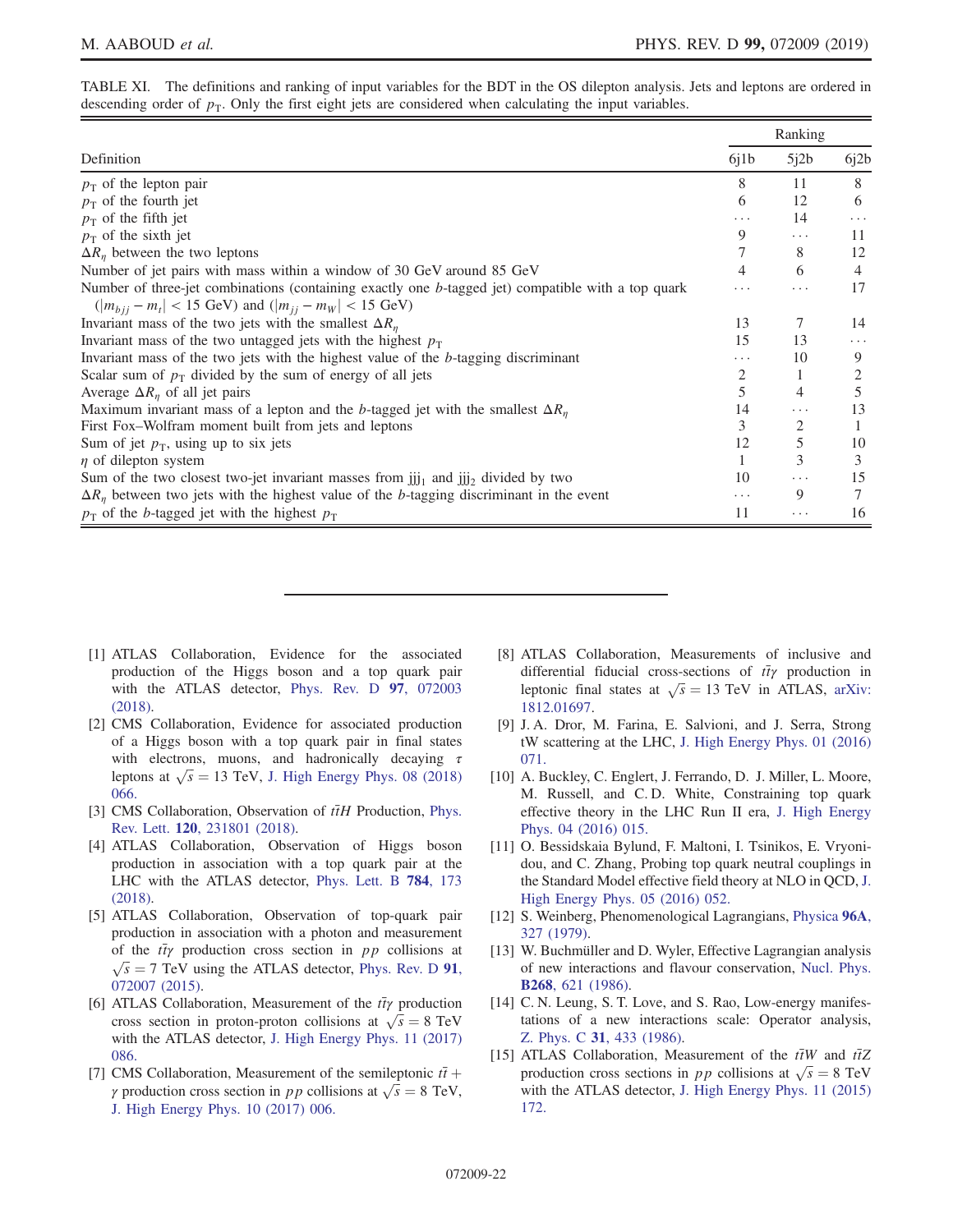TABLE XI. The definitions and ranking of input variables for the BDT in the OS dilepton analysis. Jets and leptons are ordered in descending order of $p_T$. Only the first eight jets are considered when calculating the input variables.

| Definition | Ranking | | |
|---|---|---|---|
| | 6j1b | 5j2b | 6j2b |
| $p_T$ of the lepton pair | 8 | 11 | 8 |
| $p_T$ of the fourth jet | 6 | 12 | 6 |
| $p_T$ of the fifth jet | ... | 14 | ... |
| $p_T$ of the sixth jet | 9 | ... | 11 |
| $\Delta R_\eta$ between the two leptons | 7 | 8 | 12 |
| Number of jet pairs with mass within a window of 30 GeV around 85 GeV | 4 | 6 | 4 |
| Number of three-jet combinations (containing exactly one $b$-tagged jet) compatible with a top quark ($\lvert m_{bjj} - m_t \rvert < 15$ GeV) and ($\lvert m_{jj} - m_W \rvert < 15$ GeV) | ... | ... | 17 |
| Invariant mass of the two jets with the smallest $\Delta R_\eta$ | 13 | 7 | 14 |
| Invariant mass of the two untagged jets with the highest $p_T$ | 15 | 13 | ... |
| Invariant mass of the two jets with the highest value of the $b$-tagging discriminant | ... | 10 | 9 |
| Scalar sum of $p_T$ divided by the sum of energy of all jets | 2 | 1 | 2 |
| Average $\Delta R_\eta$ of all jet pairs | 5 | 4 | 5 |
| Maximum invariant mass of a lepton and the $b$-tagged jet with the smallest $\Delta R_\eta$ | 14 | ... | 13 |
| First Fox–Wolfram moment built from jets and leptons | 3 | 2 | 1 |
| Sum of jet $p_T$, using up to six jets | 12 | 5 | 10 |
| $\eta$ of dilepton system | 1 | 3 | 3 |
| Sum of the two closest two-jet invariant masses from $jjj_1$ and $jjj_2$ divided by two | 10 | ... | 15 |
| $\Delta R_\eta$ between two jets with the highest value of the $b$-tagging discriminant in the event | ... | 9 | 7 |
| $p_T$ of the $b$-tagged jet with the highest $p_T$ | 11 | ... | 16 |

---

[1] ATLAS Collaboration, Evidence for the associated production of the Higgs boson and a top quark pair with the ATLAS detector, Phys. Rev. D **97**, 072003 (2018).

[2] CMS Collaboration, Evidence for associated production of a Higgs boson with a top quark pair in final states with electrons, muons, and hadronically decaying $\tau$ leptons at $\sqrt{s} = 13$ TeV, J. High Energy Phys. 08 (2018) 066.

[3] CMS Collaboration, Observation of $t\bar{t}H$ Production, Phys. Rev. Lett. **120**, 231801 (2018).

[4] ATLAS Collaboration, Observation of Higgs boson production in association with a top quark pair at the LHC with the ATLAS detector, Phys. Lett. B **784**, 173 (2018).

[5] ATLAS Collaboration, Observation of top-quark pair production in association with a photon and measurement of the $t\bar{t}\gamma$ production cross section in $pp$ collisions at $\sqrt{s} = 7$ TeV using the ATLAS detector, Phys. Rev. D **91**, 072007 (2015).

[6] ATLAS Collaboration, Measurement of the $t\bar{t}\gamma$ production cross section in proton-proton collisions at $\sqrt{s} = 8$ TeV with the ATLAS detector, J. High Energy Phys. 11 (2017) 086.

[7] CMS Collaboration, Measurement of the semileptonic $t\bar{t} + \gamma$ production cross section in $pp$ collisions at $\sqrt{s} = 8$ TeV, J. High Energy Phys. 10 (2017) 006.

[8] ATLAS Collaboration, Measurements of inclusive and differential fiducial cross-sections of $t\bar{t}\gamma$ production in leptonic final states at $\sqrt{s} = 13$ TeV in ATLAS, arXiv: 1812.01697.

[9] J. A. Dror, M. Farina, E. Salvioni, and J. Serra, Strong tW scattering at the LHC, J. High Energy Phys. 01 (2016) 071.

[10] A. Buckley, C. Englert, J. Ferrando, D. J. Miller, L. Moore, M. Russell, and C. D. White, Constraining top quark effective theory in the LHC Run II era, J. High Energy Phys. 04 (2016) 015.

[11] O. Bessidskaia Bylund, F. Maltoni, I. Tsinikos, E. Vryonidou, and C. Zhang, Probing top quark neutral couplings in the Standard Model effective field theory at NLO in QCD, J. High Energy Phys. 05 (2016) 052.

[12] S. Weinberg, Phenomenological Lagrangians, Physica **96A**, 327 (1979).

[13] W. Buchmüller and D. Wyler, Effective Lagrangian analysis of new interactions and flavour conservation, Nucl. Phys. **B268**, 621 (1986).

[14] C. N. Leung, S. T. Love, and S. Rao, Low-energy manifestations of a new interactions scale: Operator analysis, Z. Phys. C **31**, 433 (1986).

[15] ATLAS Collaboration, Measurement of the $t\bar{t}W$ and $t\bar{t}Z$ production cross sections in $pp$ collisions at $\sqrt{s} = 8$ TeV with the ATLAS detector, J. High Energy Phys. 11 (2015) 172.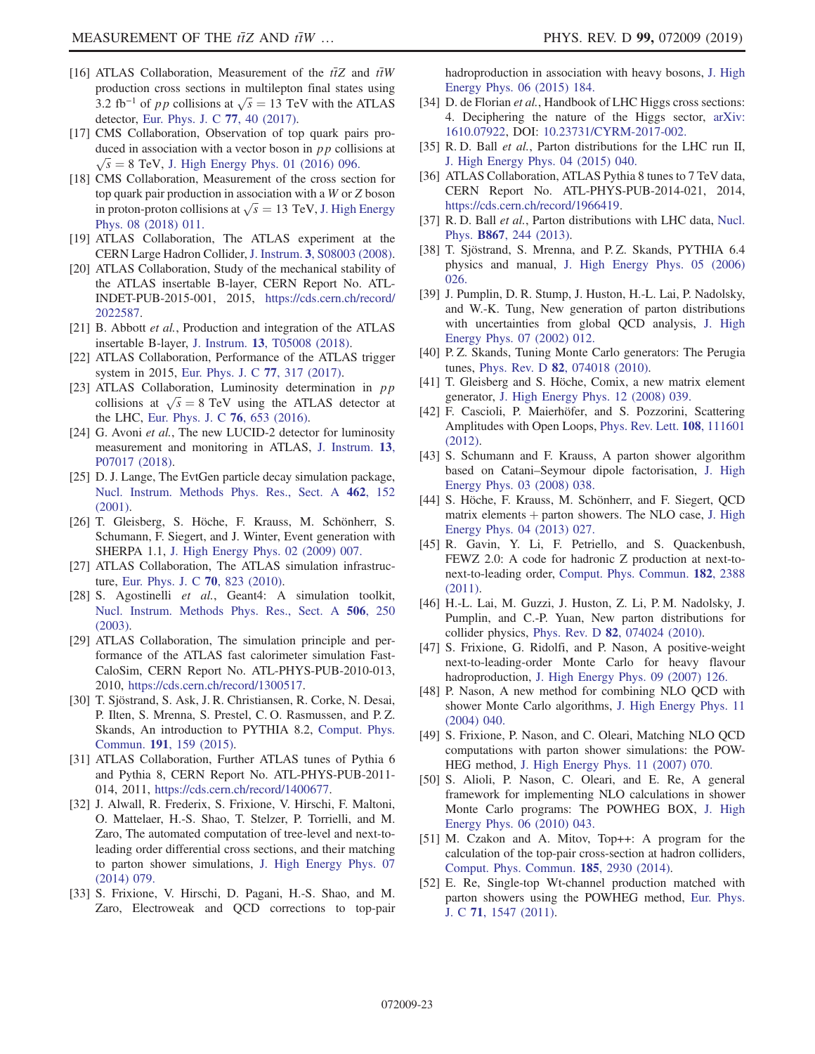[16] ATLAS Collaboration, Measurement of the $t\bar{t}Z$ and $t\bar{t}W$ production cross sections in multilepton final states using 3.2 fb$^{-1}$ of $pp$ collisions at $\sqrt{s} = 13$ TeV with the ATLAS detector, Eur. Phys. J. C **77**, 40 (2017).

[17] CMS Collaboration, Observation of top quark pairs produced in association with a vector boson in $pp$ collisions at $\sqrt{s} = 8$ TeV, J. High Energy Phys. 01 (2016) 096.

[18] CMS Collaboration, Measurement of the cross section for top quark pair production in association with a $W$ or $Z$ boson in proton-proton collisions at $\sqrt{s} = 13$ TeV, J. High Energy Phys. 08 (2018) 011.

[19] ATLAS Collaboration, The ATLAS experiment at the CERN Large Hadron Collider, J. Instrum. **3**, S08003 (2008).

[20] ATLAS Collaboration, Study of the mechanical stability of the ATLAS insertable B-layer, CERN Report No. ATL-INDET-PUB-2015-001, 2015, https://cds.cern.ch/record/2022587.

[21] B. Abbott *et al.*, Production and integration of the ATLAS insertable B-layer, J. Instrum. **13**, T05008 (2018).

[22] ATLAS Collaboration, Performance of the ATLAS trigger system in 2015, Eur. Phys. J. C **77**, 317 (2017).

[23] ATLAS Collaboration, Luminosity determination in $pp$ collisions at $\sqrt{s} = 8$ TeV using the ATLAS detector at the LHC, Eur. Phys. J. C **76**, 653 (2016).

[24] G. Avoni *et al.*, The new LUCID-2 detector for luminosity measurement and monitoring in ATLAS, J. Instrum. **13**, P07017 (2018).

[25] D. J. Lange, The EvtGen particle decay simulation package, Nucl. Instrum. Methods Phys. Res., Sect. A **462**, 152 (2001).

[26] T. Gleisberg, S. Höche, F. Krauss, M. Schönherr, S. Schumann, F. Siegert, and J. Winter, Event generation with SHERPA 1.1, J. High Energy Phys. 02 (2009) 007.

[27] ATLAS Collaboration, The ATLAS simulation infrastructure, Eur. Phys. J. C **70**, 823 (2010).

[28] S. Agostinelli *et al.*, Geant4: A simulation toolkit, Nucl. Instrum. Methods Phys. Res., Sect. A **506**, 250 (2003).

[29] ATLAS Collaboration, The simulation principle and performance of the ATLAS fast calorimeter simulation FastCaloSim, CERN Report No. ATL-PHYS-PUB-2010-013, 2010, https://cds.cern.ch/record/1300517.

[30] T. Sjöstrand, S. Ask, J. R. Christiansen, R. Corke, N. Desai, P. Ilten, S. Mrenna, S. Prestel, C. O. Rasmussen, and P. Z. Skands, An introduction to PYTHIA 8.2, Comput. Phys. Commun. **191**, 159 (2015).

[31] ATLAS Collaboration, Further ATLAS tunes of Pythia 6 and Pythia 8, CERN Report No. ATL-PHYS-PUB-2011-014, 2011, https://cds.cern.ch/record/1400677.

[32] J. Alwall, R. Frederix, S. Frixione, V. Hirschi, F. Maltoni, O. Mattelaer, H.-S. Shao, T. Stelzer, P. Torrielli, and M. Zaro, The automated computation of tree-level and next-to-leading order differential cross sections, and their matching to parton shower simulations, J. High Energy Phys. 07 (2014) 079.

[33] S. Frixione, V. Hirschi, D. Pagani, H.-S. Shao, and M. Zaro, Electroweak and QCD corrections to top-pair hadroproduction in association with heavy bosons, J. High Energy Phys. 06 (2015) 184.

[34] D. de Florian *et al.*, Handbook of LHC Higgs cross sections: 4. Deciphering the nature of the Higgs sector, arXiv:1610.07922, DOI: 10.23731/CYRM-2017-002.

[35] R. D. Ball *et al.*, Parton distributions for the LHC run II, J. High Energy Phys. 04 (2015) 040.

[36] ATLAS Collaboration, ATLAS Pythia 8 tunes to 7 TeV data, CERN Report No. ATL-PHYS-PUB-2014-021, 2014, https://cds.cern.ch/record/1966419.

[37] R. D. Ball *et al.*, Parton distributions with LHC data, Nucl. Phys. **B867**, 244 (2013).

[38] T. Sjöstrand, S. Mrenna, and P. Z. Skands, PYTHIA 6.4 physics and manual, J. High Energy Phys. 05 (2006) 026.

[39] J. Pumplin, D. R. Stump, J. Huston, H.-L. Lai, P. Nadolsky, and W.-K. Tung, New generation of parton distributions with uncertainties from global QCD analysis, J. High Energy Phys. 07 (2002) 012.

[40] P. Z. Skands, Tuning Monte Carlo generators: The Perugia tunes, Phys. Rev. D **82**, 074018 (2010).

[41] T. Gleisberg and S. Höche, Comix, a new matrix element generator, J. High Energy Phys. 12 (2008) 039.

[42] F. Cascioli, P. Maierhöfer, and S. Pozzorini, Scattering Amplitudes with Open Loops, Phys. Rev. Lett. **108**, 111601 (2012).

[43] S. Schumann and F. Krauss, A parton shower algorithm based on Catani–Seymour dipole factorisation, J. High Energy Phys. 03 (2008) 038.

[44] S. Höche, F. Krauss, M. Schönherr, and F. Siegert, QCD matrix elements + parton showers. The NLO case, J. High Energy Phys. 04 (2013) 027.

[45] R. Gavin, Y. Li, F. Petriello, and S. Quackenbush, FEWZ 2.0: A code for hadronic Z production at next-to-next-to-leading order, Comput. Phys. Commun. **182**, 2388 (2011).

[46] H.-L. Lai, M. Guzzi, J. Huston, Z. Li, P. M. Nadolsky, J. Pumplin, and C.-P. Yuan, New parton distributions for collider physics, Phys. Rev. D **82**, 074024 (2010).

[47] S. Frixione, G. Ridolfi, and P. Nason, A positive-weight next-to-leading-order Monte Carlo for heavy flavour hadroproduction, J. High Energy Phys. 09 (2007) 126.

[48] P. Nason, A new method for combining NLO QCD with shower Monte Carlo algorithms, J. High Energy Phys. 11 (2004) 040.

[49] S. Frixione, P. Nason, and C. Oleari, Matching NLO QCD computations with parton shower simulations: the POWHEG method, J. High Energy Phys. 11 (2007) 070.

[50] S. Alioli, P. Nason, C. Oleari, and E. Re, A general framework for implementing NLO calculations in shower Monte Carlo programs: The POWHEG BOX, J. High Energy Phys. 06 (2010) 043.

[51] M. Czakon and A. Mitov, Top++: A program for the calculation of the top-pair cross-section at hadron colliders, Comput. Phys. Commun. **185**, 2930 (2014).

[52] E. Re, Single-top Wt-channel production matched with parton showers using the POWHEG method, Eur. Phys. J. C **71**, 1547 (2011).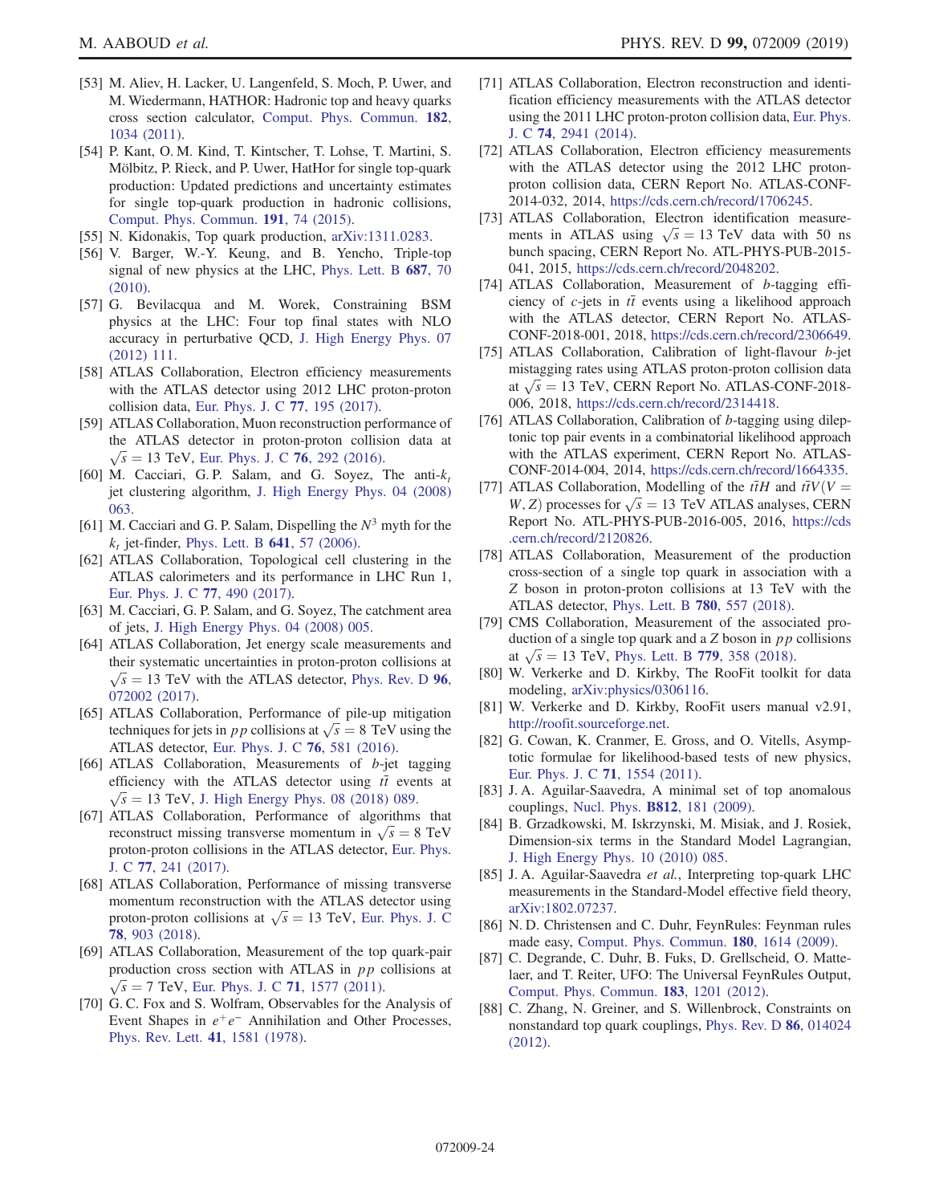[53] M. Aliev, H. Lacker, U. Langenfeld, S. Moch, P. Uwer, and M. Wiedermann, HATHOR: Hadronic top and heavy quarks cross section calculator, Comput. Phys. Commun. **182**, 1034 (2011).

[54] P. Kant, O. M. Kind, T. Kintscher, T. Lohse, T. Martini, S. Mölbitz, P. Rieck, and P. Uwer, HatHor for single top-quark production: Updated predictions and uncertainty estimates for single top-quark production in hadronic collisions, Comput. Phys. Commun. **191**, 74 (2015).

[55] N. Kidonakis, Top quark production, arXiv:1311.0283.

[56] V. Barger, W.-Y. Keung, and B. Yencho, Triple-top signal of new physics at the LHC, Phys. Lett. B **687**, 70 (2010).

[57] G. Bevilacqua and M. Worek, Constraining BSM physics at the LHC: Four top final states with NLO accuracy in perturbative QCD, J. High Energy Phys. 07 (2012) 111.

[58] ATLAS Collaboration, Electron efficiency measurements with the ATLAS detector using 2012 LHC proton-proton collision data, Eur. Phys. J. C **77**, 195 (2017).

[59] ATLAS Collaboration, Muon reconstruction performance of the ATLAS detector in proton-proton collision data at $\sqrt{s} = 13$ TeV, Eur. Phys. J. C **76**, 292 (2016).

[60] M. Cacciari, G. P. Salam, and G. Soyez, The anti-$k_t$ jet clustering algorithm, J. High Energy Phys. 04 (2008) 063.

[61] M. Cacciari and G. P. Salam, Dispelling the $N^3$ myth for the $k_t$ jet-finder, Phys. Lett. B **641**, 57 (2006).

[62] ATLAS Collaboration, Topological cell clustering in the ATLAS calorimeters and its performance in LHC Run 1, Eur. Phys. J. C **77**, 490 (2017).

[63] M. Cacciari, G. P. Salam, and G. Soyez, The catchment area of jets, J. High Energy Phys. 04 (2008) 005.

[64] ATLAS Collaboration, Jet energy scale measurements and their systematic uncertainties in proton-proton collisions at $\sqrt{s} = 13$ TeV with the ATLAS detector, Phys. Rev. D **96**, 072002 (2017).

[65] ATLAS Collaboration, Performance of pile-up mitigation techniques for jets in $pp$ collisions at $\sqrt{s} = 8$ TeV using the ATLAS detector, Eur. Phys. J. C **76**, 581 (2016).

[66] ATLAS Collaboration, Measurements of $b$-jet tagging efficiency with the ATLAS detector using $t\bar{t}$ events at $\sqrt{s} = 13$ TeV, J. High Energy Phys. 08 (2018) 089.

[67] ATLAS Collaboration, Performance of algorithms that reconstruct missing transverse momentum in $\sqrt{s} = 8$ TeV proton-proton collisions in the ATLAS detector, Eur. Phys. J. C **77**, 241 (2017).

[68] ATLAS Collaboration, Performance of missing transverse momentum reconstruction with the ATLAS detector using proton-proton collisions at $\sqrt{s} = 13$ TeV, Eur. Phys. J. C **78**, 903 (2018).

[69] ATLAS Collaboration, Measurement of the top quark-pair production cross section with ATLAS in $pp$ collisions at $\sqrt{s} = 7$ TeV, Eur. Phys. J. C **71**, 1577 (2011).

[70] G. C. Fox and S. Wolfram, Observables for the Analysis of Event Shapes in $e^+e^-$ Annihilation and Other Processes, Phys. Rev. Lett. **41**, 1581 (1978).

[71] ATLAS Collaboration, Electron reconstruction and identification efficiency measurements with the ATLAS detector using the 2011 LHC proton-proton collision data, Eur. Phys. J. C **74**, 2941 (2014).

[72] ATLAS Collaboration, Electron efficiency measurements with the ATLAS detector using the 2012 LHC proton-proton collision data, CERN Report No. ATLAS-CONF-2014-032, 2014, https://cds.cern.ch/record/1706245.

[73] ATLAS Collaboration, Electron identification measurements in ATLAS using $\sqrt{s} = 13$ TeV data with 50 ns bunch spacing, CERN Report No. ATL-PHYS-PUB-2015-041, 2015, https://cds.cern.ch/record/2048202.

[74] ATLAS Collaboration, Measurement of $b$-tagging efficiency of $c$-jets in $t\bar{t}$ events using a likelihood approach with the ATLAS detector, CERN Report No. ATLAS-CONF-2018-001, 2018, https://cds.cern.ch/record/2306649.

[75] ATLAS Collaboration, Calibration of light-flavour $b$-jet mistagging rates using ATLAS proton-proton collision data at $\sqrt{s} = 13$ TeV, CERN Report No. ATLAS-CONF-2018-006, 2018, https://cds.cern.ch/record/2314418.

[76] ATLAS Collaboration, Calibration of $b$-tagging using dileptonic top pair events in a combinatorial likelihood approach with the ATLAS experiment, CERN Report No. ATLAS-CONF-2014-004, 2014, https://cds.cern.ch/record/1664335.

[77] ATLAS Collaboration, Modelling of the $t\bar{t}H$ and $t\bar{t}V(V = W, Z)$ processes for $\sqrt{s} = 13$ TeV ATLAS analyses, CERN Report No. ATL-PHYS-PUB-2016-005, 2016, https://cds.cern.ch/record/2120826.

[78] ATLAS Collaboration, Measurement of the production cross-section of a single top quark in association with a $Z$ boson in proton-proton collisions at 13 TeV with the ATLAS detector, Phys. Lett. B **780**, 557 (2018).

[79] CMS Collaboration, Measurement of the associated production of a single top quark and a $Z$ boson in $pp$ collisions at $\sqrt{s} = 13$ TeV, Phys. Lett. B **779**, 358 (2018).

[80] W. Verkerke and D. Kirkby, The RooFit toolkit for data modeling, arXiv:physics/0306116.

[81] W. Verkerke and D. Kirkby, RooFit users manual v2.91, http://roofit.sourceforge.net.

[82] G. Cowan, K. Cranmer, E. Gross, and O. Vitells, Asymptotic formulae for likelihood-based tests of new physics, Eur. Phys. J. C **71**, 1554 (2011).

[83] J. A. Aguilar-Saavedra, A minimal set of top anomalous couplings, Nucl. Phys. **B812**, 181 (2009).

[84] B. Grzadkowski, M. Iskrzynski, M. Misiak, and J. Rosiek, Dimension-six terms in the Standard Model Lagrangian, J. High Energy Phys. 10 (2010) 085.

[85] J. A. Aguilar-Saavedra *et al.*, Interpreting top-quark LHC measurements in the Standard-Model effective field theory, arXiv:1802.07237.

[86] N. D. Christensen and C. Duhr, FeynRules: Feynman rules made easy, Comput. Phys. Commun. **180**, 1614 (2009).

[87] C. Degrande, C. Duhr, B. Fuks, D. Grellscheid, O. Mattelaer, and T. Reiter, UFO: The Universal FeynRules Output, Comput. Phys. Commun. **183**, 1201 (2012).

[88] C. Zhang, N. Greiner, and S. Willenbrock, Constraints on nonstandard top quark couplings, Phys. Rev. D **86**, 014024 (2012).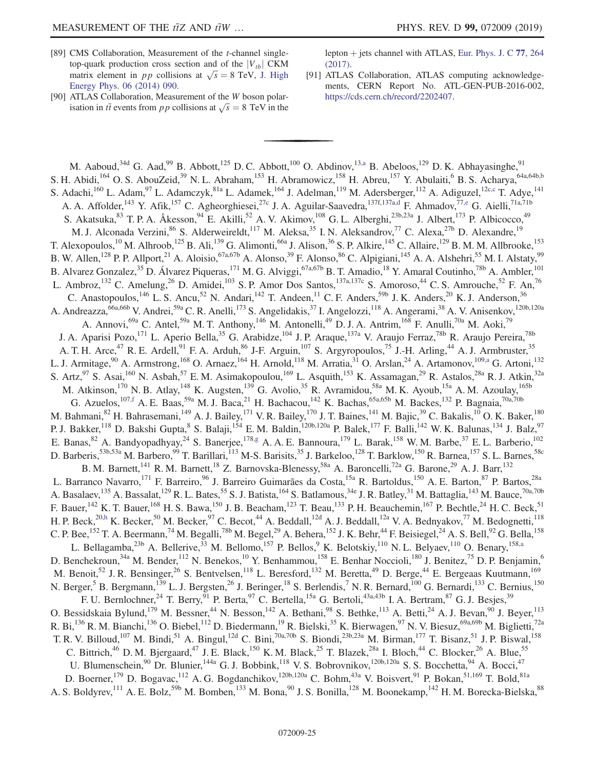[89] CMS Collaboration, Measurement of the $t$-channel single-top-quark production cross section and of the $|V_{tb}|$ CKM matrix element in $pp$ collisions at $\sqrt{s} = 8$ TeV, J. High Energy Phys. 06 (2014) 090.

[90] ATLAS Collaboration, Measurement of the $W$ boson polarisation in $t\bar{t}$ events from $pp$ collisions at $\sqrt{s} = 8$ TeV in the lepton + jets channel with ATLAS, Eur. Phys. J. C 77, 264 (2017).

[91] ATLAS Collaboration, ATLAS computing acknowledgements, CERN Report No. ATL-GEN-PUB-2016-002, https://cds.cern.ch/record/2202407.

---

M. Aaboud,[34d] G. Aad,[99] B. Abbott,[125] D. C. Abbott,[100] O. Abdinov,[13,a] B. Abeloos,[129] D. K. Abhayasinghe,[91] S. H. Abidi,[164] O. S. AbouZeid,[39] N. L. Abraham,[153] H. Abramowicz,[158] H. Abreu,[157] Y. Abulaiti,[6] B. S. Acharya,[64a,64b,b] S. Adachi,[160] L. Adam,[97] L. Adamczyk,[81a] L. Adamek,[164] J. Adelman,[119] M. Adersberger,[112] A. Adiguzel,[12c,c] T. Adye,[141] A. A. Affolder,[143] Y. Afik,[157] C. Agheorghiesei,[27c] J. A. Aguilar-Saavedra,[137f,137a,d] F. Ahmadov,[77,e] G. Aielli,[71a,71b] S. Akatsuka,[83] T. P. A. Åkesson,[94] E. Akilli,[52] A. V. Akimov,[108] G. L. Alberghi,[23b,23a] J. Albert,[173] P. Albicocco,[49] M. J. Alconada Verzini,[86] S. Alderweireldt,[117] M. Aleksa,[35] I. N. Aleksandrov,[77] C. Alexa,[27b] D. Alexandre,[19] T. Alexopoulos,[10] M. Alhroob,[125] B. Ali,[139] G. Alimonti,[66a] J. Alison,[36] S. P. Alkire,[145] C. Allaire,[129] B. M. M. Allbrooke,[153] B. W. Allen,[128] P. P. Allport,[21] A. Aloisio,[67a,67b] A. Alonso,[39] F. Alonso,[86] C. Alpigiani,[145] A. A. Alshehri,[55] M. I. Alstaty,[99] B. Alvarez Gonzalez,[35] D. Álvarez Piqueras,[171] M. G. Alviggi,[67a,67b] B. T. Amadio,[18] Y. Amaral Coutinho,[78b] A. Ambler,[101] L. Ambroz,[132] C. Amelung,[26] D. Amidei,[103] S. P. Amor Dos Santos,[137a,137c] S. Amoroso,[44] C. S. Amrouche,[52] F. An,[76] C. Anastopoulos,[146] L. S. Ancu,[52] N. Andari,[142] T. Andeen,[11] C. F. Anders,[59b] J. K. Anders,[20] K. J. Anderson,[36] A. Andreazza,[66a,66b] V. Andrei,[59a] C. R. Anelli,[173] S. Angelidakis,[37] I. Angelozzi,[118] A. Angerami,[38] A. V. Anisenkov,[120b,120a] A. Annovi,[69a] C. Antel,[59a] M. T. Anthony,[146] M. Antonelli,[49] D. J. A. Antrim,[168] F. Anulli,[70a] M. Aoki,[79] J. A. Aparisi Pozo,[171] L. Aperio Bella,[35] G. Arabidze,[104] J. P. Araque,[137a] V. Araujo Ferraz,[78b] R. Araujo Pereira,[78b] A. T. H. Arce,[47] R. E. Ardell,[91] F. A. Arduh,[86] J-F. Arguin,[107] S. Argyropoulos,[75] J.-H. Arling,[44] A. J. Armbruster,[35] L. J. Armitage,[90] A. Armstrong,[168] O. Arnaez,[164] H. Arnold,[118] M. Arratia,[31] O. Arslan,[24] A. Artamonov,[109,a] G. Artoni,[132] S. Artz,[97] S. Asai,[160] N. Asbah,[57] E. M. Asimakopoulou,[169] L. Asquith,[153] K. Assamagan,[29] R. Astalos,[28a] R. J. Atkin,[32a] M. Atkinson,[170] N. B. Atlay,[148] K. Augsten,[139] G. Avolio,[35] R. Avramidou,[58a] M. K. Ayoub,[15a] A. M. Azoulay,[165b] G. Azuelos,[107,f] A. E. Baas,[59a] M. J. Baca,[21] H. Bachacou,[142] K. Bachas,[65a,65b] M. Backes,[132] P. Bagnaia,[70a,70b] M. Bahmani,[82] H. Bahrasemani,[149] A. J. Bailey,[171] V. R. Bailey,[170] J. T. Baines,[141] M. Bajic,[39] C. Bakalis,[10] O. K. Baker,[180] P. J. Bakker,[118] D. Bakshi Gupta,[8] S. Balaji,[154] E. M. Baldin,[120b,120a] P. Balek,[177] F. Balli,[142] W. K. Balunas,[134] J. Balz,[97] E. Banas,[82] A. Bandyopadhyay,[24] S. Banerjee,[178,g] A. A. E. Bannoura,[179] L. Barak,[158] W. M. Barbe,[37] E. L. Barberio,[102] D. Barberis,[53b,53a] M. Barbero,[99] T. Barillari,[113] M-S. Barisits,[35] J. Barkeloo,[128] T. Barklow,[150] R. Barnea,[157] S. L. Barnes,[58c] B. M. Barnett,[141] R. M. Barnett,[18] Z. Barnovska-Blenessy,[58a] A. Baroncelli,[72a] G. Barone,[29] A. J. Barr,[132] L. Barranco Navarro,[171] F. Barreiro,[96] J. Barreiro Guimarães da Costa,[15a] R. Bartoldus,[150] A. E. Barton,[87] P. Bartos,[28a] A. Basalaev,[135] A. Bassalat,[129] R. L. Bates,[55] S. J. Batista,[164] S. Batlamous,[34e] J. R. Batley,[31] M. Battaglia,[143] M. Bauce,[70a,70b] F. Bauer,[142] K. T. Bauer,[168] H. S. Bawa,[150] J. B. Beacham,[123] T. Beau,[133] P. H. Beauchemin,[167] P. Bechtle,[24] H. C. Beck,[51] H. P. Beck,[20,h] K. Becker,[50] M. Becker,[97] C. Becot,[44] A. Beddall,[12d] A. J. Beddall,[12a] V. A. Bednyakov,[77] M. Bedognetti,[118] C. P. Bee,[152] T. A. Beermann,[74] M. Begalli,[78b] M. Begel,[29] A. Behera,[152] J. K. Behr,[44] F. Beisiegel,[24] A. S. Bell,[92] G. Bella,[158] L. Bellagamba,[23b] A. Bellerive,[33] M. Bellomo,[157] P. Bellos,[9] K. Belotskiy,[110] N. L. Belyaev,[110] O. Benary,[158,a] D. Benchekroun,[34a] M. Bender,[112] N. Benekos,[10] Y. Benhammou,[158] E. Benhar Noccioli,[180] J. Benitez,[75] D. P. Benjamin,[6] M. Benoit,[52] J. R. Bensinger,[26] S. Bentvelsen,[118] L. Beresford,[132] M. Beretta,[49] D. Berge,[44] E. Bergeaas Kuutmann,[169] N. Berger,[5] B. Bergmann,[139] L. J. Bergsten,[26] J. Beringer,[18] S. Berlendis,[7] N. R. Bernard,[100] G. Bernardi,[133] C. Bernius,[150] F. U. Bernlochner,[24] T. Berry,[91] P. Berta,[97] C. Bertella,[15a] G. Bertoli,[43a,43b] I. A. Bertram,[87] G. J. Besjes,[39] O. Bessidskaia Bylund,[179] M. Bessner,[44] N. Besson,[142] A. Bethani,[98] S. Bethke,[113] A. Betti,[24] A. J. Bevan,[90] J. Beyer,[113] R. Bi,[136] R. M. Bianchi,[136] O. Biebel,[112] D. Biedermann,[19] R. Bielski,[35] K. Bierwagen,[97] N. V. Biesuz,[69a,69b] M. Biglietti,[72a] T. R. V. Billoud,[107] M. Bindi,[51] A. Bingul,[12d] C. Bini,[70a,70b] S. Biondi,[23b,23a] M. Birman,[177] T. Bisanz,[51] J. P. Biswal,[158] C. Bittrich,[46] D. M. Bjergaard,[47] J. E. Black,[150] K. M. Black,[25] T. Blazek,[28a] I. Bloch,[44] C. Blocker,[26] A. Blue,[55] U. Blumenschein,[90] Dr. Blunier,[144a] G. J. Bobbink,[118] V. S. Bobrovnikov,[120b,120a] S. S. Bocchetta,[94] A. Bocci,[47] D. Boerner,[179] D. Bogavac,[112] A. G. Bogdanchikov,[120b,120a] C. Bohm,[43a] V. Boisvert,[91] P. Bokan,[51,169] T. Bold,[81a] A. S. Boldyrev,[111] A. E. Bolz,[59b] M. Bomben,[133] M. Bona,[90] J. S. Bonilla,[128] M. Boonekamp,[142] H. M. Borecka-Bielska,[88]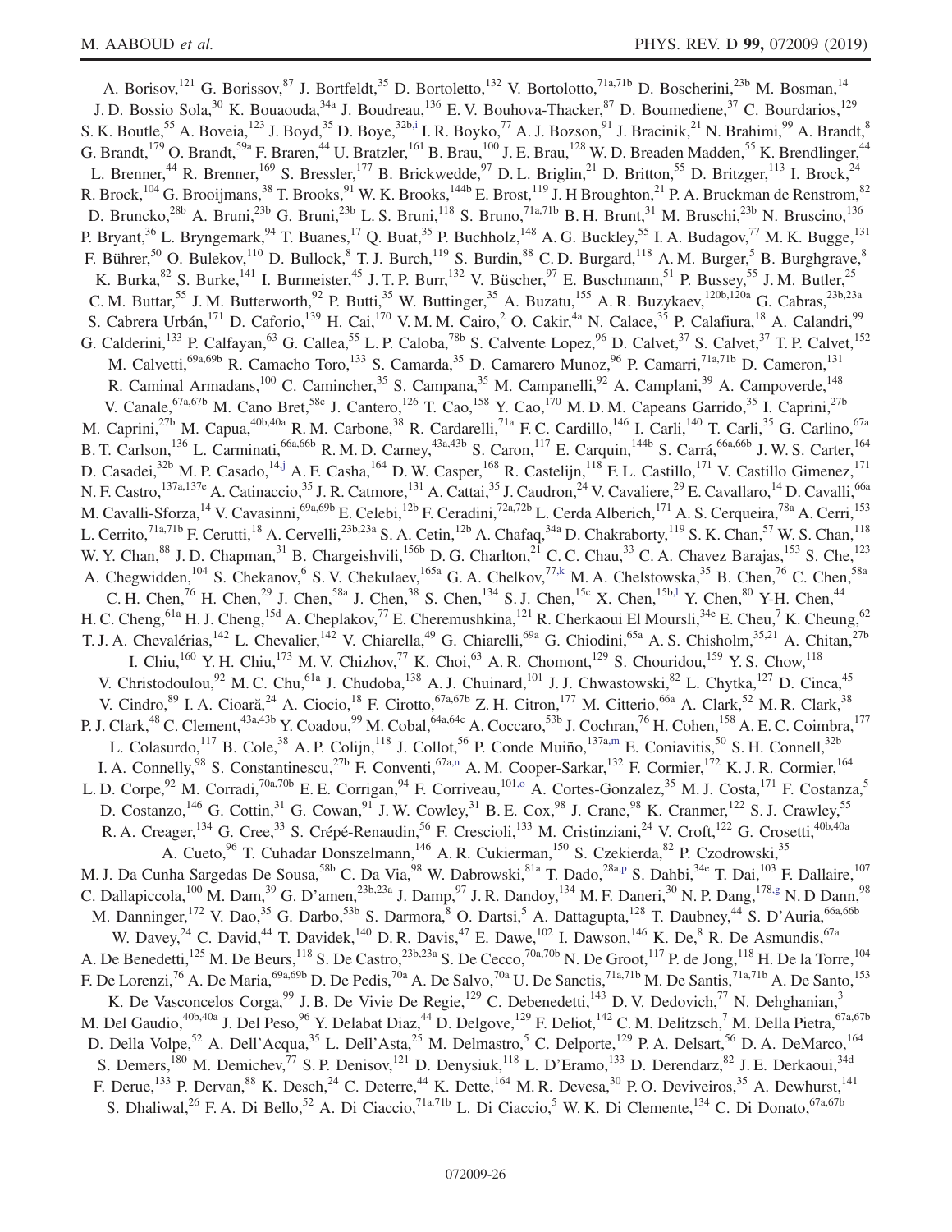A. Borisov,[121] G. Borissov,[87] J. Bortfeldt,[35] D. Bortoletto,[132] V. Bortolotto,[71a,71b] D. Boscherini,[23b] M. Bosman,[14] J. D. Bossio Sola,[30] K. Bouaouda,[34a] J. Boudreau,[136] E. V. Bouhova-Thacker,[87] D. Boumediene,[37] C. Bourdarios,[129] S. K. Boutle,[55] A. Boveia,[123] J. Boyd,[35] D. Boye,[32b,i] I. R. Boyko,[77] A. J. Bozson,[91] J. Bracinik,[21] N. Brahimi,[99] A. Brandt,[8] G. Brandt,[179] O. Brandt,[59a] F. Braren,[44] U. Bratzler,[161] B. Brau,[100] J. E. Brau,[128] W. D. Breaden Madden,[55] K. Brendlinger,[44] L. Brenner,[44] R. Brenner,[169] S. Bressler,[177] B. Brickwedde,[97] D. L. Briglin,[21] D. Britton,[55] D. Britzger,[113] I. Brock,[24] R. Brock,[104] G. Brooijmans,[38] T. Brooks,[91] W. K. Brooks,[144b] E. Brost,[119] J H Broughton,[21] P. A. Bruckman de Renstrom,[82] D. Bruncko,[28b] A. Bruni,[23b] G. Bruni,[23b] L. S. Bruni,[118] S. Bruno,[71a,71b] B. H. Brunt,[31] M. Bruschi,[23b] N. Bruscino,[136] P. Bryant,[36] L. Bryngemark,[94] T. Buanes,[17] Q. Buat,[35] P. Buchholz,[148] A. G. Buckley,[55] I. A. Budagov,[77] M. K. Bugge,[131] F. Bührer,[50] O. Bulekov,[110] D. Bullock,[8] T. J. Burch,[119] S. Burdin,[88] C. D. Burgard,[118] A. M. Burger,[5] B. Burghgrave,[8] K. Burka,[82] S. Burke,[141] I. Burmeister,[45] J. T. P. Burr,[132] V. Büscher,[97] E. Buschmann,[51] P. Bussey,[55] J. M. Butler,[25] C. M. Buttar,[55] J. M. Butterworth,[92] P. Butti,[35] W. Buttinger,[35] A. Buzatu,[155] A. R. Buzykaev,[120b,120a] G. Cabras,[23b,23a] S. Cabrera Urbán,[171] D. Caforio,[139] H. Cai,[170] V. M. M. Cairo,[2] O. Cakir,[4a] N. Calace,[35] P. Calafiura,[18] A. Calandri,[99] G. Calderini,[133] P. Calfayan,[63] G. Callea,[55] L. P. Caloba,[78b] S. Calvente Lopez,[96] D. Calvet,[37] S. Calvet,[37] T. P. Calvet,[152] M. Calvetti,[69a,69b] R. Camacho Toro,[133] S. Camarda,[35] D. Camarero Munoz,[96] P. Camarri,[71a,71b] D. Cameron,[131] R. Caminal Armadans,[100] C. Camincher,[35] S. Campana,[35] M. Campanelli,[92] A. Camplani,[39] A. Campoverde,[148] V. Canale,[67a,67b] M. Cano Bret,[58c] J. Cantero,[126] T. Cao,[158] Y. Cao,[170] M. D. M. Capeans Garrido,[35] I. Caprini,[27b] M. Caprini,[27b] M. Capua,[40b,40a] R. M. Carbone,[38] R. Cardarelli,[71a] F. C. Cardillo,[146] I. Carli,[140] T. Carli,[35] G. Carlino,[67a] B. T. Carlson,[136] L. Carminati,[66a,66b] R. M. D. Carney,[43a,43b] S. Caron,[117] E. Carquin,[144b] S. Carrá,[66a,66b] J. W. S. Carter,[164] D. Casadei,[32b] M. P. Casado,[14,j] A. F. Casha,[164] D. W. Casper,[168] R. Castelijn,[118] F. L. Castillo,[171] V. Castillo Gimenez,[171] N. F. Castro,[137a,137e] A. Catinaccio,[35] J. R. Catmore,[131] A. Cattai,[35] J. Caudron,[24] V. Cavaliere,[29] E. Cavallaro,[14] D. Cavalli,[66a] M. Cavalli-Sforza,[14] V. Cavasinni,[69a,69b] E. Celebi,[12b] F. Ceradini,[72a,72b] L. Cerda Alberich,[171] A. S. Cerqueira,[78a] A. Cerri,[153] L. Cerrito,[71a,71b] F. Cerutti,[18] A. Cervelli,[23b,23a] S. A. Cetin,[12b] A. Chafaq,[34a] D. Chakraborty,[119] S. K. Chan,[57] W. S. Chan,[118] W. Y. Chan,[88] J. D. Chapman,[31] B. Chargeishvili,[156b] D. G. Charlton,[21] C. C. Chau,[33] C. A. Chavez Barajas,[153] S. Che,[123] A. Chegwidden,[104] S. Chekanov,[6] S. V. Chekulaev,[165a] G. A. Chelkov,[77,k] M. A. Chelstowska,[35] B. Chen,[76] C. Chen,[58a] C. H. Chen,[76] H. Chen,[29] J. Chen,[58a] J. Chen,[38] S. Chen,[134] S. J. Chen,[15c] X. Chen,[15b,l] Y. Chen,[80] Y-H. Chen,[44] H. C. Cheng,[61a] H. J. Cheng,[15d] A. Cheplakov,[77] E. Cheremushkina,[121] R. Cherkaoui El Moursli,[34e] E. Cheu,[7] K. Cheung,[62] T. J. A. Chevalérias,[142] L. Chevalier,[142] V. Chiarella,[49] G. Chiarelli,[69a] G. Chiodini,[65a] A. S. Chisholm,[35,21] A. Chitan,[27b] I. Chiu,[160] Y. H. Chiu,[173] M. V. Chizhov,[77] K. Choi,[63] A. R. Chomont,[129] S. Chouridou,[159] Y. S. Chow,[118] V. Christodoulou,[92] M. C. Chu,[61a] J. Chudoba,[138] A. J. Chuinard,[101] J. J. Chwastowski,[82] L. Chytka,[127] D. Cinca,[45] V. Cindro,[89] I. A. Cioară,[24] A. Ciocio,[18] F. Cirotto,[67a,67b] Z. H. Citron,[177] M. Citterio,[66a] A. Clark,[52] M. R. Clark,[38] P. J. Clark,[48] C. Clement,[43a,43b] Y. Coadou,[99] M. Cobal,[64a,64c] A. Coccaro,[53b] J. Cochran,[76] H. Cohen,[158] A. E. C. Coimbra,[177] L. Colasurdo,[117] B. Cole,[38] A. P. Colijn,[118] J. Collot,[56] P. Conde Muiño,[137a,m] E. Coniavitis,[50] S. H. Connell,[32b] I. A. Connelly,[98] S. Constantinescu,[27b] F. Conventi,[67a,n] A. M. Cooper-Sarkar,[132] F. Cormier,[172] K. J. R. Cormier,[164] L. D. Corpe,[92] M. Corradi,[70a,70b] E. E. Corrigan,[94] F. Corriveau,[101,o] A. Cortes-Gonzalez,[35] M. J. Costa,[171] F. Costanza,[5] D. Costanzo,[146] G. Cottin,[31] G. Cowan,[91] J. W. Cowley,[31] B. E. Cox,[98] J. Crane,[98] K. Cranmer,[122] S. J. Crawley,[55] R. A. Creager,[134] G. Cree,[33] S. Crépé-Renaudin,[56] F. Crescioli,[133] M. Cristinziani,[24] V. Croft,[122] G. Crosetti,[40b,40a] A. Cueto,[96] T. Cuhadar Donszelmann,[146] A. R. Cukierman,[150] S. Czekierda,[82] P. Czodrowski,[35] M. J. Da Cunha Sargedas De Sousa,[58b] C. Da Via,[98] W. Dabrowski,[81a] T. Dado,[28a,p] S. Dahbi,[34e] T. Dai,[103] F. Dallaire,[107] C. Dallapiccola,[100] M. Dam,[39] G. D'amen,[23b,23a] J. Damp,[97] J. R. Dandoy,[134] M. F. Daneri,[30] N. P. Dang,[178,g] N D Dann,[98] M. Danninger,[172] V. Dao,[35] G. Darbo,[53b] S. Darmora,[8] O. Dartsi,[5] A. Dattagupta,[128] T. Daubney,[44] S. D'Auria,[66a,66b] W. Davey,[24] C. David,[44] T. Davidek,[140] D. R. Davis,[47] E. Dawe,[102] I. Dawson,[146] K. De,[8] R. De Asmundis,[67a] A. De Benedetti,[125] M. De Beurs,[118] S. De Castro,[23b,23a] S. De Cecco,[70a,70b] N. De Groot,[117] P. de Jong,[118] H. De la Torre,[104] F. De Lorenzi,[76] A. De Maria,[69a,69b] D. De Pedis,[70a] A. De Salvo,[70a] U. De Sanctis,[71a,71b] M. De Santis,[71a,71b] A. De Santo,[153] K. De Vasconcelos Corga,[99] J. B. De Vivie De Regie,[129] C. Debenedetti,[143] D. V. Dedovich,[77] N. Dehghanian,[3] M. Del Gaudio,[40b,40a] J. Del Peso,[96] Y. Delabat Diaz,[44] D. Delgove,[129] F. Deliot,[142] C. M. Delitzsch,[7] M. Della Pietra,[67a,67b] D. Della Volpe,[52] A. Dell'Acqua,[35] L. Dell'Asta,[25] M. Delmastro,[5] C. Delporte,[129] P. A. Delsart,[56] D. A. DeMarco,[164] S. Demers,[180] M. Demichev,[77] S. P. Denisov,[121] D. Denysiuk,[118] L. D'Eramo,[133] D. Derendarz,[82] J. E. Derkaoui,[34d] F. Derue,[133] P. Dervan,[88] K. Desch,[24] C. Deterre,[44] K. Dette,[164] M. R. Devesa,[30] P. O. Deviveiros,[35] A. Dewhurst,[141] S. Dhaliwal,[26] F. A. Di Bello,[52] A. Di Ciaccio,[71a,71b] L. Di Ciaccio,[5] W. K. Di Clemente,[134] C. Di Donato,[67a,67b]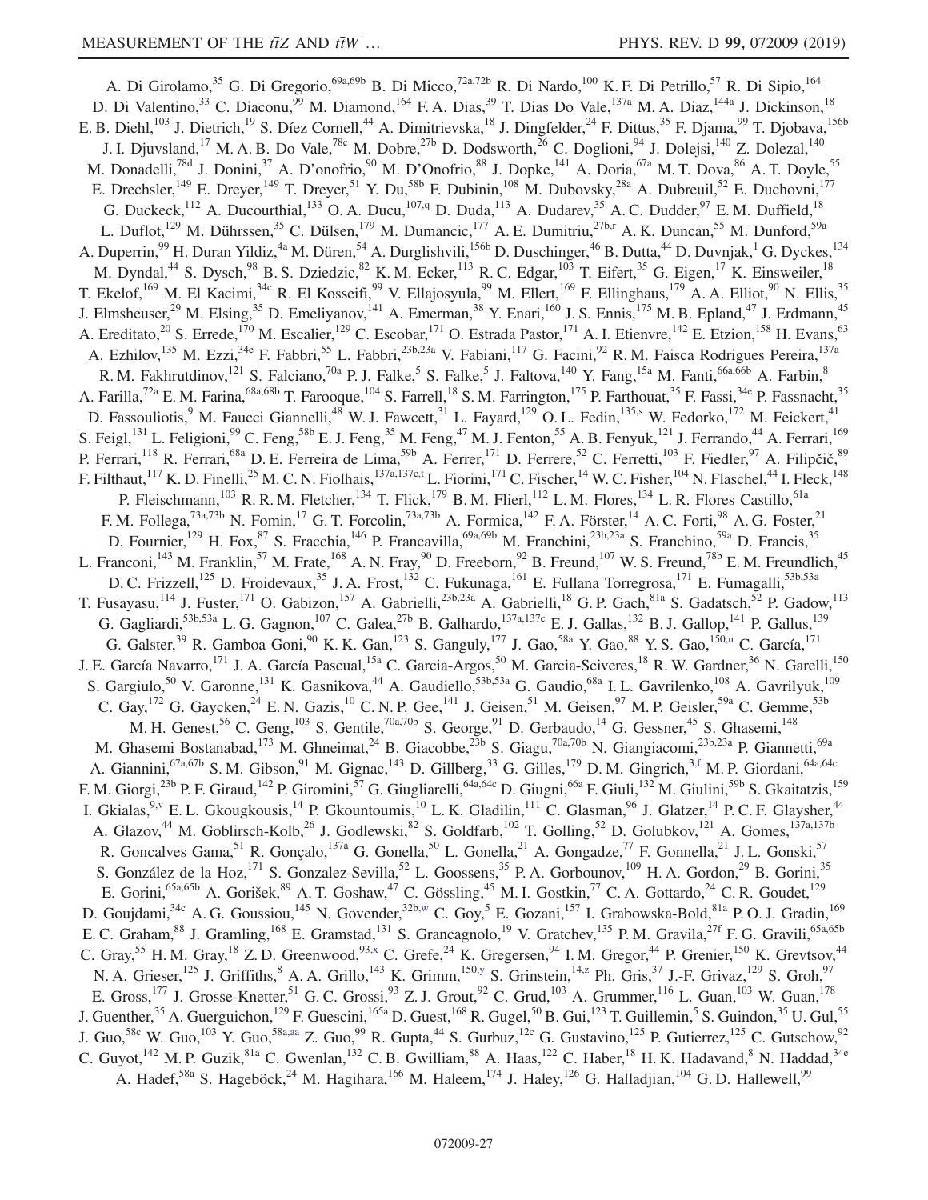A. Di Girolamo,[35] G. Di Gregorio,[69a,69b] B. Di Micco,[72a,72b] R. Di Nardo,[100] K. F. Di Petrillo,[57] R. Di Sipio,[164] D. Di Valentino,[33] C. Diaconu,[99] M. Diamond,[164] F. A. Dias,[39] T. Dias Do Vale,[137a] M. A. Diaz,[144a] J. Dickinson,[18] E. B. Diehl,[103] J. Dietrich,[19] S. Díez Cornell,[44] A. Dimitrievska,[18] J. Dingfelder,[24] F. Dittus,[35] F. Djama,[99] T. Djobava,[156b] J. I. Djuvsland,[17] M. A. B. Do Vale,[78c] M. Dobre,[27b] D. Dodsworth,[26] C. Doglioni,[94] J. Dolejsi,[140] Z. Dolezal,[140] M. Donadelli,[78d] J. Donini,[37] A. D'onofrio,[90] M. D'Onofrio,[88] J. Dopke,[141] A. Doria,[67a] M. T. Dova,[86] A. T. Doyle,[55] E. Drechsler,[149] E. Dreyer,[149] T. Dreyer,[51] Y. Du,[58b] F. Dubinin,[108] M. Dubovsky,[28a] A. Dubreuil,[52] E. Duchovni,[177] G. Duckeck,[112] A. Ducourthial,[133] O. A. Ducu,[107,q] D. Duda,[113] A. Dudarev,[35] A. C. Dudder,[97] E. M. Duffield,[18] L. Duflot,[129] M. Dührssen,[35] C. Dülsen,[179] M. Dumancic,[177] A. E. Dumitriu,[27b,r] A. K. Duncan,[55] M. Dunford,[59a] A. Duperrin,[99] H. Duran Yildiz,[4a] M. Düren,[54] A. Durglishvili,[156b] D. Duschinger,[46] B. Dutta,[44] D. Duvnjak,[1] G. Dyckes,[134] M. Dyndal,[44] S. Dysch,[98] B. S. Dziedzic,[82] K. M. Ecker,[113] R. C. Edgar,[103] T. Eifert,[35] G. Eigen,[17] K. Einsweiler,[18] T. Ekelof,[169] M. El Kacimi,[34c] R. El Kosseifi,[99] V. Ellajosyula,[99] M. Ellert,[169] F. Ellinghaus,[179] A. A. Elliot,[90] N. Ellis,[35] J. Elmsheuser,[29] M. Elsing,[35] D. Emeliyanov,[141] A. Emerman,[38] Y. Enari,[160] J. S. Ennis,[175] M. B. Epland,[47] J. Erdmann,[45] A. Ereditato,[20] S. Errede,[170] M. Escalier,[129] C. Escobar,[171] O. Estrada Pastor,[171] A. I. Etienvre,[142] E. Etzion,[158] H. Evans,[63] A. Ezhilov,[135] M. Ezzi,[34e] F. Fabbri,[55] L. Fabbri,[23b,23a] V. Fabiani,[117] G. Facini,[92] R. M. Faisca Rodrigues Pereira,[137a] R. M. Fakhrutdinov,[121] S. Falciano,[70a] P. J. Falke,[5] S. Falke,[5] J. Faltova,[140] Y. Fang,[15a] M. Fanti,[66a,66b] A. Farbin,[8] A. Farilla,[72a] E. M. Farina,[68a,68b] T. Farooque,[104] S. Farrell,[18] S. M. Farrington,[175] P. Farthouat,[35] F. Fassi,[34e] P. Fassnacht,[35] D. Fassouliotis,[9] M. Faucci Giannelli,[48] W. J. Fawcett,[31] L. Fayard,[129] O. L. Fedin,[135,s] W. Fedorko,[172] M. Feickert,[41] S. Feigl,[131] L. Feligioni,[99] C. Feng,[58b] E. J. Feng,[35] M. Feng,[47] M. J. Fenton,[55] A. B. Fenyuk,[121] J. Ferrando,[44] A. Ferrari,[169] P. Ferrari,[118] R. Ferrari,[68a] D. E. Ferreira de Lima,[59b] A. Ferrer,[171] D. Ferrere,[52] C. Ferretti,[103] F. Fiedler,[97] A. Filipčič,[89] F. Filthaut,[117] K. D. Finelli,[25] M. C. N. Fiolhais,[137a,137c,t] L. Fiorini,[171] C. Fischer,[14] W. C. Fisher,[104] N. Flaschel,[44] I. Fleck,[148] P. Fleischmann,[103] R. R. M. Fletcher,[134] T. Flick,[179] B. M. Flierl,[112] L. M. Flores,[134] L. R. Flores Castillo,[61a] F. M. Follega,[73a,73b] N. Fomin,[17] G. T. Forcolin,[73a,73b] A. Formica,[142] F. A. Förster,[14] A. C. Forti,[98] A. G. Foster,[21] D. Fournier,[129] H. Fox,[87] S. Fracchia,[146] P. Francavilla,[69a,69b] M. Franchini,[23b,23a] S. Franchino,[59a] D. Francis,[35] L. Franconi,[143] M. Franklin,[57] M. Frate,[168] A. N. Fray,[90] D. Freeborn,[92] B. Freund,[107] W. S. Freund,[78b] E. M. Freundlich,[45] D. C. Frizzell,[125] D. Froidevaux,[35] J. A. Frost,[132] C. Fukunaga,[161] E. Fullana Torregrosa,[171] E. Fumagalli,[53b,53a] T. Fusayasu,[114] J. Fuster,[171] O. Gabizon,[157] A. Gabrielli,[23b,23a] A. Gabrielli,[18] G. P. Gach,[81a] S. Gadatsch,[52] P. Gadow,[113] G. Gagliardi,[53b,53a] L. G. Gagnon,[107] C. Galea,[27b] B. Galhardo,[137a,137c] E. J. Gallas,[132] B. J. Gallop,[141] P. Gallus,[139] G. Galster,[39] R. Gamboa Goni,[90] K. K. Gan,[123] S. Ganguly,[177] J. Gao,[58a] Y. Gao,[88] Y. S. Gao,[150,u] C. García,[171] J. E. García Navarro,[171] J. A. García Pascual,[15a] C. Garcia-Argos,[50] M. Garcia-Sciveres,[18] R. W. Gardner,[36] N. Garelli,[150] S. Gargiulo,[50] V. Garonne,[131] K. Gasnikova,[44] A. Gaudiello,[53b,53a] G. Gaudio,[68a] I. L. Gavrilenko,[108] A. Gavrilyuk,[109] C. Gay,[172] G. Gaycken,[24] E. N. Gazis,[10] C. N. P. Gee,[141] J. Geisen,[51] M. Geisen,[97] M. P. Geisler,[59a] C. Gemme,[53b] M. H. Genest,[56] C. Geng,[103] S. Gentile,[70a,70b] S. George,[91] D. Gerbaudo,[14] G. Gessner,[45] S. Ghasemi,[148] M. Ghasemi Bostanabad,[173] M. Ghneimat,[24] B. Giacobbe,[23b] S. Giagu,[70a,70b] N. Giangiacomi,[23b,23a] P. Giannetti,[69a] A. Giannini,[67a,67b] S. M. Gibson,[91] M. Gignac,[143] D. Gillberg,[33] G. Gilles,[179] D. M. Gingrich,[3,f] M. P. Giordani,[64a,64c] F. M. Giorgi,[23b] P. F. Giraud,[142] P. Giromini,[57] G. Giugliarelli,[64a,64c] D. Giugni,[66a] F. Giuli,[132] M. Giulini,[59b] S. Gkaitatzis,[159] I. Gkialas,[9,v] E. L. Gkougkousis,[14] P. Gkountoumis,[10] L. K. Gladilin,[111] C. Glasman,[96] J. Glatzer,[14] P. C. F. Glaysher,[44] A. Glazov,[44] M. Goblirsch-Kolb,[26] J. Godlewski,[82] S. Goldfarb,[102] T. Golling,[52] D. Golubkov,[121] A. Gomes,[137a,137b] R. Goncalves Gama,[51] R. Gonçalo,[137a] G. Gonella,[50] L. Gonella,[21] A. Gongadze,[77] F. Gonnella,[21] J. L. Gonski,[57] S. González de la Hoz,[171] S. Gonzalez-Sevilla,[52] L. Goossens,[35] P. A. Gorbounov,[109] H. A. Gordon,[29] B. Gorini,[35] E. Gorini,[65a,65b] A. Gorišek,[89] A. T. Goshaw,[47] C. Gössling,[45] M. I. Gostkin,[77] C. A. Gottardo,[24] C. R. Goudet,[129] D. Goujdami,[34c] A. G. Goussiou,[145] N. Govender,[32b,w] C. Goy,[5] E. Gozani,[157] I. Grabowska-Bold,[81a] P. O. J. Gradin,[169] E. C. Graham,[88] J. Gramling,[168] E. Gramstad,[131] S. Grancagnolo,[19] V. Gratchev,[135] P. M. Gravila,[27f] F. G. Gravili,[65a,65b] C. Gray,[55] H. M. Gray,[18] Z. D. Greenwood,[93,x] C. Grefe,[24] K. Gregersen,[94] I. M. Gregor,[44] P. Grenier,[150] K. Grevtsov,[44] N. A. Grieser,[125] J. Griffiths,[8] A. A. Grillo,[143] K. Grimm,[150,y] S. Grinstein,[14,z] Ph. Gris,[37] J.-F. Grivaz,[129] S. Groh,[97] E. Gross,[177] J. Grosse-Knetter,[51] G. C. Grossi,[93] Z. J. Grout,[92] C. Grud,[103] A. Grummer,[116] L. Guan,[103] W. Guan,[178] J. Guenther,[35] A. Guerguichon,[129] F. Guescini,[165a] D. Guest,[168] R. Gugel,[50] B. Gui,[123] T. Guillemin,[5] S. Guindon,[35] U. Gul,[55] J. Guo,[58c] W. Guo,[103] Y. Guo,[58a,aa] Z. Guo,[99] R. Gupta,[44] S. Gurbuz,[12c] G. Gustavino,[125] P. Gutierrez,[125] C. Gutschow,[92] C. Guyot,[142] M. P. Guzik,[81a] C. Gwenlan,[132] C. B. Gwilliam,[88] A. Haas,[122] C. Haber,[18] H. K. Hadavand,[8] N. Haddad,[34e] A. Hadef,[58a] S. Hageböck,[24] M. Hagihara,[166] M. Haleem,[174] J. Haley,[126] G. Halladjian,[104] G. D. Hallewell,[99]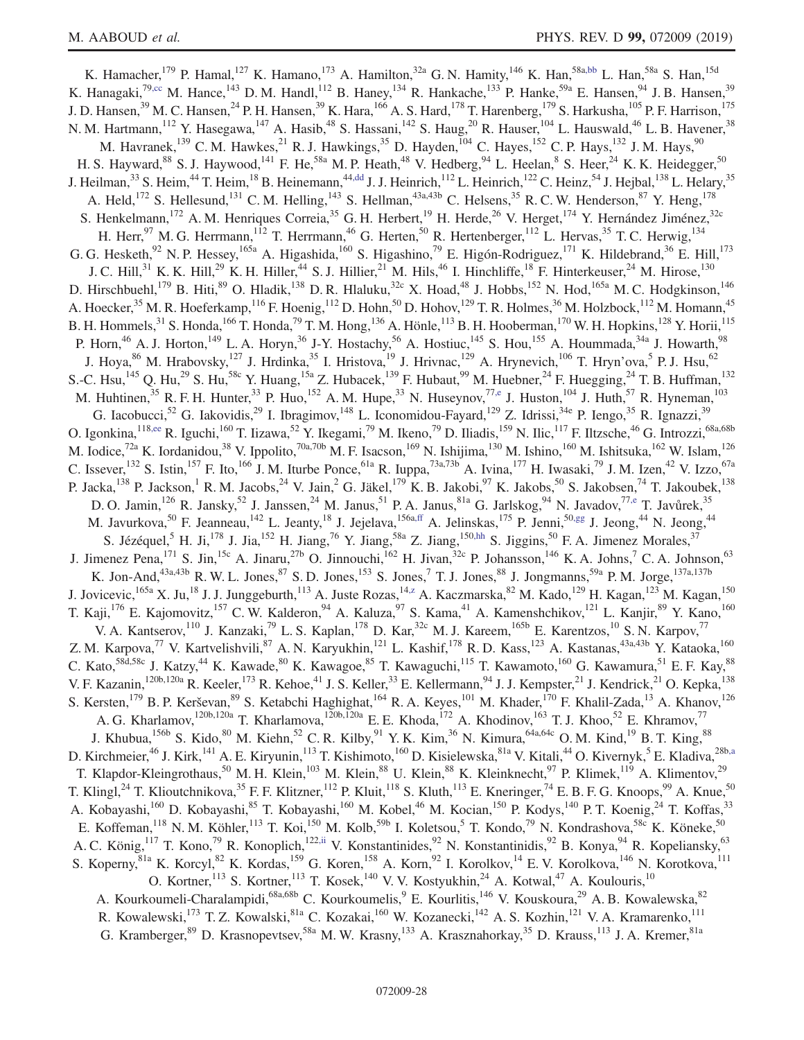K. Hamacher,[179] P. Hamal,[127] K. Hamano,[173] A. Hamilton,[32a] G. N. Hamity,[146] K. Han,[58a,bb] L. Han,[58a] S. Han,[15d] K. Hanagaki,[79,cc] M. Hance,[143] D. M. Handl,[112] B. Haney,[134] R. Hankache,[133] P. Hanke,[59a] E. Hansen,[94] J. B. Hansen,[39] J. D. Hansen,[39] M. C. Hansen,[24] P. H. Hansen,[39] K. Hara,[166] A. S. Hard,[178] T. Harenberg,[179] S. Harkusha,[105] P. F. Harrison,[175] N. M. Hartmann,[112] Y. Hasegawa,[147] A. Hasib,[48] S. Hassani,[142] S. Haug,[20] R. Hauser,[104] L. Hauswald,[46] L. B. Havener,[38] M. Havranek,[139] C. M. Hawkes,[21] R. J. Hawkings,[35] D. Hayden,[104] C. Hayes,[152] C. P. Hays,[132] J. M. Hays,[90] H. S. Hayward,[88] S. J. Haywood,[141] F. He,[58a] M. P. Heath,[48] V. Hedberg,[94] L. Heelan,[8] S. Heer,[24] K. K. Heidegger,[50] J. Heilman,[33] S. Heim,[44] T. Heim,[18] B. Heinemann,[44,dd] J. J. Heinrich,[112] L. Heinrich,[122] C. Heinz,[54] J. Hejbal,[138] L. Helary,[35] A. Held,[172] S. Hellesund,[131] C. M. Helling,[143] S. Hellman,[43a,43b] C. Helsens,[35] R. C. W. Henderson,[87] Y. Heng,[178] S. Henkelmann,[172] A. M. Henriques Correia,[35] G. H. Herbert,[19] H. Herde,[26] V. Herget,[174] Y. Hernández Jiménez,[32c] H. Herr,[97] M. G. Herrmann,[112] T. Herrmann,[46] G. Herten,[50] R. Hertenberger,[112] L. Hervas,[35] T. C. Herwig,[134] G. G. Hesketh,[92] N. P. Hessey,[165a] A. Higashida,[160] S. Higashino,[79] E. Higón-Rodriguez,[171] K. Hildebrand,[36] E. Hill,[173] J. C. Hill,[31] K. K. Hill,[29] K. H. Hiller,[44] S. J. Hillier,[21] M. Hils,[46] I. Hinchliffe,[18] F. Hinterkeuser,[24] M. Hirose,[130] D. Hirschbuehl,[179] B. Hiti,[89] O. Hladik,[138] D. R. Hlaluku,[32c] X. Hoad,[48] J. Hobbs,[152] N. Hod,[165a] M. C. Hodgkinson,[146] A. Hoecker,[35] M. R. Hoeferkamp,[116] F. Hoenig,[112] D. Hohn,[50] D. Hohov,[129] T. R. Holmes,[36] M. Holzbock,[112] M. Homann,[45] B. H. Hommels,[31] S. Honda,[166] T. Honda,[79] T. M. Hong,[136] A. Hönle,[113] B. H. Hooberman,[170] W. H. Hopkins,[128] Y. Horii,[115] P. Horn,[46] A. J. Horton,[149] L. A. Horyn,[36] J-Y. Hostachy,[56] A. Hostiuc,[145] S. Hou,[155] A. Hoummada,[34a] J. Howarth,[98] J. Hoya,[86] M. Hrabovsky,[127] J. Hrdinka,[35] I. Hristova,[19] J. Hrivnac,[129] A. Hrynevich,[106] T. Hryn'ova,[5] P. J. Hsu,[62] S.-C. Hsu,[145] Q. Hu,[29] S. Hu,[58c] Y. Huang,[15a] Z. Hubacek,[139] F. Hubaut,[99] M. Huebner,[24] F. Huegging,[24] T. B. Huffman,[132] M. Huhtinen,[35] R. F. H. Hunter,[33] P. Huo,[152] A. M. Hupe,[33] N. Huseynov,[77,e] J. Huston,[104] J. Huth,[57] R. Hyneman,[103] G. Iacobucci,[52] G. Iakovidis,[29] I. Ibragimov,[148] L. Iconomidou-Fayard,[129] Z. Idrissi,[34e] P. Iengo,[35] R. Ignazzi,[39] O. Igonkina,[118,ee] R. Iguchi,[160] T. Iizawa,[52] Y. Ikegami,[79] M. Ikeno,[79] D. Iliadis,[159] N. Ilic,[117] F. Iltzsche,[46] G. Introzzi,[68a,68b] M. Iodice,[72a] K. Iordanidou,[38] V. Ippolito,[70a,70b] M. F. Isacson,[169] N. Ishijima,[130] M. Ishino,[160] M. Ishitsuka,[162] W. Islam,[126] C. Issever,[132] S. Istin,[157] F. Ito,[166] J. M. Iturbe Ponce,[61a] R. Iuppa,[73a,73b] A. Ivina,[177] H. Iwasaki,[79] J. M. Izen,[42] V. Izzo,[67a] P. Jacka,[138] P. Jackson,[1] R. M. Jacobs,[24] V. Jain,[2] G. Jäkel,[179] K. B. Jakobi,[97] K. Jakobs,[50] S. Jakobsen,[74] T. Jakoubek,[138] D. O. Jamin,[126] R. Jansky,[52] J. Janssen,[24] M. Janus,[51] P. A. Janus,[81a] G. Jarlskog,[94] N. Javadov,[77,e] T. Javůrek,[35] M. Javurkova,[50] F. Jeanneau,[142] L. Jeanty,[18] J. Jejelava,[156a,ff] A. Jelinskas,[175] P. Jenni,[50,gg] J. Jeong,[44] N. Jeong,[44] S. Jézéquel,[5] H. Ji,[178] J. Jia,[152] H. Jiang,[76] Y. Jiang,[58a] Z. Jiang,[150,hh] S. Jiggins,[50] F. A. Jimenez Morales,[37] J. Jimenez Pena,[171] S. Jin,[15c] A. Jinaru,[27b] O. Jinnouchi,[162] H. Jivan,[32c] P. Johansson,[146] K. A. Johns,[7] C. A. Johnson,[63] K. Jon-And,[43a,43b] R. W. L. Jones,[87] S. D. Jones,[153] S. Jones,[7] T. J. Jones,[88] J. Jongmanns,[59a] P. M. Jorge,[137a,137b] J. Jovicevic,[165a] X. Ju,[18] J. J. Junggeburth,[113] A. Juste Rozas,[14,z] A. Kaczmarska,[82] M. Kado,[129] H. Kagan,[123] M. Kagan,[150] T. Kaji,[176] E. Kajomovitz,[157] C. W. Kalderon,[94] A. Kaluza,[97] S. Kama,[41] A. Kamenshchikov,[121] L. Kanjir,[89] Y. Kano,[160] V. A. Kantserov,[110] J. Kanzaki,[79] L. S. Kaplan,[178] D. Kar,[32c] M. J. Kareem,[165b] E. Karentzos,[10] S. N. Karpov,[77] Z. M. Karpova,[77] V. Kartvelishvili,[87] A. N. Karyukhin,[121] L. Kashif,[178] R. D. Kass,[123] A. Kastanas,[43a,43b] Y. Kataoka,[160] C. Kato,[58d,58c] J. Katzy,[44] K. Kawade,[80] K. Kawagoe,[85] T. Kawaguchi,[115] T. Kawamoto,[160] G. Kawamura,[51] E. F. Kay,[88] V. F. Kazanin,[120b,120a] R. Keeler,[173] R. Kehoe,[41] J. S. Keller,[33] E. Kellermann,[94] J. J. Kempster,[21] J. Kendrick,[21] O. Kepka,[138] S. Kersten,[179] B. P. Kerševan,[89] S. Ketabchi Haghighat,[164] R. A. Keyes,[101] M. Khader,[170] F. Khalil-Zada,[13] A. Khanov,[126] A. G. Kharlamov,[120b,120a] T. Kharlamova,[120b,120a] E. E. Khoda,[172] A. Khodinov,[163] T. J. Khoo,[52] E. Khramov,[77] J. Khubua,[156b] S. Kido,[80] M. Kiehn,[52] C. R. Kilby,[91] Y. K. Kim,[36] N. Kimura,[64a,64c] O. M. Kind,[19] B. T. King,[88] D. Kirchmeier,[46] J. Kirk,[141] A. E. Kiryunin,[113] T. Kishimoto,[160] D. Kisielewska,[81a] V. Kitali,[44] O. Kivernyk,[5] E. Kladiva,[28b,a] T. Klapdor-Kleingrothaus,[50] M. H. Klein,[103] M. Klein,[88] U. Klein,[88] K. Kleinknecht,[97] P. Klimek,[119] A. Klimentov,[29] T. Klingl,[24] T. Klioutchnikova,[35] F. F. Klitzner,[112] P. Kluit,[118] S. Kluth,[113] E. Kneringer,[74] E. B. F. G. Knoops,[99] A. Knue,[50] A. Kobayashi,[160] D. Kobayashi,[85] T. Kobayashi,[160] M. Kobel,[46] M. Kocian,[150] P. Kodys,[140] P. T. Koenig,[24] T. Koffas,[33] E. Koffeman,[118] N. M. Köhler,[113] T. Koi,[150] M. Kolb,[59b] I. Koletsou,[5] T. Kondo,[79] N. Kondrashova,[58c] K. Köneke,[50] A. C. König,[117] T. Kono,[79] R. Konoplich,[122,ii] V. Konstantinides,[92] N. Konstantinidis,[92] B. Konya,[94] R. Kopeliansky,[63] S. Koperny,[81a] K. Korcyl,[82] K. Kordas,[159] G. Koren,[158] A. Korn,[92] I. Korolkov,[14] E. V. Korolkova,[146] N. Korotkova,[111] O. Kortner,[113] S. Kortner,[113] T. Kosek,[140] V. V. Kostyukhin,[24] A. Kotwal,[47] A. Koulouris,[10] A. Kourkoumeli-Charalampidi,[68a,68b] C. Kourkoumelis,[9] E. Kourlitis,[146] V. Kouskoura,[29] A. B. Kowalewska,[82] R. Kowalewski,[173] T. Z. Kowalski,[81a] C. Kozakai,[160] W. Kozanecki,[142] A. S. Kozhin,[121] V. A. Kramarenko,[111] G. Kramberger,[89] D. Krasnopevtsev,[58a] M. W. Krasny,[133] A. Krasznahorkay,[35] D. Krauss,[113] J. A. Kremer,[81a]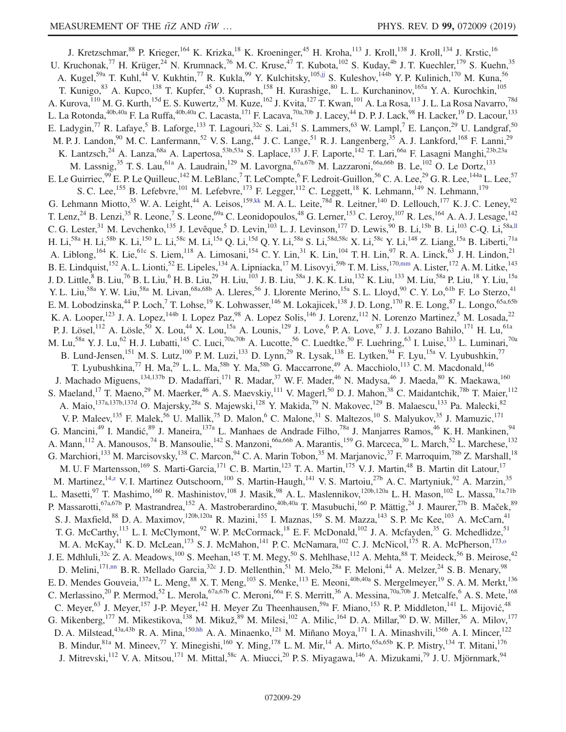J. Kretzschmar,[88] P. Krieger,[164] K. Krizka,[18] K. Kroeninger,[45] H. Kroha,[113] J. Kroll,[138] J. Kroll,[134] J. Krstic,[16] U. Kruchonak,[77] H. Krüger,[24] N. Krumnack,[76] M. C. Kruse,[47] T. Kubota,[102] S. Kuday,[4b] J. T. Kuechler,[179] S. Kuehn,[35] A. Kugel,[59a] T. Kuhl,[44] V. Kukhtin,[77] R. Kukla,[99] Y. Kulchitsky,[105,jj] S. Kuleshov,[144b] Y. P. Kulinich,[170] M. Kuna,[56] T. Kunigo,[83] A. Kupco,[138] T. Kupfer,[45] O. Kuprash,[158] H. Kurashige,[80] L. L. Kurchaninov,[165a] Y. A. Kurochkin,[105] A. Kurova,[110] M. G. Kurth,[15d] E. S. Kuwertz,[35] M. Kuze,[162] J. Kvita,[127] T. Kwan,[101] A. La Rosa,[113] J. L. La Rosa Navarro,[78d] L. La Rotonda,[40b,40a] F. La Ruffa,[40b,40a] C. Lacasta,[171] F. Lacava,[70a,70b] J. Lacey,[44] D. P. J. Lack,[98] H. Lacker,[19] D. Lacour,[133] E. Ladygin,[77] R. Lafaye,[5] B. Laforge,[133] T. Lagouri,[32c] S. Lai,[51] S. Lammers,[63] W. Lampl,[7] E. Lançon,[29] U. Landgraf,[50] M. P. J. Landon,[90] M. C. Lanfermann,[52] V. S. Lang,[44] J. C. Lange,[51] R. J. Langenberg,[35] A. J. Lankford,[168] F. Lanni,[29] K. Lantzsch,[24] A. Lanza,[68a] A. Lapertosa,[53b,53a] S. Laplace,[133] J. F. Laporte,[142] T. Lari,[66a] F. Lasagni Manghi,[23b,23a] M. Lassnig,[35] T. S. Lau,[61a] A. Laudrain,[129] M. Lavorgna,[67a,67b] M. Lazzaroni,[66a,66b] B. Le,[102] O. Le Dortz,[133] E. Le Guirriec,[99] E. P. Le Quilleuc,[142] M. LeBlanc,[7] T. LeCompte,[6] F. Ledroit-Guillon,[56] C. A. Lee,[29] G. R. Lee,[144a] L. Lee,[57] S. C. Lee,[155] B. Lefebvre,[101] M. Lefebvre,[173] F. Legger,[112] C. Leggett,[18] K. Lehmann,[149] N. Lehmann,[179] G. Lehmann Miotto,[35] W. A. Leight,[44] A. Leisos,[159,kk] M. A. L. Leite,[78d] R. Leitner,[140] D. Lellouch,[177] K. J. C. Leney,[92] T. Lenz,[24] B. Lenzi,[35] R. Leone,[7] S. Leone,[69a] C. Leonidopoulos,[48] G. Lerner,[153] C. Leroy,[107] R. Les,[164] A. A. J. Lesage,[142] C. G. Lester,[31] M. Levchenko,[135] J. Levêque,[5] D. Levin,[103] L. J. Levinson,[177] D. Lewis,[90] B. Li,[15b] B. Li,[103] C-Q. Li,[58a,ll] H. Li,[58a] H. Li,[58b] K. Li,[150] L. Li,[58c] M. Li,[15a] Q. Li,[15d] Q. Y. Li,[58a] S. Li,[58d,58c] X. Li,[58c] Y. Li,[148] Z. Liang,[15a] B. Liberti,[71a] A. Liblong,[164] K. Lie,[61c] S. Liem,[118] A. Limosani,[154] C. Y. Lin,[31] K. Lin,[104] T. H. Lin,[97] R. A. Linck,[63] J. H. Lindon,[21] B. E. Lindquist,[152] A. L. Lionti,[52] E. Lipeles,[134] A. Lipniacka,[17] M. Lisovyi,[59b] T. M. Liss,[170,mm] A. Lister,[172] A. M. Litke,[143] J. D. Little,[8] B. Liu,[76] B. L Liu,[6] H. B. Liu,[29] H. Liu,[103] J. B. Liu,[58a] J. K. K. Liu,[132] K. Liu,[133] M. Liu,[58a] P. Liu,[18] Y. Liu,[15a] Y. L. Liu,[58a] Y. W. Liu,[58a] M. Livan,[68a,68b] A. Lleres,[56] J. Llorente Merino,[15a] S. L. Lloyd,[90] C. Y. Lo,[61b] F. Lo Sterzo,[41] E. M. Lobodzinska,[44] P. Loch,[7] T. Lohse,[19] K. Lohwasser,[146] M. Lokajicek,[138] J. D. Long,[170] R. E. Long,[87] L. Longo,[65a,65b] K. A. Looper,[123] J. A. Lopez,[144b] I. Lopez Paz,[98] A. Lopez Solis,[146] J. Lorenz,[112] N. Lorenzo Martinez,[5] M. Losada,[22] P. J. Lösel,[112] A. Lösle,[50] X. Lou,[44] X. Lou,[15a] A. Lounis,[129] J. Love,[6] P. A. Love,[87] J. J. Lozano Bahilo,[171] H. Lu,[61a] M. Lu,[58a] Y. J. Lu,[62] H. J. Lubatti,[145] C. Luci,[70a,70b] A. Lucotte,[56] C. Luedtke,[50] F. Luehring,[63] I. Luise,[133] L. Luminari,[70a] B. Lund-Jensen,[151] M. S. Lutz,[100] P. M. Luzi,[133] D. Lynn,[29] R. Lysak,[138] E. Lytken,[94] F. Lyu,[15a] V. Lyubushkin,[77] T. Lyubushkina,[77] H. Ma,[29] L. L. Ma,[58b] Y. Ma,[58b] G. Maccarrone,[49] A. Macchiolo,[113] C. M. Macdonald,[146] J. Machado Miguens,[134,137b] D. Madaffari,[171] R. Madar,[37] W. F. Mader,[46] N. Madysa,[46] J. Maeda,[80] K. Maekawa,[160] S. Maeland,[17] T. Maeno,[29] M. Maerker,[46] A. S. Maevskiy,[111] V. Magerl,[50] D. J. Mahon,[38] C. Maidantchik,[78b] T. Maier,[112] A. Maio,[137a,137b,137d] O. Majersky,[28a] S. Majewski,[128] Y. Makida,[79] N. Makovec,[129] B. Malaescu,[133] Pa. Malecki,[82] V. P. Maleev,[135] F. Malek,[56] U. Mallik,[75] D. Malon,[6] C. Malone,[31] S. Maltezos,[10] S. Malyukov,[35] J. Mamuzic,[171] G. Mancini,[49] I. Mandić,[89] J. Maneira,[137a] L. Manhaes de Andrade Filho,[78a] J. Manjarres Ramos,[46] K. H. Mankinen,[94] A. Mann,[112] A. Manousos,[74] B. Mansoulie,[142] S. Manzoni,[66a,66b] A. Marantis,[159] G. Marceca,[30] L. March,[52] L. Marchese,[132] G. Marchiori,[133] M. Marcisovsky,[138] C. Marcon,[94] C. A. Marin Tobon,[35] M. Marjanovic,[37] F. Marroquim,[78b] Z. Marshall,[18] M. U. F Martensson,[169] S. Marti-Garcia,[171] C. B. Martin,[123] T. A. Martin,[175] V. J. Martin,[48] B. Martin dit Latour,[17] M. Martinez,[14,z] V. I. Martinez Outschoorn,[100] S. Martin-Haugh,[141] V. S. Martoiu,[27b] A. C. Martyniuk,[92] A. Marzin,[35] L. Masetti,[97] T. Mashimo,[160] R. Mashinistov,[108] J. Masik,[98] A. L. Maslennikov,[120b,120a] L. H. Mason,[102] L. Massa,[71a,71b] P. Massarotti,[67a,67b] P. Mastrandrea,[152] A. Mastroberardino,[40b,40a] T. Masubuchi,[160] P. Mättig,[24] J. Maurer,[27b] B. Maček,[89] S. J. Maxfield,[88] D. A. Maximov,[120b,120a] R. Mazini,[155] I. Maznas,[159] S. M. Mazza,[143] S. P. Mc Kee,[103] A. McCarn,[41] T. G. McCarthy,[113] L. I. McClymont,[92] W. P. McCormack,[18] E. F. McDonald,[102] J. A. Mcfayden,[35] G. Mchedlidze,[51] M. A. McKay,[41] K. D. McLean,[173] S. J. McMahon,[141] P. C. McNamara,[102] C. J. McNicol,[175] R. A. McPherson,[173,o] J. E. Mdhluli,[32c] Z. A. Meadows,[100] S. Meehan,[145] T. M. Megy,[50] S. Mehlhase,[112] A. Mehta,[88] T. Meideck,[56] B. Meirose,[42] D. Melini,[171,nn] B. R. Mellado Garcia,[32c] J. D. Mellenthin,[51] M. Melo,[28a] F. Meloni,[44] A. Melzer,[24] S. B. Menary,[98] E. D. Mendes Gouveia,[137a] L. Meng,[88] X. T. Meng,[103] S. Menke,[113] E. Meoni,[40b,40a] S. Mergelmeyer,[19] S. A. M. Merkt,[136] C. Merlassino,[20] P. Mermod,[52] L. Merola,[67a,67b] C. Meroni,[66a] F. S. Merritt,[36] A. Messina,[70a,70b] J. Metcalfe,[6] A. S. Mete,[168] C. Meyer,[63] J. Meyer,[157] J-P. Meyer,[142] H. Meyer Zu Theenhausen,[59a] F. Miano,[153] R. P. Middleton,[141] L. Mijović,[48] G. Mikenberg,[177] M. Mikestikova,[138] M. Mikuž,[89] M. Milesi,[102] A. Milic,[164] D. A. Millar,[90] D. W. Miller,[36] A. Milov,[177] D. A. Milstead,[43a,43b] R. A. Mina,[150,hh] A. A. Minaenko,[121] M. Miñano Moya,[171] I. A. Minashvili,[156b] A. I. Mincer,[122] B. Mindur,[81a] M. Mineev,[77] Y. Minegishi,[160] Y. Ming,[178] L. M. Mir,[14] A. Mirto,[65a,65b] K. P. Mistry,[134] T. Mitani,[176] J. Mitrevski,[112] V. A. Mitsou,[171] M. Mittal,[58c] A. Miucci,[20] P. S. Miyagawa,[146] A. Mizukami,[79] J. U. Mjörnmark,[94]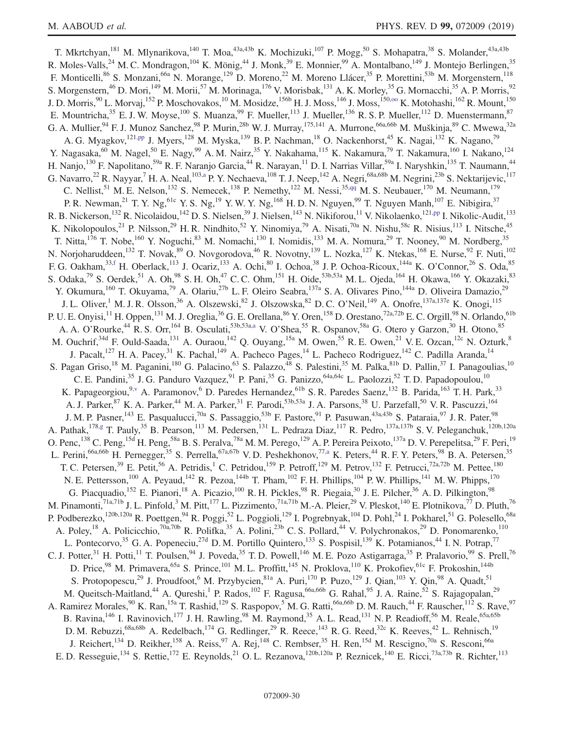T. Mkrtchyan,[181] M. Mlynarikova,[140] T. Moa,[43a,43b] K. Mochizuki,[107] P. Mogg,[50] S. Mohapatra,[38] S. Molander,[43a,43b] R. Moles-Valls,[24] M. C. Mondragon,[104] K. Mönig,[44] J. Monk,[39] E. Monnier,[99] A. Montalbano,[149] J. Montejo Berlingen,[35] F. Monticelli,[86] S. Monzani,[66a] N. Morange,[129] D. Moreno,[22] M. Moreno Llácer,[35] P. Morettini,[53b] M. Morgenstern,[118] S. Morgenstern,[46] D. Mori,[149] M. Morii,[57] M. Morinaga,[176] V. Morisbak,[131] A. K. Morley,[35] G. Mornacchi,[35] A. P. Morris,[92] J. D. Morris,[90] L. Morvaj,[152] P. Moschovakos,[10] M. Mosidze,[156b] H. J. Moss,[146] J. Moss,[150,oo] K. Motohashi,[162] R. Mount,[150] E. Mountricha,[35] E. J. W. Moyse,[100] S. Muanza,[99] F. Mueller,[113] J. Mueller,[136] R. S. P. Mueller,[112] D. Muenstermann,[87] G. A. Mullier,[94] F. J. Munoz Sanchez,[98] P. Murin,[28b] W. J. Murray,[175,141] A. Murrone,[66a,66b] M. Muškinja,[89] C. Mwewa,[32a] A. G. Myagkov,[121,pp] J. Myers,[128] M. Myska,[139] B. P. Nachman,[18] O. Nackenhorst,[45] K. Nagai,[132] K. Nagano,[79] Y. Nagasaka,[60] M. Nagel,[50] E. Nagy,[99] A. M. Nairz,[35] Y. Nakahama,[115] K. Nakamura,[79] T. Nakamura,[160] I. Nakano,[124] H. Nanjo,[130] F. Napolitano,[59a] R. F. Naranjo Garcia,[44] R. Narayan,[11] D. I. Narrias Villar,[59a] I. Naryshkin,[135] T. Naumann,[44] G. Navarro,[22] R. Nayyar,[7] H. A. Neal,[103,a] P. Y. Nechaeva,[108] T. J. Neep,[142] A. Negri,[68a,68b] M. Negrini,[23b] S. Nektarijevic,[117] C. Nellist,[51] M. E. Nelson,[132] S. Nemecek,[138] P. Nemethy,[122] M. Nessi,[35,qq] M. S. Neubauer,[170] M. Neumann,[179] P. R. Newman,[21] T. Y. Ng,[61c] Y. S. Ng,[19] Y. W. Y. Ng,[168] H. D. N. Nguyen,[99] T. Nguyen Manh,[107] E. Nibigira,[37] R. B. Nickerson,[132] R. Nicolaidou,[142] D. S. Nielsen,[39] J. Nielsen,[143] N. Nikiforou,[11] V. Nikolaenko,[121,pp] I. Nikolic-Audit,[133] K. Nikolopoulos,[21] P. Nilsson,[29] H. R. Nindhito,[52] Y. Ninomiya,[79] A. Nisati,[70a] N. Nishu,[58c] R. Nisius,[113] I. Nitsche,[45] T. Nitta,[176] T. Nobe,[160] Y. Noguchi,[83] M. Nomachi,[130] I. Nomidis,[133] M. A. Nomura,[29] T. Nooney,[90] M. Nordberg,[35] N. Norjoharuddeen,[132] T. Novak,[89] O. Novgorodova,[46] R. Novotny,[139] L. Nozka,[127] K. Ntekas,[168] E. Nurse,[92] F. Nuti,[102] F. G. Oakham,[33,f] H. Oberlack,[113] J. Ocariz,[133] A. Ochi,[80] I. Ochoa,[38] J. P. Ochoa-Ricoux,[144a] K. O'Connor,[26] S. Oda,[85] S. Odaka,[79] S. Oerdek,[51] A. Oh,[98] S. H. Oh,[47] C. C. Ohm,[151] H. Oide,[53b,53a] M. L. Ojeda,[164] H. Okawa,[166] Y. Okazaki,[83] Y. Okumura,[160] T. Okuyama,[79] A. Olariu,[27b] L. F. Oleiro Seabra,[137a] S. A. Olivares Pino,[144a] D. Oliveira Damazio,[29] J. L. Oliver,[1] M. J. R. Olsson,[36] A. Olszewski,[82] J. Olszowska,[82] D. C. O'Neil,[149] A. Onofre,[137a,137e] K. Onogi,[115] P. U. E. Onyisi,[11] H. Oppen,[131] M. J. Oreglia,[36] G. E. Orellana,[86] Y. Oren,[158] D. Orestano,[72a,72b] E. C. Orgill,[98] N. Orlando,[61b] A. A. O'Rourke,[44] R. S. Orr,[164] B. Osculati,[53b,53a,a] V. O'Shea,[55] R. Ospanov,[58a] G. Otero y Garzon,[30] H. Otono,[85] M. Ouchrif,[34d] F. Ould-Saada,[131] A. Ouraou,[142] Q. Ouyang,[15a] M. Owen,[55] R. E. Owen,[21] V. E. Ozcan,[12c] N. Ozturk,[8] J. Pacalt,[127] H. A. Pacey,[31] K. Pachal,[149] A. Pacheco Pages,[14] L. Pacheco Rodriguez,[142] C. Padilla Aranda,[14] S. Pagan Griso,[18] M. Paganini,[180] G. Palacino,[63] S. Palazzo,[48] S. Palestini,[35] M. Palka,[81b] D. Pallin,[37] I. Panagoulias,[10] C. E. Pandini,[35] J. G. Panduro Vazquez,[91] P. Pani,[35] G. Panizzo,[64a,64c] L. Paolozzi,[52] T. D. Papadopoulou,[10] K. Papageorgiou,[9,v] A. Paramonov,[6] D. Paredes Hernandez,[61b] S. R. Paredes Saenz,[132] B. Parida,[163] T. H. Park,[33] A. J. Parker,[87] K. A. Parker,[44] M. A. Parker,[31] F. Parodi,[53b,53a] J. A. Parsons,[38] U. Parzefall,[50] V. R. Pascuzzi,[164] J. M. P. Pasner,[143] E. Pasqualucci,[70a] S. Passaggio,[53b] F. Pastore,[91] P. Pasuwan,[43a,43b] S. Pataraia,[97] J. R. Pater,[98] A. Pathak,[178,g] T. Pauly,[35] B. Pearson,[113] M. Pedersen,[131] L. Pedraza Diaz,[117] R. Pedro,[137a,137b] S. V. Peleganchuk,[120b,120a] O. Penc,[138] C. Peng,[15d] H. Peng,[58a] B. S. Peralva,[78a] M. M. Perego,[129] A. P. Pereira Peixoto,[137a] D. V. Perepelitsa,[29] F. Peri,[19] L. Perini,[66a,66b] H. Pernegger,[35] S. Perrella,[67a,67b] V. D. Peshekhonov,[77,a] K. Peters,[44] R. F. Y. Peters,[98] B. A. Petersen,[35] T. C. Petersen,[39] E. Petit,[56] A. Petridis,[1] C. Petridou,[159] P. Petroff,[129] M. Petrov,[132] F. Petrucci,[72a,72b] M. Pettee,[180] N. E. Pettersson,[100] A. Peyaud,[142] R. Pezoa,[144b] T. Pham,[102] F. H. Phillips,[104] P. W. Phillips,[141] M. W. Phipps,[170] G. Piacquadio,[152] E. Pianori,[18] A. Picazio,[100] R. H. Pickles,[98] R. Piegaia,[30] J. E. Pilcher,[36] A. D. Pilkington,[98] M. Pinamonti,[71a,71b] J. L. Pinfold,[3] M. Pitt,[177] L. Pizzimento,[71a,71b] M.-A. Pleier,[29] V. Pleskot,[140] E. Plotnikova,[77] D. Pluth,[76] P. Podberezko,[120b,120a] R. Poettgen,[94] R. Poggi,[52] L. Poggioli,[129] I. Pogrebnyak,[104] D. Pohl,[24] I. Pokharel,[51] G. Polesello,[68a] A. Poley,[18] A. Policicchio,[70a,70b] R. Polifka,[35] A. Polini,[23b] C. S. Pollard,[44] V. Polychronakos,[29] D. Ponomarenko,[110] L. Pontecorvo,[35] G. A. Popeneciu,[27d] D. M. Portillo Quintero,[133] S. Pospisil,[139] K. Potamianos,[44] I. N. Potrap,[77] C. J. Potter,[31] H. Potti,[11] T. Poulsen,[94] J. Poveda,[35] T. D. Powell,[146] M. E. Pozo Astigarraga,[35] P. Pralavorio,[99] S. Prell,[76] D. Price,[98] M. Primavera,[65a] S. Prince,[101] M. L. Proffitt,[145] N. Proklova,[110] K. Prokofiev,[61c] F. Prokoshin,[144b] S. Protopopescu,[29] J. Proudfoot,[6] M. Przybycien,[81a] A. Puri,[170] P. Puzo,[129] J. Qian,[103] Y. Qin,[98] A. Quadt,[51] M. Queitsch-Maitland,[44] A. Qureshi,[1] P. Rados,[102] F. Ragusa,[66a,66b] G. Rahal,[95] J. A. Raine,[52] S. Rajagopalan,[29] A. Ramirez Morales,[90] K. Ran,[15a] T. Rashid,[129] S. Raspopov,[5] M. G. Ratti,[66a,66b] D. M. Rauch,[44] F. Rauscher,[112] S. Rave,[97] B. Ravina,[146] I. Ravinovich,[177] J. H. Rawling,[98] M. Raymond,[35] A. L. Read,[131] N. P. Readioff,[56] M. Reale,[65a,65b] D. M. Rebuzzi,[68a,68b] A. Redelbach,[174] G. Redlinger,[29] R. Reece,[143] R. G. Reed,[32c] K. Reeves,[42] L. Rehnisch,[19] J. Reichert,[134] D. Reikher,[158] A. Reiss,[97] A. Rej,[148] C. Rembser,[35] H. Ren,[15d] M. Rescigno,[70a] S. Resconi,[66a] E. D. Resseguie,[134] S. Rettie,[172] E. Reynolds,[21] O. L. Rezanova,[120b,120a] P. Reznicek,[140] E. Ricci,[73a,73b] R. Richter,[113]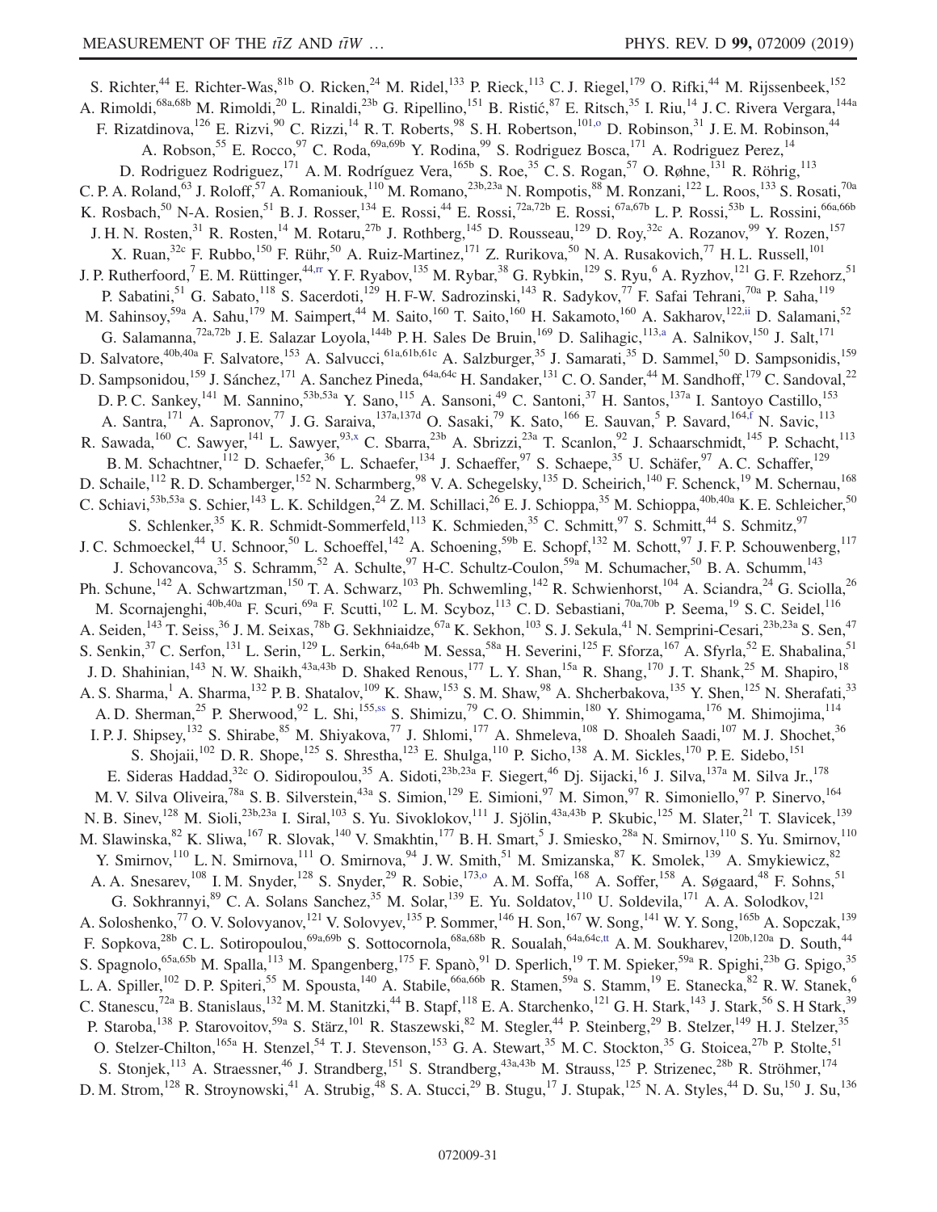S. Richter,[44] E. Richter-Was,[81b] O. Ricken,[24] M. Ridel,[133] P. Rieck,[113] C. J. Riegel,[179] O. Rifki,[44] M. Rijssenbeek,[152] A. Rimoldi,[68a,68b] M. Rimoldi,[20] L. Rinaldi,[23b] G. Ripellino,[151] B. Ristić,[87] E. Ritsch,[35] I. Riu,[14] J. C. Rivera Vergara,[144a] F. Rizatdinova,[126] E. Rizvi,[90] C. Rizzi,[14] R. T. Roberts,[98] S. H. Robertson,[101,o] D. Robinson,[31] J. E. M. Robinson,[44] A. Robson,[55] E. Rocco,[97] C. Roda,[69a,69b] Y. Rodina,[99] S. Rodriguez Bosca,[171] A. Rodriguez Perez,[14] D. Rodriguez Rodriguez,[171] A. M. Rodríguez Vera,[165b] S. Roe,[35] C. S. Rogan,[57] O. Røhne,[131] R. Röhrig,[113] C. P. A. Roland,[63] J. Roloff,[57] A. Romaniouk,[110] M. Romano,[23b,23a] N. Rompotis,[88] M. Ronzani,[122] L. Roos,[133] S. Rosati,[70a] K. Rosbach,[50] N-A. Rosien,[51] B. J. Rosser,[134] E. Rossi,[44] E. Rossi,[72a,72b] E. Rossi,[67a,67b] L. P. Rossi,[53b] L. Rossini,[66a,66b] J. H. N. Rosten,[31] R. Rosten,[14] M. Rotaru,[27b] J. Rothberg,[145] D. Rousseau,[129] D. Roy,[32c] A. Rozanov,[99] Y. Rozen,[157] X. Ruan,[32c] F. Rubbo,[150] F. Rühr,[50] A. Ruiz-Martinez,[171] Z. Rurikova,[50] N. A. Rusakovich,[77] H. L. Russell,[101] J. P. Rutherfoord,[7] E. M. Rüttinger,[44,rr] Y. F. Ryabov,[135] M. Rybar,[38] G. Rybkin,[129] S. Ryu,[6] A. Ryzhov,[121] G. F. Rzehorz,[51] P. Sabatini,[51] G. Sabato,[118] S. Sacerdoti,[129] H. F-W. Sadrozinski,[143] R. Sadykov,[77] F. Safai Tehrani,[70a] P. Saha,[119] M. Sahinsoy,[59a] A. Sahu,[179] M. Saimpert,[44] M. Saito,[160] T. Saito,[160] H. Sakamoto,[160] A. Sakharov,[122,ii] D. Salamani,[52] G. Salamanna,[72a,72b] J. E. Salazar Loyola,[144b] P. H. Sales De Bruin,[169] D. Salihagic,[113,a] A. Salnikov,[150] J. Salt,[171] D. Salvatore,[40b,40a] F. Salvatore,[153] A. Salvucci,[61a,61b,61c] A. Salzburger,[35] J. Samarati,[35] D. Sammel,[50] D. Sampsonidis,[159] D. Sampsonidou,[159] J. Sánchez,[171] A. Sanchez Pineda,[64a,64c] H. Sandaker,[131] C. O. Sander,[44] M. Sandhoff,[179] C. Sandoval,[22] D. P. C. Sankey,[141] M. Sannino,[53b,53a] Y. Sano,[115] A. Sansoni,[49] C. Santoni,[37] H. Santos,[137a] I. Santoyo Castillo,[153] A. Santra,[171] A. Sapronov,[77] J. G. Saraiva,[137a,137d] O. Sasaki,[79] K. Sato,[166] E. Sauvan,[5] P. Savard,[164,f] N. Savic,[113] R. Sawada,[160] C. Sawyer,[141] L. Sawyer,[93,x] C. Sbarra,[23b] A. Sbrizzi,[23a] T. Scanlon,[92] J. Schaarschmidt,[145] P. Schacht,[113] B. M. Schachtner,[112] D. Schaefer,[36] L. Schaefer,[134] J. Schaeffer,[97] S. Schaepe,[35] U. Schäfer,[97] A. C. Schaffer,[129] D. Schaile,[112] R. D. Schamberger,[152] N. Scharmberg,[98] V. A. Schegelsky,[135] D. Scheirich,[140] F. Schenck,[19] M. Schernau,[168] C. Schiavi,[53b,53a] S. Schier,[143] L. K. Schildgen,[24] Z. M. Schillaci,[26] E. J. Schioppa,[35] M. Schioppa,[40b,40a] K. E. Schleicher,[50] S. Schlenker,[35] K. R. Schmidt-Sommerfeld,[113] K. Schmieden,[35] C. Schmitt,[97] S. Schmitt,[44] S. Schmitz,[97] J. C. Schmoeckel,[44] U. Schnoor,[50] L. Schoeffel,[142] A. Schoening,[59b] E. Schopf,[132] M. Schott,[97] J. F. P. Schouwenberg,[117] J. Schovancova,[35] S. Schramm,[52] A. Schulte,[97] H-C. Schultz-Coulon,[59a] M. Schumacher,[50] B. A. Schumm,[143] Ph. Schune,[142] A. Schwartzman,[150] T. A. Schwarz,[103] Ph. Schwemling,[142] R. Schwienhorst,[104] A. Sciandra,[24] G. Sciolla,[26] M. Scornajenghi,[40b,40a] F. Scuri,[69a] F. Scutti,[102] L. M. Scyboz,[113] C. D. Sebastiani,[70a,70b] P. Seema,[19] S. C. Seidel,[116] A. Seiden,[143] T. Seiss,[36] J. M. Seixas,[78b] G. Sekhniaidze,[67a] K. Sekhon,[103] S. J. Sekula,[41] N. Semprini-Cesari,[23b,23a] S. Sen,[47] S. Senkin,[37] C. Serfon,[131] L. Serin,[129] L. Serkin,[64a,64b] M. Sessa,[58a] H. Severini,[125] F. Sforza,[167] A. Sfyrla,[52] E. Shabalina,[51] J. D. Shahinian,[143] N. W. Shaikh,[43a,43b] D. Shaked Renous,[177] L. Y. Shan,[15a] R. Shang,[170] J. T. Shank,[25] M. Shapiro,[18] A. S. Sharma,[1] A. Sharma,[132] P. B. Shatalov,[109] K. Shaw,[153] S. M. Shaw,[98] A. Shcherbakova,[135] Y. Shen,[125] N. Sherafati,[33] A. D. Sherman,[25] P. Sherwood,[92] L. Shi,[155,ss] S. Shimizu,[79] C. O. Shimmin,[180] Y. Shimogama,[176] M. Shimojima,[114] I. P. J. Shipsey,[132] S. Shirabe,[85] M. Shiyakova,[77] J. Shlomi,[177] A. Shmeleva,[108] D. Shoaleh Saadi,[107] M. J. Shochet,[36] S. Shojaii,[102] D. R. Shope,[125] S. Shrestha,[123] E. Shulga,[110] P. Sicho,[138] A. M. Sickles,[170] P. E. Sidebo,[151] E. Sideras Haddad,[32c] O. Sidiropoulou,[35] A. Sidoti,[23b,23a] F. Siegert,[46] Dj. Sijacki,[16] J. Silva,[137a] M. Silva Jr.,[178] M. V. Silva Oliveira,[78a] S. B. Silverstein,[43a] S. Simion,[129] E. Simioni,[97] M. Simon,[97] R. Simoniello,[97] P. Sinervo,[164] N. B. Sinev,[128] M. Sioli,[23b,23a] I. Siral,[103] S. Yu. Sivoklokov,[111] J. Sjölin,[43a,43b] P. Skubic,[125] M. Slater,[21] T. Slavicek,[139] M. Slawinska,[82] K. Sliwa,[167] R. Slovak,[140] V. Smakhtin,[177] B. H. Smart,[5] J. Smiesko,[28a] N. Smirnov,[110] S. Yu. Smirnov,[110] Y. Smirnov,[110] L. N. Smirnova,[111] O. Smirnova,[94] J. W. Smith,[51] M. Smizanska,[87] K. Smolek,[139] A. Smykiewicz,[82] A. A. Snesarev,[108] I. M. Snyder,[128] S. Snyder,[29] R. Sobie,[173,o] A. M. Soffa,[168] A. Soffer,[158] A. Søgaard,[48] F. Sohns,[51] G. Sokhrannyi,[89] C. A. Solans Sanchez,[35] M. Solar,[139] E. Yu. Soldatov,[110] U. Soldevila,[171] A. A. Solodkov,[121] A. Soloshenko,[77] O. V. Solovyanov,[121] V. Solovyev,[135] P. Sommer,[146] H. Son,[167] W. Song,[141] W. Y. Song,[165b] A. Sopczak,[139] F. Sopkova,[28b] C. L. Sotiropoulou,[69a,69b] S. Sottocornola,[68a,68b] R. Soualah,[64a,64c,tt] A. M. Soukharev,[120b,120a] D. South,[44] S. Spagnolo,[65a,65b] M. Spalla,[113] M. Spangenberg,[175] F. Spanò,[91] D. Sperlich,[19] T. M. Spieker,[59a] R. Spighi,[23b] G. Spigo,[35] L. A. Spiller,[102] D. P. Spiteri,[55] M. Spousta,[140] A. Stabile,[66a,66b] R. Stamen,[59a] S. Stamm,[19] E. Stanecka,[82] R. W. Stanek,[6] C. Stanescu,[72a] B. Stanislaus,[132] M. M. Stanitzki,[44] B. Stapf,[118] E. A. Starchenko,[121] G. H. Stark,[143] J. Stark,[56] S. H Stark,[39] P. Staroba,[138] P. Starovoitov,[59a] S. Stärz,[101] R. Staszewski,[82] M. Stegler,[44] P. Steinberg,[29] B. Stelzer,[149] H. J. Stelzer,[35] O. Stelzer-Chilton,[165a] H. Stenzel,[54] T. J. Stevenson,[153] G. A. Stewart,[35] M. C. Stockton,[35] G. Stoicea,[27b] P. Stolte,[51] S. Stonjek,[113] A. Straessner,[46] J. Strandberg,[151] S. Strandberg,[43a,43b] M. Strauss,[125] P. Strizenec,[28b] R. Ströhmer,[174] D. M. Strom,[128] R. Stroynowski,[41] A. Strubig,[48] S. A. Stucci,[29] B. Stugu,[17] J. Stupak,[125] N. A. Styles,[44] D. Su,[150] J. Su,[136]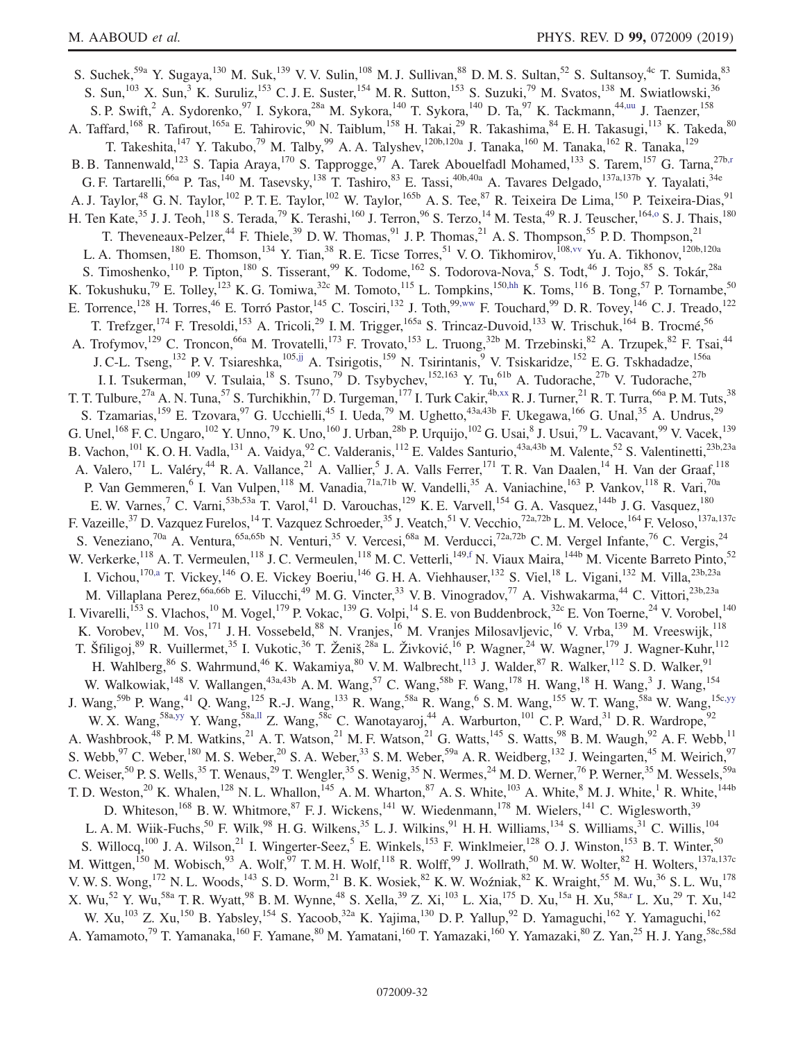S. Suchek,[59a] Y. Sugaya,[130] M. Suk,[139] V. V. Sulin,[108] M. J. Sullivan,[88] D. M. S. Sultan,[52] S. Sultansoy,[4c] T. Sumida,[83] S. Sun,[103] X. Sun,[3] K. Suruliz,[153] C. J. E. Suster,[154] M. R. Sutton,[153] S. Suzuki,[79] M. Svatos,[138] M. Swiatlowski,[36] S. P. Swift,[2] A. Sydorenko,[97] I. Sykora,[28a] M. Sykora,[140] T. Sykora,[140] D. Ta,[97] K. Tackmann,[44,uu] J. Taenzer,[158] A. Taffard,[168] R. Tafirout,[165a] E. Tahirovic,[90] N. Taiblum,[158] H. Takai,[29] R. Takashima,[84] E. H. Takasugi,[113] K. Takeda,[80] T. Takeshita,[147] Y. Takubo,[79] M. Talby,[99] A. A. Talyshev,[120b,120a] J. Tanaka,[160] M. Tanaka,[162] R. Tanaka,[129] B. B. Tannenwald,[123] S. Tapia Araya,[170] S. Tapprogge,[97] A. Tarek Abouelfadl Mohamed,[133] S. Tarem,[157] G. Tarna,[27b,r] G. F. Tartarelli,[66a] P. Tas,[140] M. Tasevsky,[138] T. Tashiro,[83] E. Tassi,[40b,40a] A. Tavares Delgado,[137a,137b] Y. Tayalati,[34e] A. J. Taylor,[48] G. N. Taylor,[102] P. T. E. Taylor,[102] W. Taylor,[165b] A. S. Tee,[87] R. Teixeira De Lima,[150] P. Teixeira-Dias,[91] H. Ten Kate,[35] J. J. Teoh,[118] S. Terada,[79] K. Terashi,[160] J. Terron,[96] S. Terzo,[14] M. Testa,[49] R. J. Teuscher,[164,o] S. J. Thais,[180] T. Theveneaux-Pelzer,[44] F. Thiele,[39] D. W. Thomas,[91] J. P. Thomas,[21] A. S. Thompson,[55] P. D. Thompson,[21] L. A. Thomsen,[180] E. Thomson,[134] Y. Tian,[38] R. E. Ticse Torres,[51] V. O. Tikhomirov,[108,vv] Yu. A. Tikhonov,[120b,120a] S. Timoshenko,[110] P. Tipton,[180] S. Tisserant,[99] K. Todome,[162] S. Todorova-Nova,[5] S. Todt,[46] J. Tojo,[85] S. Tokár,[28a] K. Tokushuku,[79] E. Tolley,[123] K. G. Tomiwa,[32c] M. Tomoto,[115] L. Tompkins,[150,hh] K. Toms,[116] B. Tong,[57] P. Tornambe,[50] E. Torrence,[128] H. Torres,[46] E. Torró Pastor,[145] C. Tosciri,[132] J. Toth,[99,ww] F. Touchard,[99] D. R. Tovey,[146] C. J. Treado,[122] T. Trefzger,[174] F. Tresoldi,[153] A. Tricoli,[29] I. M. Trigger,[165a] S. Trincaz-Duvoid,[133] W. Trischuk,[164] B. Trocmé,[56] A. Trofymov,[129] C. Troncon,[66a] M. Trovatelli,[173] F. Trovato,[153] L. Truong,[32b] M. Trzebinski,[82] A. Trzupek,[82] F. Tsai,[44] J. C-L. Tseng,[132] P. V. Tsiareshka,[105,jj] A. Tsirigotis,[159] N. Tsirintanis,[9] V. Tsiskaridze,[152] E. G. Tskhadadze,[156a] I. I. Tsukerman,[109] V. Tsulaia,[18] S. Tsuno,[79] D. Tsybychev,[152,163] Y. Tu,[61b] A. Tudorache,[27b] V. Tudorache,[27b] T. T. Tulbure,[27a] A. N. Tuna,[57] S. Turchikhin,[77] D. Turgeman,[177] I. Turk Cakir,[4b,xx] R. J. Turner,[21] R. T. Turra,[66a] P. M. Tuts,[38] S. Tzamarias,[159] E. Tzovara,[97] G. Ucchielli,[45] I. Ueda,[79] M. Ughetto,[43a,43b] F. Ukegawa,[166] G. Unal,[35] A. Undrus,[29] G. Unel,[168] F. C. Ungaro,[102] Y. Unno,[79] K. Uno,[160] J. Urban,[28b] P. Urquijo,[102] G. Usai,[8] J. Usui,[79] L. Vacavant,[99] V. Vacek,[139] B. Vachon,[101] K. O. H. Vadla,[131] A. Vaidya,[92] C. Valderanis,[112] E. Valdes Santurio,[43a,43b] M. Valente,[52] S. Valentinetti,[23b,23a] A. Valero,[171] L. Valéry,[44] R. A. Vallance,[21] A. Vallier,[5] J. A. Valls Ferrer,[171] T. R. Van Daalen,[14] H. Van der Graaf,[118] P. Van Gemmeren,[6] I. Van Vulpen,[118] M. Vanadia,[71a,71b] W. Vandelli,[35] A. Vaniachine,[163] P. Vankov,[118] R. Vari,[70a] E. W. Varnes,[7] C. Varni,[53b,53a] T. Varol,[41] D. Varouchas,[129] K. E. Varvell,[154] G. A. Vasquez,[144b] J. G. Vasquez,[180] F. Vazeille,[37] D. Vazquez Furelos,[14] T. Vazquez Schroeder,[35] J. Veatch,[51] V. Vecchio,[72a,72b] L. M. Veloce,[164] F. Veloso,[137a,137c] S. Veneziano,[70a] A. Ventura,[65a,65b] N. Venturi,[35] V. Vercesi,[68a] M. Verducci,[72a,72b] C. M. Vergel Infante,[76] C. Vergis,[24] W. Verkerke,[118] A. T. Vermeulen,[118] J. C. Vermeulen,[118] M. C. Vetterli,[149,f] N. Viaux Maira,[144b] M. Vicente Barreto Pinto,[52] I. Vichou,[170,a] T. Vickey,[146] O. E. Vickey Boeriu,[146] G. H. A. Viehhauser,[132] S. Viel,[18] L. Vigani,[132] M. Villa,[23b,23a] M. Villaplana Perez,[66a,66b] E. Vilucchi,[49] M. G. Vincter,[33] V. B. Vinogradov,[77] A. Vishwakarma,[44] C. Vittori,[23b,23a] I. Vivarelli,[153] S. Vlachos,[10] M. Vogel,[179] P. Vokac,[139] G. Volpi,[14] S. E. von Buddenbrock,[32c] E. Von Toerne,[24] V. Vorobel,[140] K. Vorobev,[110] M. Vos,[171] J. H. Vossebeld,[88] N. Vranjes,[16] M. Vranjes Milosavljevic,[16] V. Vrba,[139] M. Vreeswijk,[118] T. Šfiligoj,[89] R. Vuillermet,[35] I. Vukotic,[36] T. Ženiš,[28a] L. Živković,[16] P. Wagner,[24] W. Wagner,[179] J. Wagner-Kuhr,[112] H. Wahlberg,[86] S. Wahrmund,[46] K. Wakamiya,[80] V. M. Walbrecht,[113] J. Walder,[87] R. Walker,[112] S. D. Walker,[91] W. Walkowiak,[148] V. Wallangen,[43a,43b] A. M. Wang,[57] C. Wang,[58b] F. Wang,[178] H. Wang,[18] H. Wang,[3] J. Wang,[154] J. Wang,[59b] P. Wang,[41] Q. Wang,[125] R.-J. Wang,[133] R. Wang,[58a] R. Wang,[6] S. M. Wang,[155] W. T. Wang,[58a] W. Wang,[15c,yy] W. X. Wang,[58a,yy] Y. Wang,[58a,ll] Z. Wang,[58c] C. Wanotayaroj,[44] A. Warburton,[101] C. P. Ward,[31] D. R. Wardrope,[92] A. Washbrook,[48] P. M. Watkins,[21] A. T. Watson,[21] M. F. Watson,[21] G. Watts,[145] S. Watts,[98] B. M. Waugh,[92] A. F. Webb,[11] S. Webb,[97] C. Weber,[180] M. S. Weber,[20] S. A. Weber,[33] S. M. Weber,[59a] A. R. Weidberg,[132] J. Weingarten,[45] M. Weirich,[97] C. Weiser,[50] P. S. Wells,[35] T. Wenaus,[29] T. Wengler,[35] S. Wenig,[35] N. Wermes,[24] M. D. Werner,[76] P. Werner,[35] M. Wessels,[59a] T. D. Weston,[20] K. Whalen,[128] N. L. Whallon,[145] A. M. Wharton,[87] A. S. White,[103] A. White,[8] M. J. White,[1] R. White,[144b] D. Whiteson,[168] B. W. Whitmore,[87] F. J. Wickens,[141] W. Wiedenmann,[178] M. Wielers,[141] C. Wiglesworth,[39] L. A. M. Wiik-Fuchs,[50] F. Wilk,[98] H. G. Wilkens,[35] L. J. Wilkins,[91] H. H. Williams,[134] S. Williams,[31] C. Willis,[104] S. Willocq,[100] J. A. Wilson,[21] I. Wingerter-Seez,[5] E. Winkels,[153] F. Winklmeier,[128] O. J. Winston,[153] B. T. Winter,[50] M. Wittgen,[150] M. Wobisch,[93] A. Wolf,[97] T. M. H. Wolf,[118] R. Wolff,[99] J. Wollrath,[50] M. W. Wolter,[82] H. Wolters,[137a,137c] V. W. S. Wong,[172] N. L. Woods,[143] S. D. Worm,[21] B. K. Wosiek,[82] K. W. Woźniak,[82] K. Wraight,[55] M. Wu,[36] S. L. Wu,[178] X. Wu,[52] Y. Wu,[58a] T. R. Wyatt,[98] B. M. Wynne,[48] S. Xella,[39] Z. Xi,[103] L. Xia,[175] D. Xu,[15a] H. Xu,[58a,r] L. Xu,[29] T. Xu,[142] W. Xu,[103] Z. Xu,[150] B. Yabsley,[154] S. Yacoob,[32a] K. Yajima,[130] D. P. Yallup,[92] D. Yamaguchi,[162] Y. Yamaguchi,[162] A. Yamamoto,[79] T. Yamanaka,[160] F. Yamane,[80] M. Yamatani,[160] T. Yamazaki,[160] Y. Yamazaki,[80] Z. Yan,[25] H. J. Yang,[58c,58d]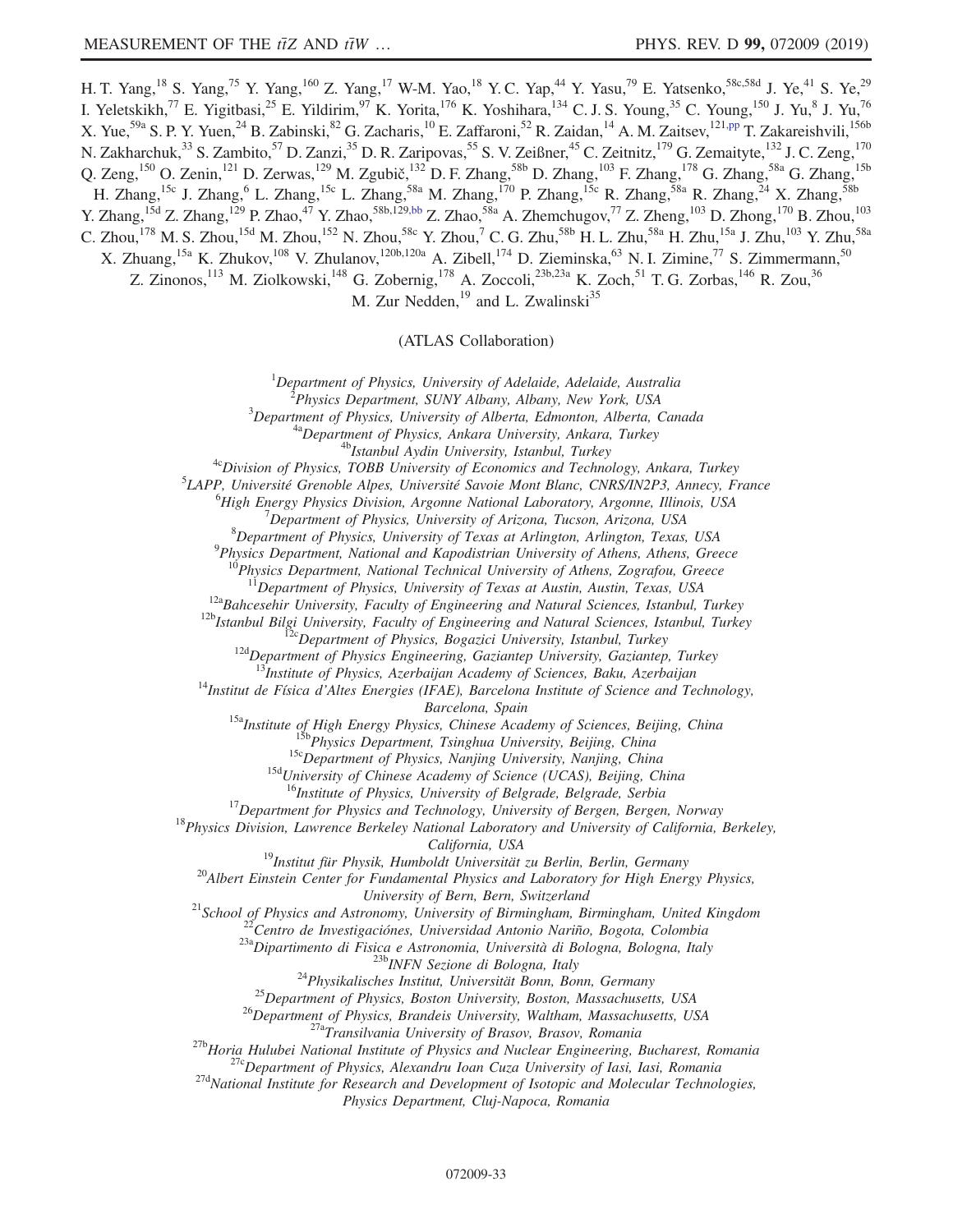H. T. Yang,[18] S. Yang,[75] Y. Yang,[160] Z. Yang,[17] W-M. Yao,[18] Y. C. Yap,[44] Y. Yasu,[79] E. Yatsenko,[58c,58d] J. Ye,[41] S. Ye,[29] I. Yeletskikh,[77] E. Yigitbasi,[25] E. Yildirim,[97] K. Yorita,[176] K. Yoshihara,[134] C. J. S. Young,[35] C. Young,[150] J. Yu,[8] J. Yu,[76] X. Yue,[59a] S. P. Y. Yuen,[24] B. Zabinski,[82] G. Zacharis,[10] E. Zaffaroni,[52] R. Zaidan,[14] A. M. Zaitsev,[121,pp] T. Zakareishvili,[156b] N. Zakharchuk,[33] S. Zambito,[57] D. Zanzi,[35] D. R. Zaripovas,[55] S. V. Zeißner,[45] C. Zeitnitz,[179] G. Zemaityte,[132] J. C. Zeng,[170] Q. Zeng,[150] O. Zenin,[121] D. Zerwas,[129] M. Zgubič,[132] D. F. Zhang,[58b] D. Zhang,[103] F. Zhang,[178] G. Zhang,[58a] G. Zhang,[15b] H. Zhang,[15c] J. Zhang,[6] L. Zhang,[15c] L. Zhang,[58a] M. Zhang,[170] P. Zhang,[15c] R. Zhang,[58a] R. Zhang,[24] X. Zhang,[58b] Y. Zhang,[15d] Z. Zhang,[129] P. Zhao,[47] Y. Zhao,[58b,129,bb] Z. Zhao,[58a] A. Zhemchugov,[77] Z. Zheng,[103] D. Zhong,[170] B. Zhou,[103] C. Zhou,[178] M. S. Zhou,[15d] M. Zhou,[152] N. Zhou,[58c] Y. Zhou,[7] C. G. Zhu,[58b] H. L. Zhu,[58a] H. Zhu,[15a] J. Zhu,[103] Y. Zhu,[58a] X. Zhuang,[15a] K. Zhukov,[108] V. Zhulanov,[120b,120a] A. Zibell,[174] D. Zieminska,[63] N. I. Zimine,[77] S. Zimmermann,[50] Z. Zinonos,[113] M. Ziolkowski,[148] G. Zobernig,[178] A. Zoccoli,[23b,23a] K. Zoch,[51] T. G. Zorbas,[146] R. Zou,[36] M. Zur Nedden,[19] and L. Zwalinski[35]

(ATLAS Collaboration)

[1]*Department of Physics, University of Adelaide, Adelaide, Australia*
[2]*Physics Department, SUNY Albany, Albany, New York, USA*
[3]*Department of Physics, University of Alberta, Edmonton, Alberta, Canada*
[4a]*Department of Physics, Ankara University, Ankara, Turkey*
[4b]*Istanbul Aydin University, Istanbul, Turkey*
[4c]*Division of Physics, TOBB University of Economics and Technology, Ankara, Turkey*
[5]*LAPP, Université Grenoble Alpes, Université Savoie Mont Blanc, CNRS/IN2P3, Annecy, France*
[6]*High Energy Physics Division, Argonne National Laboratory, Argonne, Illinois, USA*
[7]*Department of Physics, University of Arizona, Tucson, Arizona, USA*
[8]*Department of Physics, University of Texas at Arlington, Arlington, Texas, USA*
[9]*Physics Department, National and Kapodistrian University of Athens, Athens, Greece*
[10]*Physics Department, National Technical University of Athens, Zografou, Greece*
[11]*Department of Physics, University of Texas at Austin, Austin, Texas, USA*
[12a]*Bahcesehir University, Faculty of Engineering and Natural Sciences, Istanbul, Turkey*
[12b]*Istanbul Bilgi University, Faculty of Engineering and Natural Sciences, Istanbul, Turkey*
[12c]*Department of Physics, Bogazici University, Istanbul, Turkey*
[12d]*Department of Physics Engineering, Gaziantep University, Gaziantep, Turkey*
[13]*Institute of Physics, Azerbaijan Academy of Sciences, Baku, Azerbaijan*
[14]*Institut de Física d'Altes Energies (IFAE), Barcelona Institute of Science and Technology, Barcelona, Spain*
[15a]*Institute of High Energy Physics, Chinese Academy of Sciences, Beijing, China*
[15b]*Physics Department, Tsinghua University, Beijing, China*
[15c]*Department of Physics, Nanjing University, Nanjing, China*
[15d]*University of Chinese Academy of Science (UCAS), Beijing, China*
[16]*Institute of Physics, University of Belgrade, Belgrade, Serbia*
[17]*Department for Physics and Technology, University of Bergen, Bergen, Norway*
[18]*Physics Division, Lawrence Berkeley National Laboratory and University of California, Berkeley, California, USA*
[19]*Institut für Physik, Humboldt Universität zu Berlin, Berlin, Germany*
[20]*Albert Einstein Center for Fundamental Physics and Laboratory for High Energy Physics, University of Bern, Bern, Switzerland*
[21]*School of Physics and Astronomy, University of Birmingham, Birmingham, United Kingdom*
[22]*Centro de Investigaciónes, Universidad Antonio Nariño, Bogota, Colombia*
[23a]*Dipartimento di Fisica e Astronomia, Università di Bologna, Bologna, Italy*
[23b]*INFN Sezione di Bologna, Italy*
[24]*Physikalisches Institut, Universität Bonn, Bonn, Germany*
[25]*Department of Physics, Boston University, Boston, Massachusetts, USA*
[26]*Department of Physics, Brandeis University, Waltham, Massachusetts, USA*
[27a]*Transilvania University of Brasov, Brasov, Romania*
[27b]*Horia Hulubei National Institute of Physics and Nuclear Engineering, Bucharest, Romania*
[27c]*Department of Physics, Alexandru Ioan Cuza University of Iasi, Iasi, Romania*
[27d]*National Institute for Research and Development of Isotopic and Molecular Technologies, Physics Department, Cluj-Napoca, Romania*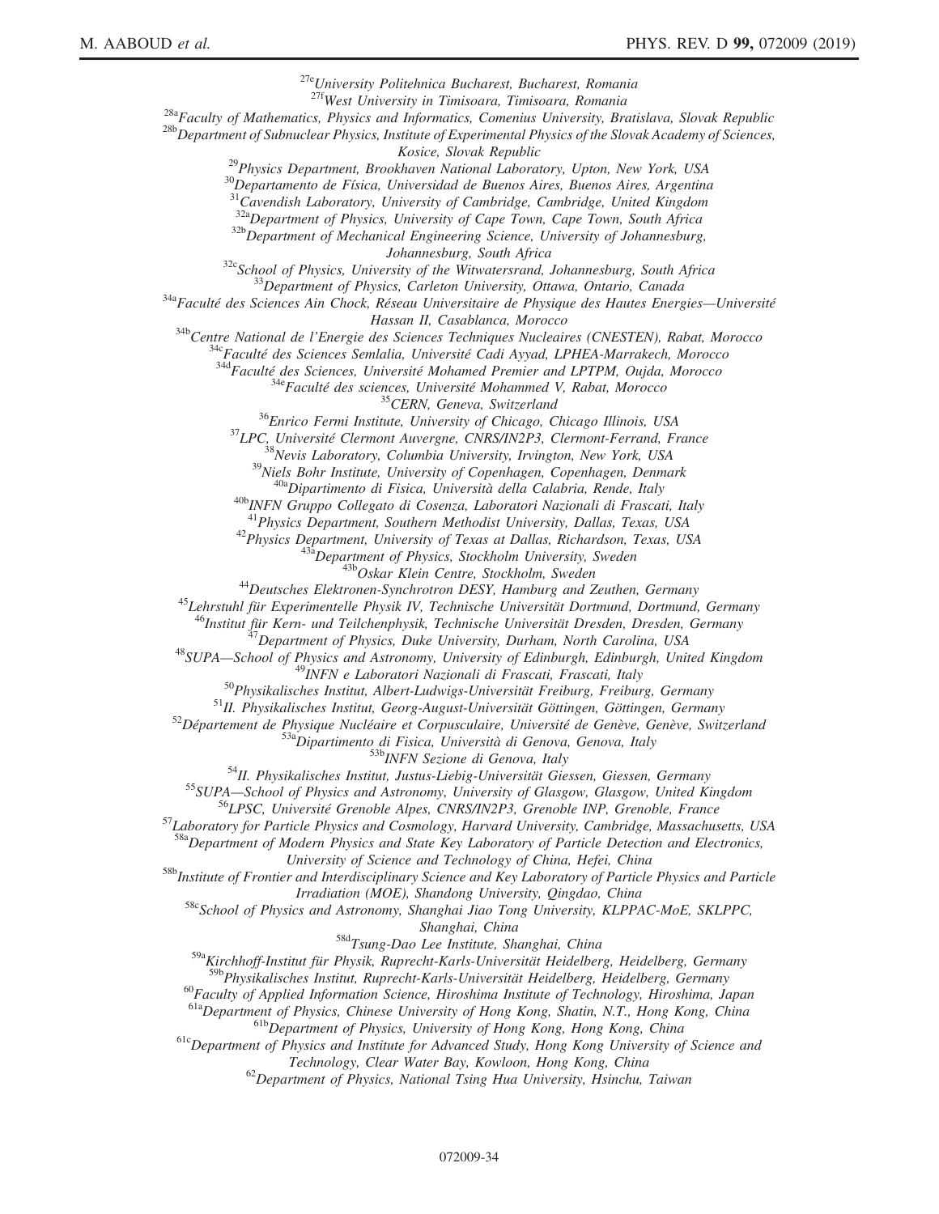[27e]University Politehnica Bucharest, Bucharest, Romania

[27f]West University in Timisoara, Timisoara, Romania

[28a]Faculty of Mathematics, Physics and Informatics, Comenius University, Bratislava, Slovak Republic

[28b]Department of Subnuclear Physics, Institute of Experimental Physics of the Slovak Academy of Sciences, Kosice, Slovak Republic

[29]Physics Department, Brookhaven National Laboratory, Upton, New York, USA

[30]Departamento de Física, Universidad de Buenos Aires, Buenos Aires, Argentina

[31]Cavendish Laboratory, University of Cambridge, Cambridge, United Kingdom

[32a]Department of Physics, University of Cape Town, Cape Town, South Africa

[32b]Department of Mechanical Engineering Science, University of Johannesburg, Johannesburg, South Africa

[32c]School of Physics, University of the Witwatersrand, Johannesburg, South Africa

[33]Department of Physics, Carleton University, Ottawa, Ontario, Canada

[34a]Faculté des Sciences Ain Chock, Réseau Universitaire de Physique des Hautes Energies—Université Hassan II, Casablanca, Morocco

[34b]Centre National de l'Energie des Sciences Techniques Nucleaires (CNESTEN), Rabat, Morocco

[34c]Faculté des Sciences Semlalia, Université Cadi Ayyad, LPHEA-Marrakech, Morocco

[34d]Faculté des Sciences, Université Mohamed Premier and LPTPM, Oujda, Morocco

[34e]Faculté des sciences, Université Mohammed V, Rabat, Morocco

[35]CERN, Geneva, Switzerland

[36]Enrico Fermi Institute, University of Chicago, Chicago Illinois, USA

[37]LPC, Université Clermont Auvergne, CNRS/IN2P3, Clermont-Ferrand, France

[38]Nevis Laboratory, Columbia University, Irvington, New York, USA

[39]Niels Bohr Institute, University of Copenhagen, Copenhagen, Denmark

[40a]Dipartimento di Fisica, Università della Calabria, Rende, Italy

[40b]INFN Gruppo Collegato di Cosenza, Laboratori Nazionali di Frascati, Italy

[41]Physics Department, Southern Methodist University, Dallas, Texas, USA

[42]Physics Department, University of Texas at Dallas, Richardson, Texas, USA

[43a]Department of Physics, Stockholm University, Sweden

[43b]Oskar Klein Centre, Stockholm, Sweden

[44]Deutsches Elektronen-Synchrotron DESY, Hamburg and Zeuthen, Germany

[45]Lehrstuhl für Experimentelle Physik IV, Technische Universität Dortmund, Dortmund, Germany

[46]Institut für Kern- und Teilchenphysik, Technische Universität Dresden, Dresden, Germany

[47]Department of Physics, Duke University, Durham, North Carolina, USA

[48]SUPA—School of Physics and Astronomy, University of Edinburgh, Edinburgh, United Kingdom

[49]INFN e Laboratori Nazionali di Frascati, Frascati, Italy

[50]Physikalisches Institut, Albert-Ludwigs-Universität Freiburg, Freiburg, Germany

[51]II. Physikalisches Institut, Georg-August-Universität Göttingen, Göttingen, Germany

[52]Département de Physique Nucléaire et Corpusculaire, Université de Genève, Genève, Switzerland

[53a]Dipartimento di Fisica, Università di Genova, Genova, Italy

[53b]INFN Sezione di Genova, Italy

[54]II. Physikalisches Institut, Justus-Liebig-Universität Giessen, Giessen, Germany

[55]SUPA—School of Physics and Astronomy, University of Glasgow, Glasgow, United Kingdom

[56]LPSC, Université Grenoble Alpes, CNRS/IN2P3, Grenoble INP, Grenoble, France

[57]Laboratory for Particle Physics and Cosmology, Harvard University, Cambridge, Massachusetts, USA

[58a]Department of Modern Physics and State Key Laboratory of Particle Detection and Electronics, University of Science and Technology of China, Hefei, China

[58b]Institute of Frontier and Interdisciplinary Science and Key Laboratory of Particle Physics and Particle Irradiation (MOE), Shandong University, Qingdao, China

[58c]School of Physics and Astronomy, Shanghai Jiao Tong University, KLPPAC-MoE, SKLPPC, Shanghai, China

[58d]Tsung-Dao Lee Institute, Shanghai, China

[59a]Kirchhoff-Institut für Physik, Ruprecht-Karls-Universität Heidelberg, Heidelberg, Germany

[59b]Physikalisches Institut, Ruprecht-Karls-Universität Heidelberg, Heidelberg, Germany

[60]Faculty of Applied Information Science, Hiroshima Institute of Technology, Hiroshima, Japan

[61a]Department of Physics, Chinese University of Hong Kong, Shatin, N.T., Hong Kong, China

[61b]Department of Physics, University of Hong Kong, Hong Kong, China

[61c]Department of Physics and Institute for Advanced Study, Hong Kong University of Science and Technology, Clear Water Bay, Kowloon, Hong Kong, China

[62]Department of Physics, National Tsing Hua University, Hsinchu, Taiwan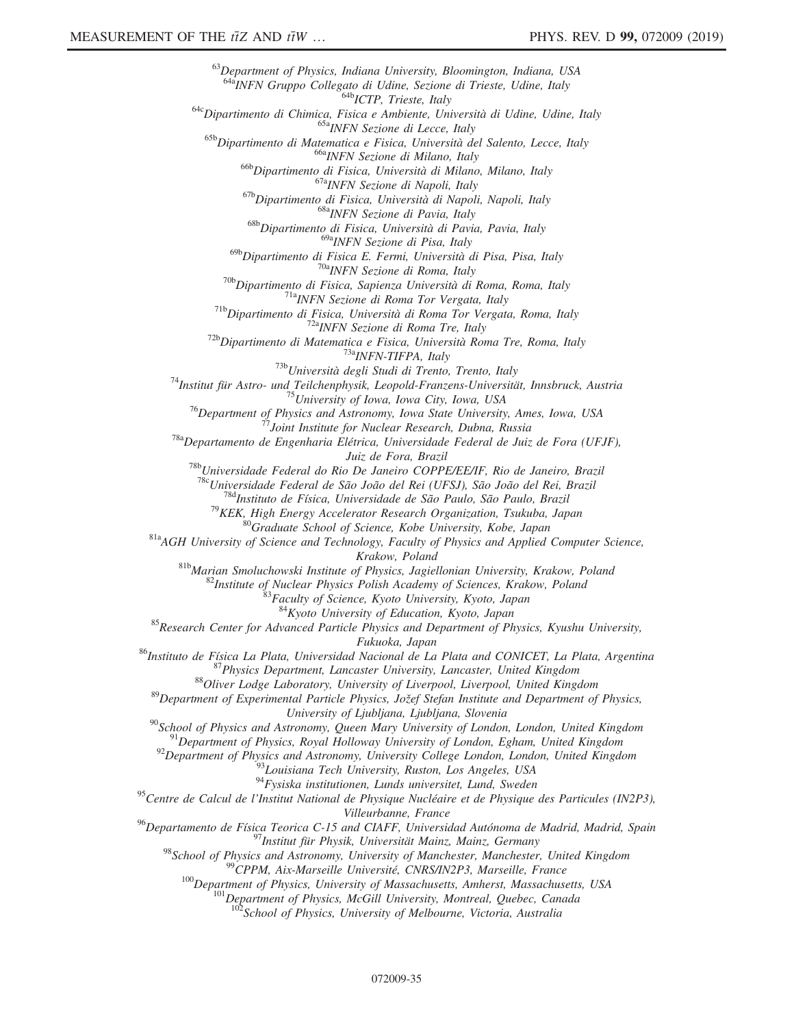[63]*Department of Physics, Indiana University, Bloomington, Indiana, USA*
[64a]*INFN Gruppo Collegato di Udine, Sezione di Trieste, Udine, Italy*
[64b]*ICTP, Trieste, Italy*
[64c]*Dipartimento di Chimica, Fisica e Ambiente, Università di Udine, Udine, Italy*
[65a]*INFN Sezione di Lecce, Italy*
[65b]*Dipartimento di Matematica e Fisica, Università del Salento, Lecce, Italy*
[66a]*INFN Sezione di Milano, Italy*
[66b]*Dipartimento di Fisica, Università di Milano, Milano, Italy*
[67a]*INFN Sezione di Napoli, Italy*
[67b]*Dipartimento di Fisica, Università di Napoli, Napoli, Italy*
[68a]*INFN Sezione di Pavia, Italy*
[68b]*Dipartimento di Fisica, Università di Pavia, Pavia, Italy*
[69a]*INFN Sezione di Pisa, Italy*
[69b]*Dipartimento di Fisica E. Fermi, Università di Pisa, Pisa, Italy*
[70a]*INFN Sezione di Roma, Italy*
[70b]*Dipartimento di Fisica, Sapienza Università di Roma, Roma, Italy*
[71a]*INFN Sezione di Roma Tor Vergata, Italy*
[71b]*Dipartimento di Fisica, Università di Roma Tor Vergata, Roma, Italy*
[72a]*INFN Sezione di Roma Tre, Italy*
[72b]*Dipartimento di Matematica e Fisica, Università Roma Tre, Roma, Italy*
[73a]*INFN-TIFPA, Italy*
[73b]*Università degli Studi di Trento, Trento, Italy*
[74]*Institut für Astro- und Teilchenphysik, Leopold-Franzens-Universität, Innsbruck, Austria*
[75]*University of Iowa, Iowa City, Iowa, USA*
[76]*Department of Physics and Astronomy, Iowa State University, Ames, Iowa, USA*
[77]*Joint Institute for Nuclear Research, Dubna, Russia*
[78a]*Departamento de Engenharia Elétrica, Universidade Federal de Juiz de Fora (UFJF), Juiz de Fora, Brazil*
[78b]*Universidade Federal do Rio De Janeiro COPPE/EE/IF, Rio de Janeiro, Brazil*
[78c]*Universidade Federal de São João del Rei (UFSJ), São João del Rei, Brazil*
[78d]*Instituto de Física, Universidade de São Paulo, São Paulo, Brazil*
[79]*KEK, High Energy Accelerator Research Organization, Tsukuba, Japan*
[80]*Graduate School of Science, Kobe University, Kobe, Japan*
[81a]*AGH University of Science and Technology, Faculty of Physics and Applied Computer Science, Krakow, Poland*
[81b]*Marian Smoluchowski Institute of Physics, Jagiellonian University, Krakow, Poland*
[82]*Institute of Nuclear Physics Polish Academy of Sciences, Krakow, Poland*
[83]*Faculty of Science, Kyoto University, Kyoto, Japan*
[84]*Kyoto University of Education, Kyoto, Japan*
[85]*Research Center for Advanced Particle Physics and Department of Physics, Kyushu University, Fukuoka, Japan*
[86]*Instituto de Física La Plata, Universidad Nacional de La Plata and CONICET, La Plata, Argentina*
[87]*Physics Department, Lancaster University, Lancaster, United Kingdom*
[88]*Oliver Lodge Laboratory, University of Liverpool, Liverpool, United Kingdom*
[89]*Department of Experimental Particle Physics, Jožef Stefan Institute and Department of Physics, University of Ljubljana, Ljubljana, Slovenia*
[90]*School of Physics and Astronomy, Queen Mary University of London, London, United Kingdom*
[91]*Department of Physics, Royal Holloway University of London, Egham, United Kingdom*
[92]*Department of Physics and Astronomy, University College London, London, United Kingdom*
[93]*Louisiana Tech University, Ruston, Los Angeles, USA*
[94]*Fysiska institutionen, Lunds universitet, Lund, Sweden*
[95]*Centre de Calcul de l'Institut National de Physique Nucléaire et de Physique des Particules (IN2P3), Villeurbanne, France*
[96]*Departamento de Física Teorica C-15 and CIAFF, Universidad Autónoma de Madrid, Madrid, Spain*
[97]*Institut für Physik, Universität Mainz, Mainz, Germany*
[98]*School of Physics and Astronomy, University of Manchester, Manchester, United Kingdom*
[99]*CPPM, Aix-Marseille Université, CNRS/IN2P3, Marseille, France*
[100]*Department of Physics, University of Massachusetts, Amherst, Massachusetts, USA*
[101]*Department of Physics, McGill University, Montreal, Quebec, Canada*
[102]*School of Physics, University of Melbourne, Victoria, Australia*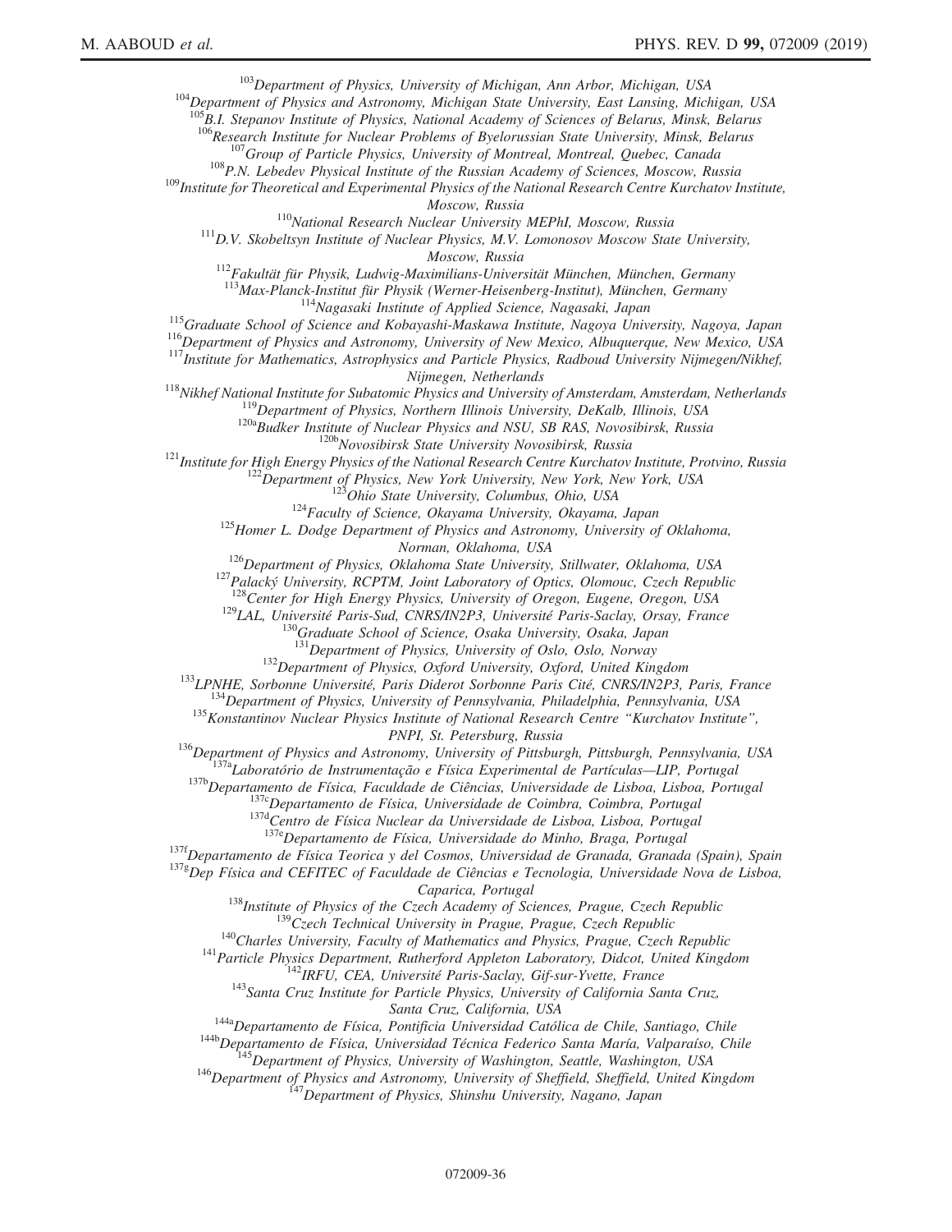[103]Department of Physics, University of Michigan, Ann Arbor, Michigan, USA

[104]Department of Physics and Astronomy, Michigan State University, East Lansing, Michigan, USA

[105]B.I. Stepanov Institute of Physics, National Academy of Sciences of Belarus, Minsk, Belarus

[106]Research Institute for Nuclear Problems of Byelorussian State University, Minsk, Belarus

[107]Group of Particle Physics, University of Montreal, Montreal, Quebec, Canada

[108]P.N. Lebedev Physical Institute of the Russian Academy of Sciences, Moscow, Russia

[109]Institute for Theoretical and Experimental Physics of the National Research Centre Kurchatov Institute, Moscow, Russia

[110]National Research Nuclear University MEPhI, Moscow, Russia

[111]D.V. Skobeltsyn Institute of Nuclear Physics, M.V. Lomonosov Moscow State University, Moscow, Russia

[112]Fakultät für Physik, Ludwig-Maximilians-Universität München, München, Germany

[113]Max-Planck-Institut für Physik (Werner-Heisenberg-Institut), München, Germany

[114]Nagasaki Institute of Applied Science, Nagasaki, Japan

[115]Graduate School of Science and Kobayashi-Maskawa Institute, Nagoya University, Nagoya, Japan

[116]Department of Physics and Astronomy, University of New Mexico, Albuquerque, New Mexico, USA

[117]Institute for Mathematics, Astrophysics and Particle Physics, Radboud University Nijmegen/Nikhef, Nijmegen, Netherlands

[118]Nikhef National Institute for Subatomic Physics and University of Amsterdam, Amsterdam, Netherlands

[119]Department of Physics, Northern Illinois University, DeKalb, Illinois, USA

[120a]Budker Institute of Nuclear Physics and NSU, SB RAS, Novosibirsk, Russia

[120b]Novosibirsk State University Novosibirsk, Russia

[121]Institute for High Energy Physics of the National Research Centre Kurchatov Institute, Protvino, Russia

[122]Department of Physics, New York University, New York, New York, USA

[123]Ohio State University, Columbus, Ohio, USA

[124]Faculty of Science, Okayama University, Okayama, Japan

[125]Homer L. Dodge Department of Physics and Astronomy, University of Oklahoma, Norman, Oklahoma, USA

[126]Department of Physics, Oklahoma State University, Stillwater, Oklahoma, USA

[127]Palacký University, RCPTM, Joint Laboratory of Optics, Olomouc, Czech Republic

[128]Center for High Energy Physics, University of Oregon, Eugene, Oregon, USA

[129]LAL, Université Paris-Sud, CNRS/IN2P3, Université Paris-Saclay, Orsay, France

[130]Graduate School of Science, Osaka University, Osaka, Japan

[131]Department of Physics, University of Oslo, Oslo, Norway

[132]Department of Physics, Oxford University, Oxford, United Kingdom

[133]LPNHE, Sorbonne Université, Paris Diderot Sorbonne Paris Cité, CNRS/IN2P3, Paris, France

[134]Department of Physics, University of Pennsylvania, Philadelphia, Pennsylvania, USA

[135]Konstantinov Nuclear Physics Institute of National Research Centre "Kurchatov Institute", PNPI, St. Petersburg, Russia

[136]Department of Physics and Astronomy, University of Pittsburgh, Pittsburgh, Pennsylvania, USA

[137a]Laboratório de Instrumentação e Física Experimental de Partículas—LIP, Portugal

[137b]Departamento de Física, Faculdade de Ciências, Universidade de Lisboa, Lisboa, Portugal

[137c]Departamento de Física, Universidade de Coimbra, Coimbra, Portugal

[137d]Centro de Física Nuclear da Universidade de Lisboa, Lisboa, Portugal

[137e]Departamento de Física, Universidade do Minho, Braga, Portugal

[137f]Departamento de Física Teorica y del Cosmos, Universidad de Granada, Granada (Spain), Spain

[137g]Dep Física and CEFITEC of Faculdade de Ciências e Tecnologia, Universidade Nova de Lisboa, Caparica, Portugal

[138]Institute of Physics of the Czech Academy of Sciences, Prague, Czech Republic

[139]Czech Technical University in Prague, Prague, Czech Republic

[140]Charles University, Faculty of Mathematics and Physics, Prague, Czech Republic

[141]Particle Physics Department, Rutherford Appleton Laboratory, Didcot, United Kingdom

[142]IRFU, CEA, Université Paris-Saclay, Gif-sur-Yvette, France

[143]Santa Cruz Institute for Particle Physics, University of California Santa Cruz, Santa Cruz, California, USA

[144a]Departamento de Física, Pontificia Universidad Católica de Chile, Santiago, Chile

[144b]Departamento de Física, Universidad Técnica Federico Santa María, Valparaíso, Chile

[145]Department of Physics, University of Washington, Seattle, Washington, USA

[146]Department of Physics and Astronomy, University of Sheffield, Sheffield, United Kingdom

[147]Department of Physics, Shinshu University, Nagano, Japan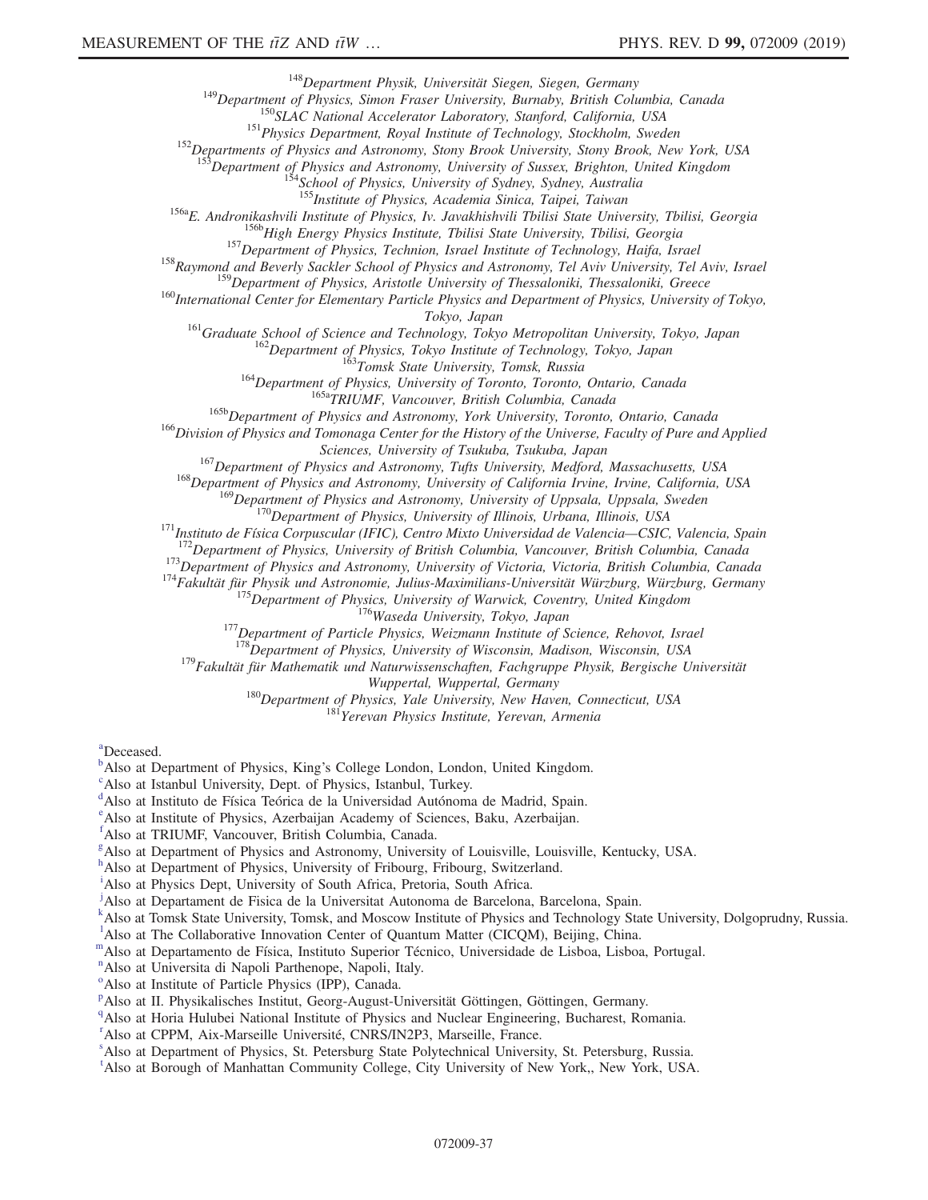[148]*Department Physik, Universität Siegen, Siegen, Germany*
[149]*Department of Physics, Simon Fraser University, Burnaby, British Columbia, Canada*
[150]*SLAC National Accelerator Laboratory, Stanford, California, USA*
[151]*Physics Department, Royal Institute of Technology, Stockholm, Sweden*
[152]*Departments of Physics and Astronomy, Stony Brook University, Stony Brook, New York, USA*
[153]*Department of Physics and Astronomy, University of Sussex, Brighton, United Kingdom*
[154]*School of Physics, University of Sydney, Sydney, Australia*
[155]*Institute of Physics, Academia Sinica, Taipei, Taiwan*
[156a]*E. Andronikashvili Institute of Physics, Iv. Javakhishvili Tbilisi State University, Tbilisi, Georgia*
[156b]*High Energy Physics Institute, Tbilisi State University, Tbilisi, Georgia*
[157]*Department of Physics, Technion, Israel Institute of Technology, Haifa, Israel*
[158]*Raymond and Beverly Sackler School of Physics and Astronomy, Tel Aviv University, Tel Aviv, Israel*
[159]*Department of Physics, Aristotle University of Thessaloniki, Thessaloniki, Greece*
[160]*International Center for Elementary Particle Physics and Department of Physics, University of Tokyo, Tokyo, Japan*
[161]*Graduate School of Science and Technology, Tokyo Metropolitan University, Tokyo, Japan*
[162]*Department of Physics, Tokyo Institute of Technology, Tokyo, Japan*
[163]*Tomsk State University, Tomsk, Russia*
[164]*Department of Physics, University of Toronto, Toronto, Ontario, Canada*
[165a]*TRIUMF, Vancouver, British Columbia, Canada*
[165b]*Department of Physics and Astronomy, York University, Toronto, Ontario, Canada*
[166]*Division of Physics and Tomonaga Center for the History of the Universe, Faculty of Pure and Applied Sciences, University of Tsukuba, Tsukuba, Japan*
[167]*Department of Physics and Astronomy, Tufts University, Medford, Massachusetts, USA*
[168]*Department of Physics and Astronomy, University of California Irvine, Irvine, California, USA*
[169]*Department of Physics and Astronomy, University of Uppsala, Uppsala, Sweden*
[170]*Department of Physics, University of Illinois, Urbana, Illinois, USA*
[171]*Instituto de Física Corpuscular (IFIC), Centro Mixto Universidad de Valencia—CSIC, Valencia, Spain*
[172]*Department of Physics, University of British Columbia, Vancouver, British Columbia, Canada*
[173]*Department of Physics and Astronomy, University of Victoria, Victoria, British Columbia, Canada*
[174]*Fakultät für Physik und Astronomie, Julius-Maximilians-Universität Würzburg, Würzburg, Germany*
[175]*Department of Physics, University of Warwick, Coventry, United Kingdom*
[176]*Waseda University, Tokyo, Japan*
[177]*Department of Particle Physics, Weizmann Institute of Science, Rehovot, Israel*
[178]*Department of Physics, University of Wisconsin, Madison, Wisconsin, USA*
[179]*Fakultät für Mathematik und Naturwissenschaften, Fachgruppe Physik, Bergische Universität Wuppertal, Wuppertal, Germany*
[180]*Department of Physics, Yale University, New Haven, Connecticut, USA*
[181]*Yerevan Physics Institute, Yerevan, Armenia*

[a]Deceased.
[b]Also at Department of Physics, King's College London, London, United Kingdom.
[c]Also at Istanbul University, Dept. of Physics, Istanbul, Turkey.
[d]Also at Instituto de Física Teórica de la Universidad Autónoma de Madrid, Spain.
[e]Also at Institute of Physics, Azerbaijan Academy of Sciences, Baku, Azerbaijan.
[f]Also at TRIUMF, Vancouver, British Columbia, Canada.
[g]Also at Department of Physics and Astronomy, University of Louisville, Louisville, Kentucky, USA.
[h]Also at Department of Physics, University of Fribourg, Fribourg, Switzerland.
[i]Also at Physics Dept, University of South Africa, Pretoria, South Africa.
[j]Also at Departament de Fisica de la Universitat Autonoma de Barcelona, Barcelona, Spain.
[k]Also at Tomsk State University, Tomsk, and Moscow Institute of Physics and Technology State University, Dolgoprudny, Russia.
[l]Also at The Collaborative Innovation Center of Quantum Matter (CICQM), Beijing, China.
[m]Also at Departamento de Física, Instituto Superior Técnico, Universidade de Lisboa, Lisboa, Portugal.
[n]Also at Universita di Napoli Parthenope, Napoli, Italy.
[o]Also at Institute of Particle Physics (IPP), Canada.
[p]Also at II. Physikalisches Institut, Georg-August-Universität Göttingen, Göttingen, Germany.
[q]Also at Horia Hulubei National Institute of Physics and Nuclear Engineering, Bucharest, Romania.
[r]Also at CPPM, Aix-Marseille Université, CNRS/IN2P3, Marseille, France.
[s]Also at Department of Physics, St. Petersburg State Polytechnical University, St. Petersburg, Russia.
[t]Also at Borough of Manhattan Community College, City University of New York,, New York, USA.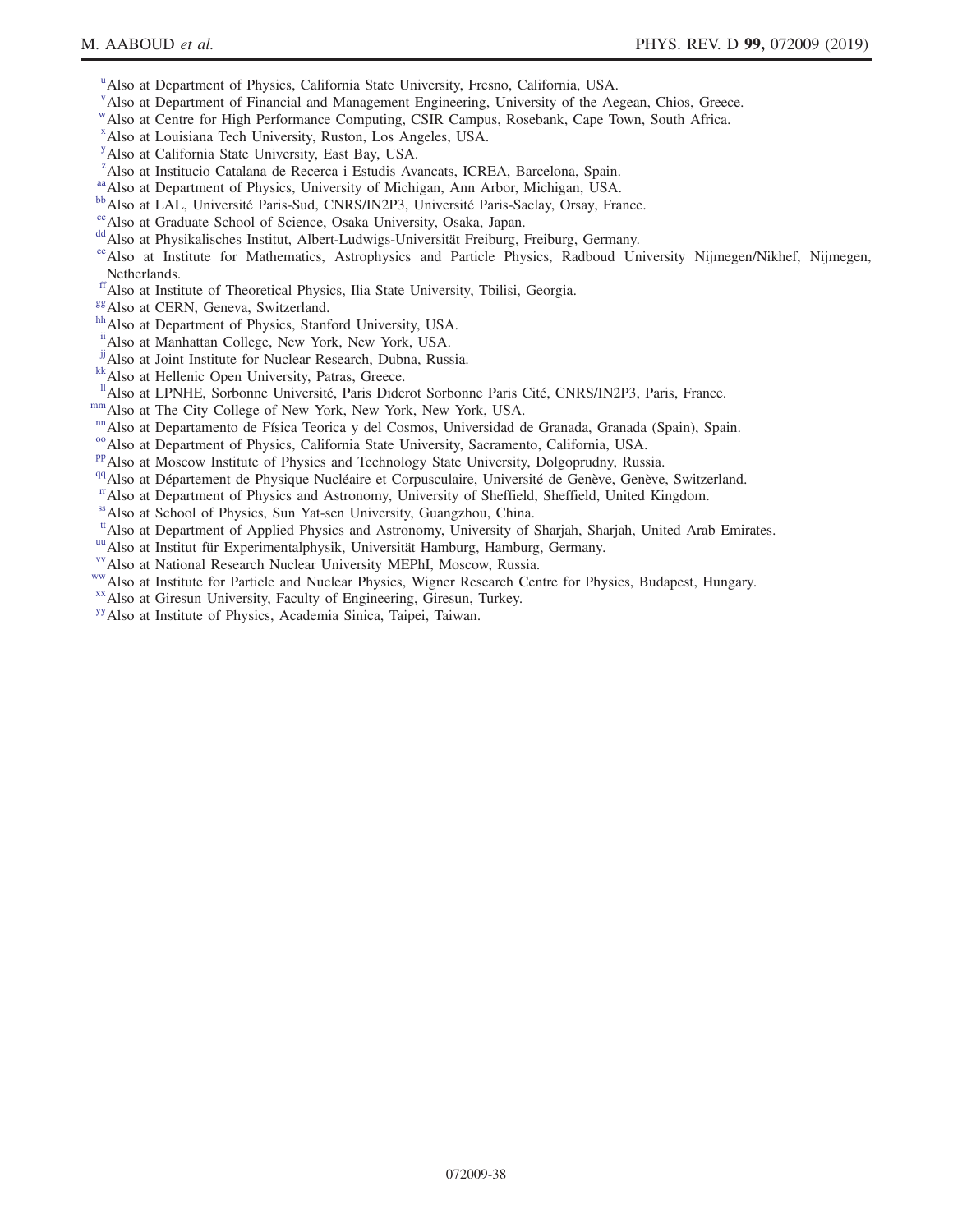[u]Also at Department of Physics, California State University, Fresno, California, USA.
[v]Also at Department of Financial and Management Engineering, University of the Aegean, Chios, Greece.
[w]Also at Centre for High Performance Computing, CSIR Campus, Rosebank, Cape Town, South Africa.
[x]Also at Louisiana Tech University, Ruston, Los Angeles, USA.
[y]Also at California State University, East Bay, USA.
[z]Also at Institucio Catalana de Recerca i Estudis Avancats, ICREA, Barcelona, Spain.
[aa]Also at Department of Physics, University of Michigan, Ann Arbor, Michigan, USA.
[bb]Also at LAL, Université Paris-Sud, CNRS/IN2P3, Université Paris-Saclay, Orsay, France.
[cc]Also at Graduate School of Science, Osaka University, Osaka, Japan.
[dd]Also at Physikalisches Institut, Albert-Ludwigs-Universität Freiburg, Freiburg, Germany.
[ee]Also at Institute for Mathematics, Astrophysics and Particle Physics, Radboud University Nijmegen/Nikhef, Nijmegen, Netherlands.
[ff]Also at Institute of Theoretical Physics, Ilia State University, Tbilisi, Georgia.
[gg]Also at CERN, Geneva, Switzerland.
[hh]Also at Department of Physics, Stanford University, USA.
[ii]Also at Manhattan College, New York, New York, USA.
[jj]Also at Joint Institute for Nuclear Research, Dubna, Russia.
[kk]Also at Hellenic Open University, Patras, Greece.
[ll]Also at LPNHE, Sorbonne Université, Paris Diderot Sorbonne Paris Cité, CNRS/IN2P3, Paris, France.
[mm]Also at The City College of New York, New York, New York, USA.
[nn]Also at Departamento de Física Teorica y del Cosmos, Universidad de Granada, Granada (Spain), Spain.
[oo]Also at Department of Physics, California State University, Sacramento, California, USA.
[pp]Also at Moscow Institute of Physics and Technology State University, Dolgoprudny, Russia.
[qq]Also at Département de Physique Nucléaire et Corpusculaire, Université de Genève, Genève, Switzerland.
[rr]Also at Department of Physics and Astronomy, University of Sheffield, Sheffield, United Kingdom.
[ss]Also at School of Physics, Sun Yat-sen University, Guangzhou, China.
[tt]Also at Department of Applied Physics and Astronomy, University of Sharjah, Sharjah, United Arab Emirates.
[uu]Also at Institut für Experimentalphysik, Universität Hamburg, Hamburg, Germany.
[vv]Also at National Research Nuclear University MEPhI, Moscow, Russia.
[ww]Also at Institute for Particle and Nuclear Physics, Wigner Research Centre for Physics, Budapest, Hungary.
[xx]Also at Giresun University, Faculty of Engineering, Giresun, Turkey.
[yy]Also at Institute of Physics, Academia Sinica, Taipei, Taiwan.